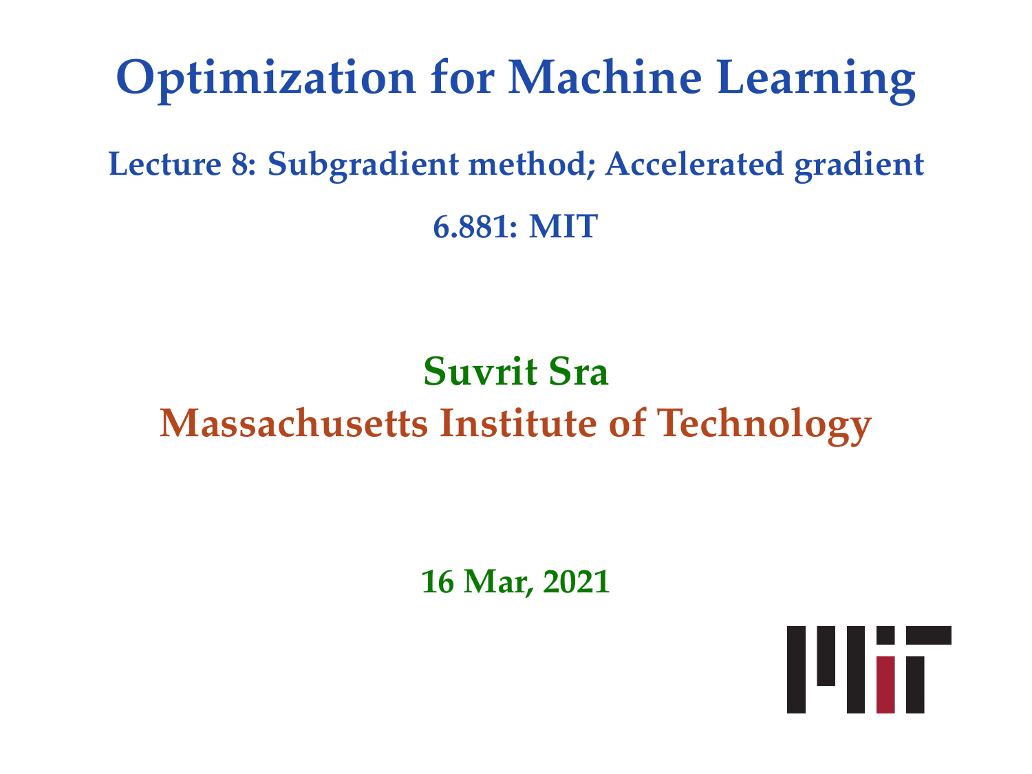# Optimization for Machine Learning

## Lecture 8: Subgradient method; Accelerated gradient

### 6.881: MIT

**Suvrit Sra**

**Massachusetts Institute of Technology**

**16 Mar, 2021**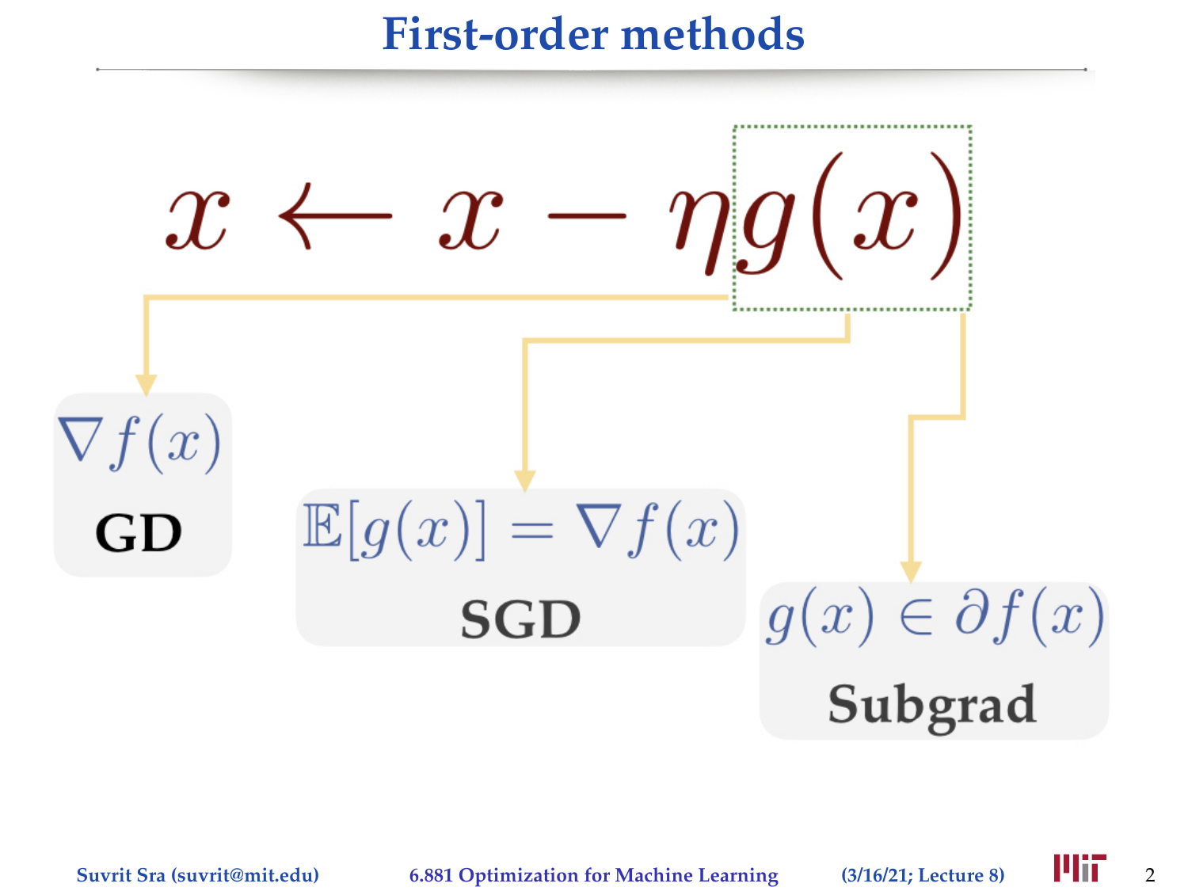# First-order methods

$$x \leftarrow x - \eta g(x)$$

$\nabla f(x)$

**GD**

$\mathbb{E}[g(x)] = \nabla f(x)$

**SGD**

$g(x) \in \partial f(x)$

**Subgrad**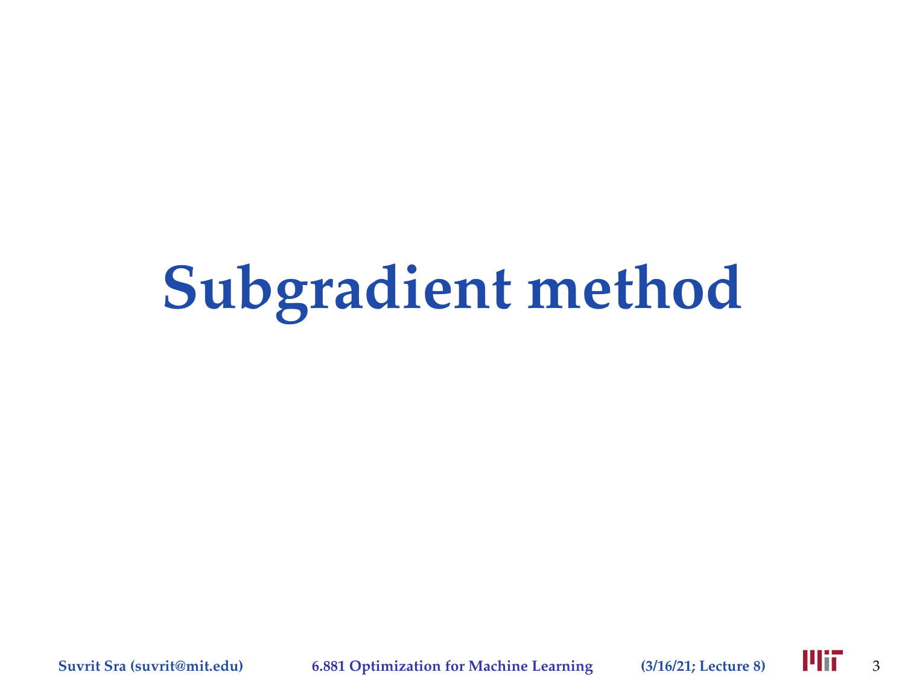# Subgradient method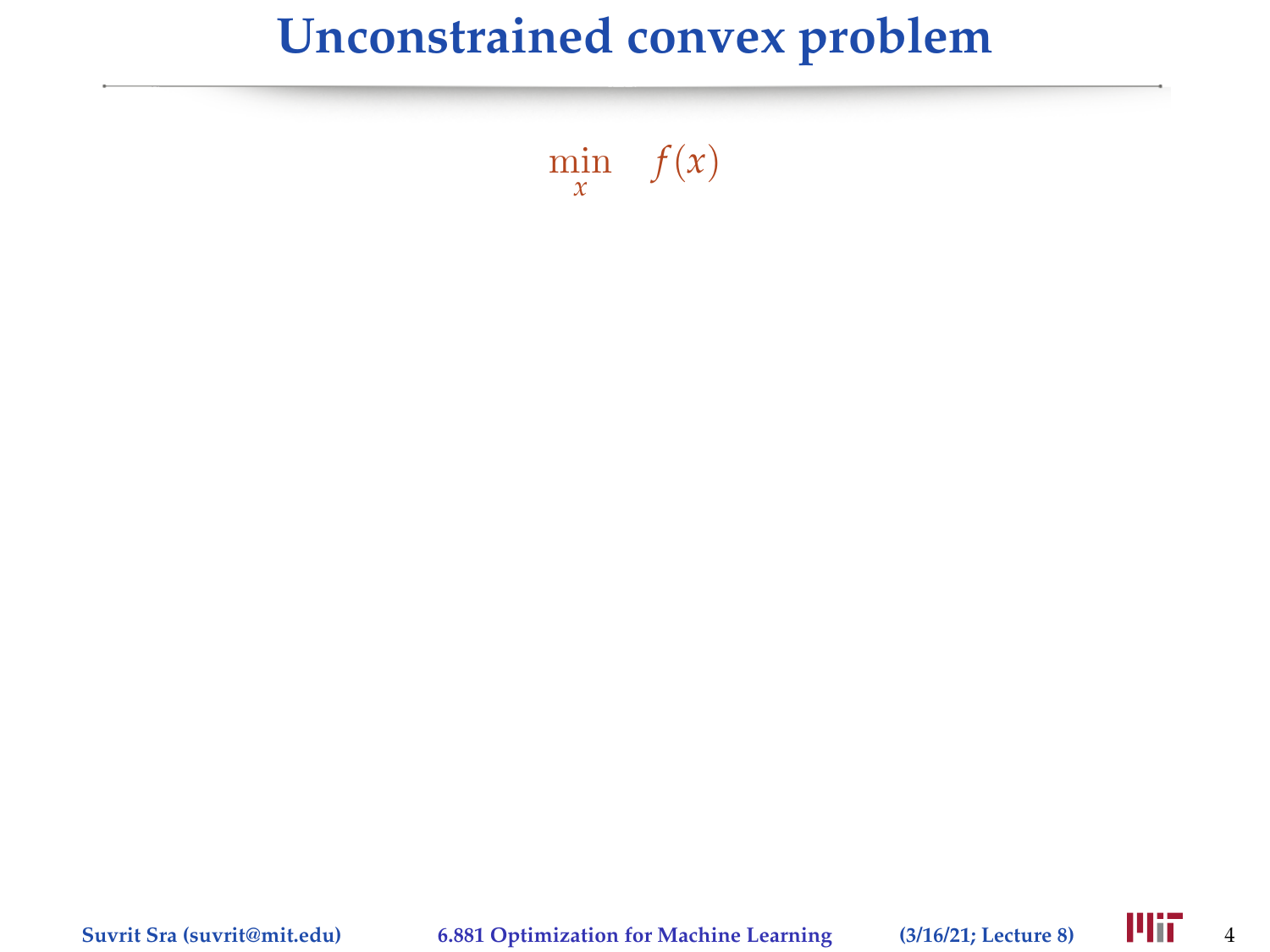# Unconstrained convex problem

$$\min_{x} \quad f(x)$$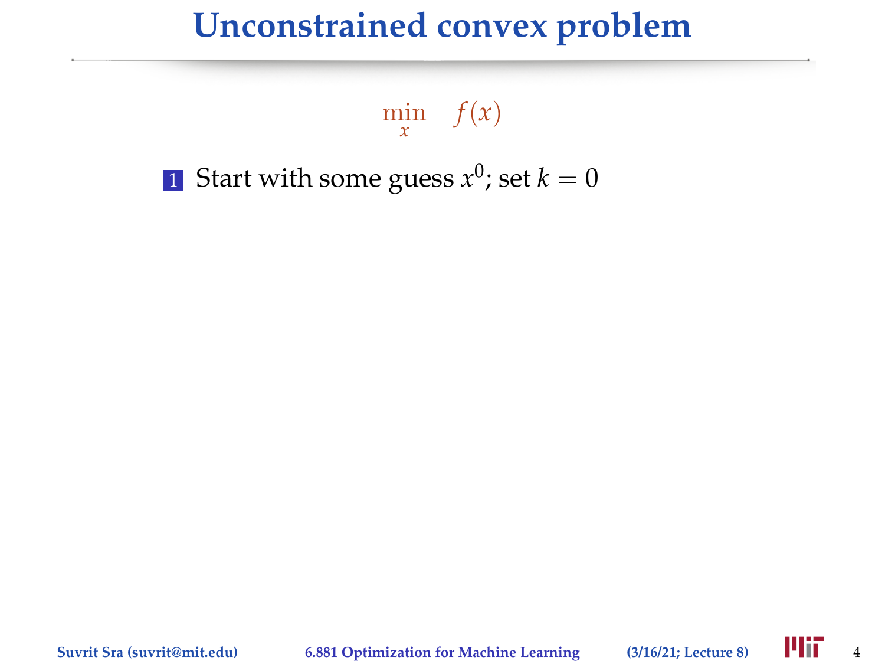# Unconstrained convex problem

$$\min_{x} \quad f(x)$$

1. Start with some guess $x^0$; set $k = 0$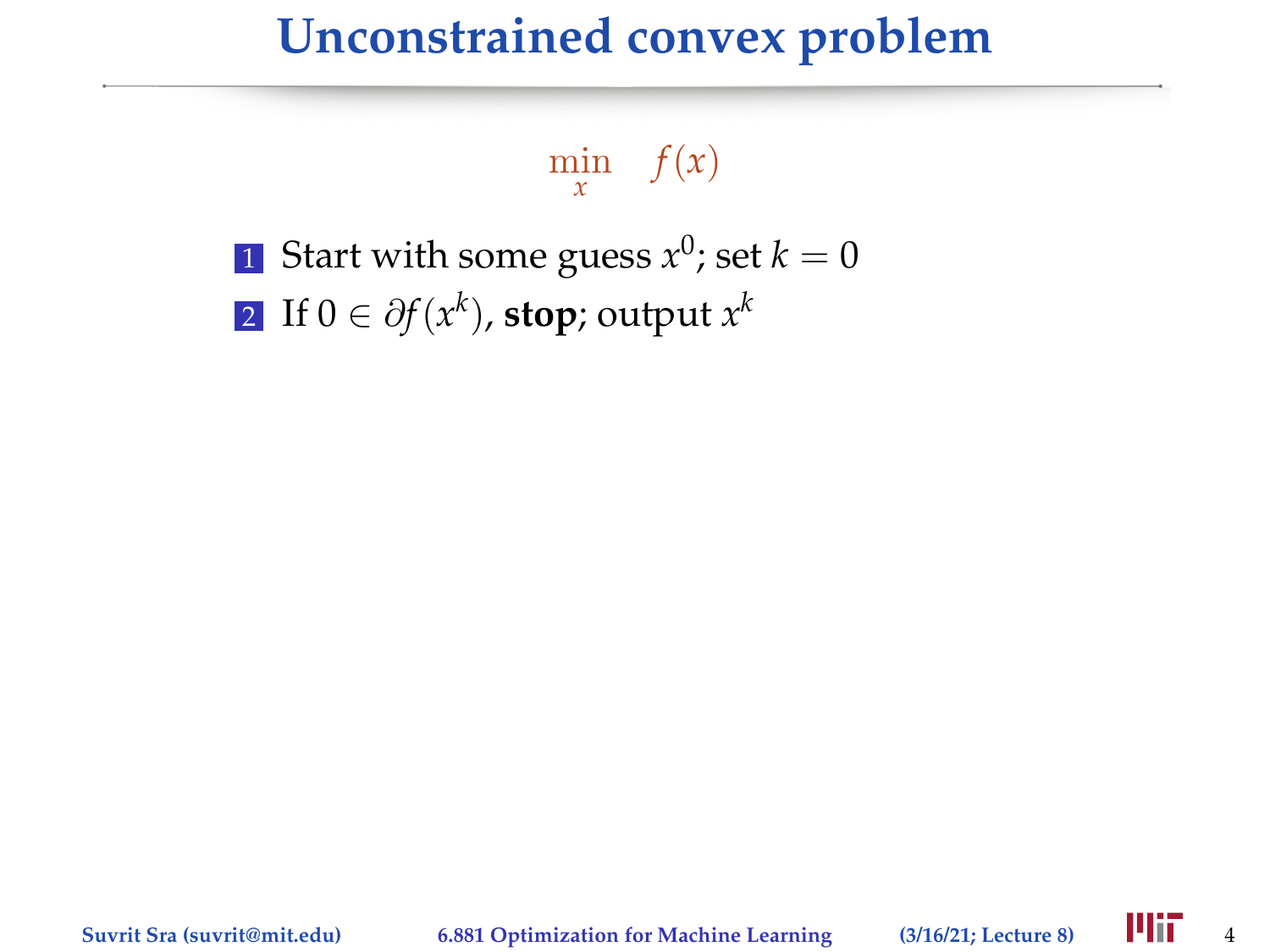# Unconstrained convex problem

$$\min_x \quad f(x)$$

1. Start with some guess $x^0$; set $k = 0$
2. If $0 \in \partial f(x^k)$, **stop**; output $x^k$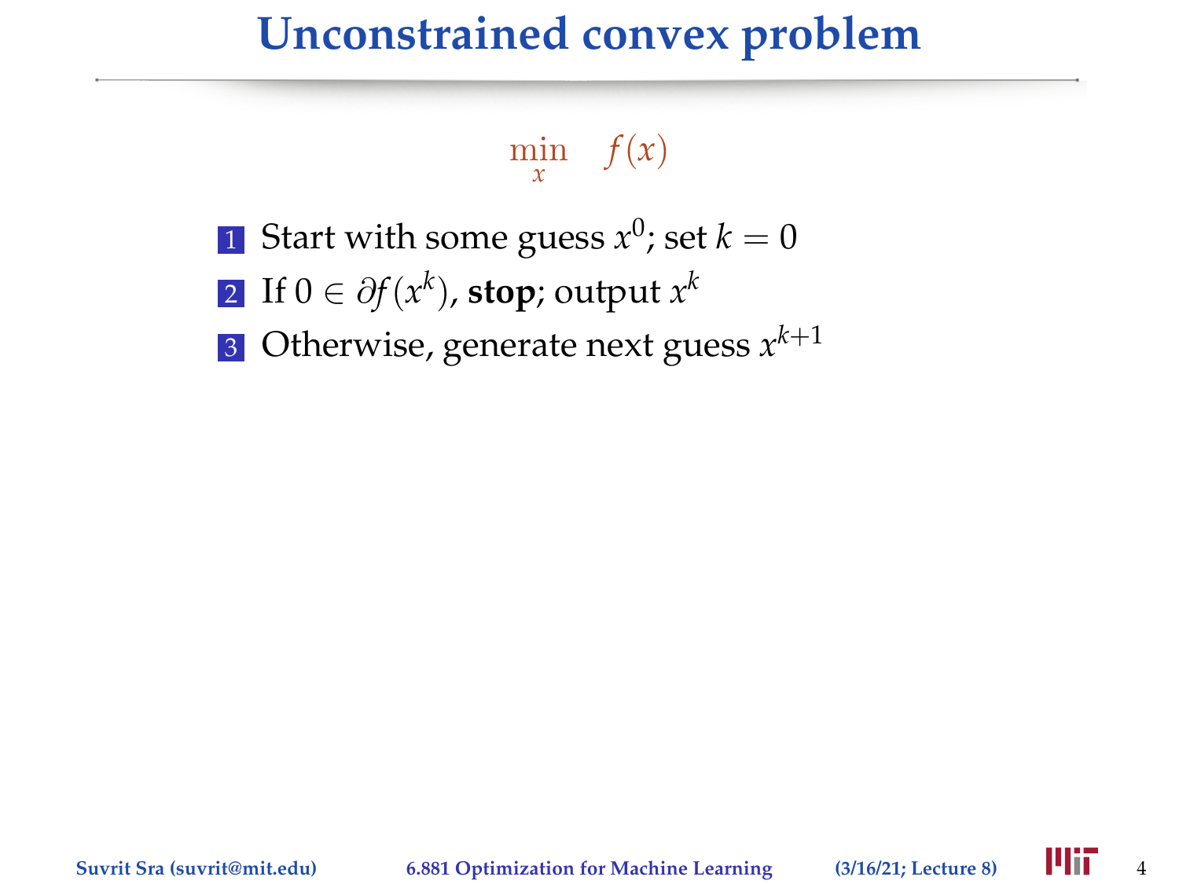# Unconstrained convex problem

$$\min_{x} \quad f(x)$$

1. Start with some guess $x^0$; set $k = 0$
2. If $0 \in \partial f(x^k)$, **stop**; output $x^k$
3. Otherwise, generate next guess $x^{k+1}$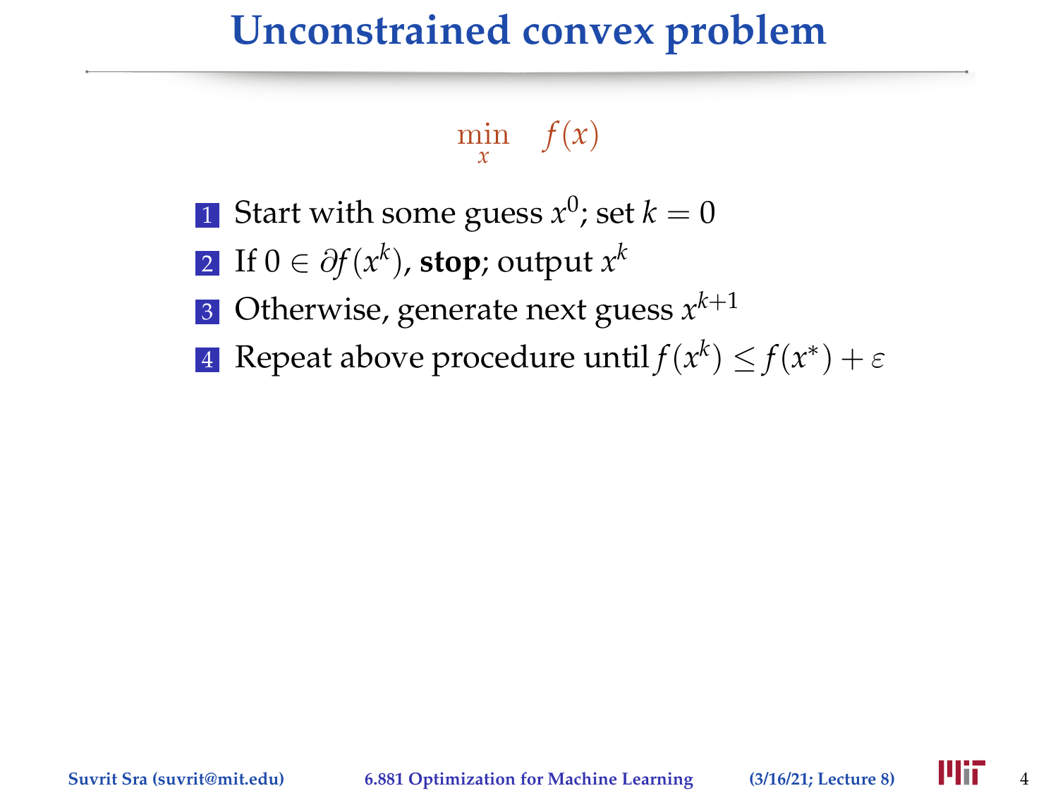# Unconstrained convex problem

$$\min_{x} \quad f(x)$$

1. Start with some guess $x^0$; set $k = 0$
2. If $0 \in \partial f(x^k)$, **stop**; output $x^k$
3. Otherwise, generate next guess $x^{k+1}$
4. Repeat above procedure until $f(x^k) \leq f(x^*) + \varepsilon$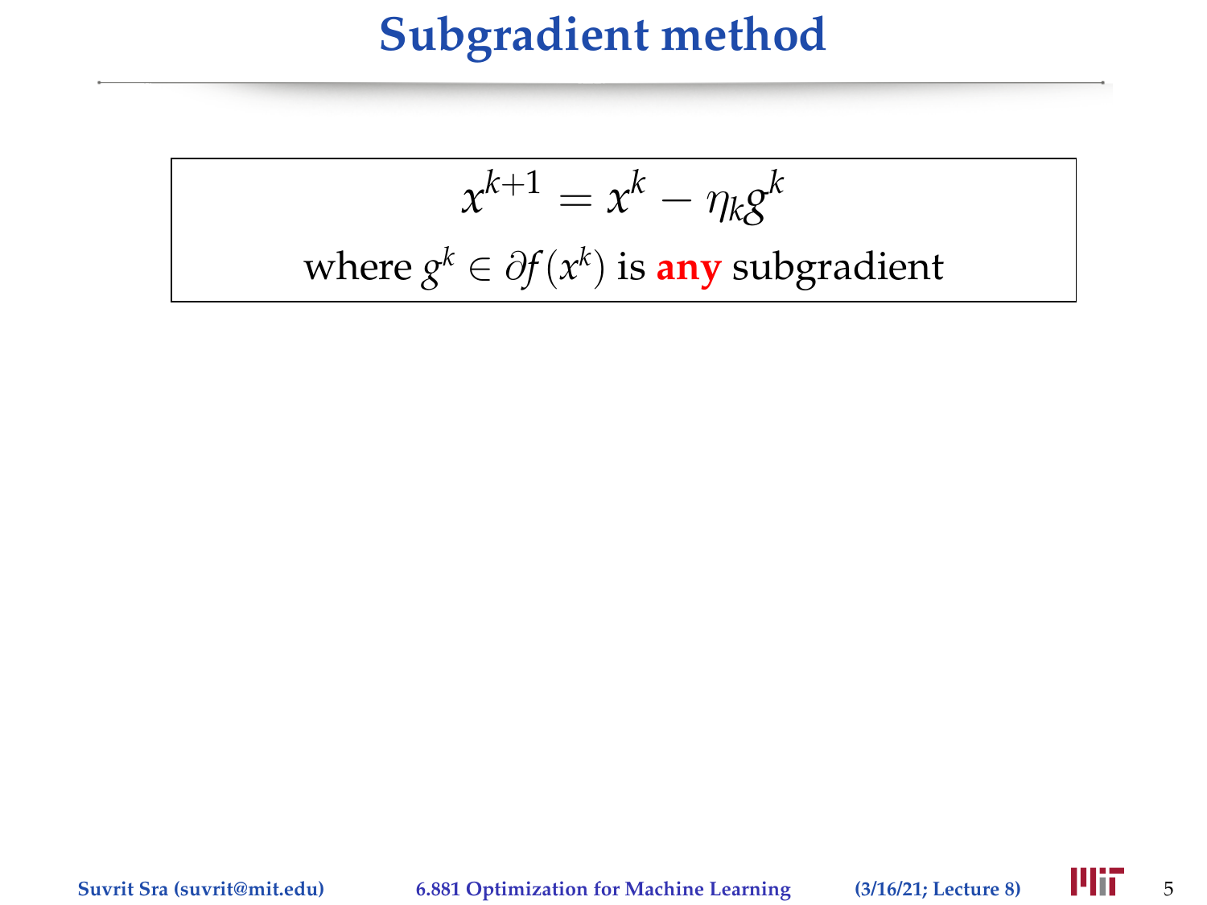# Subgradient method

$$x^{k+1} = x^k - \eta_k g^k$$

where $g^k \in \partial f(x^k)$ is **any** subgradient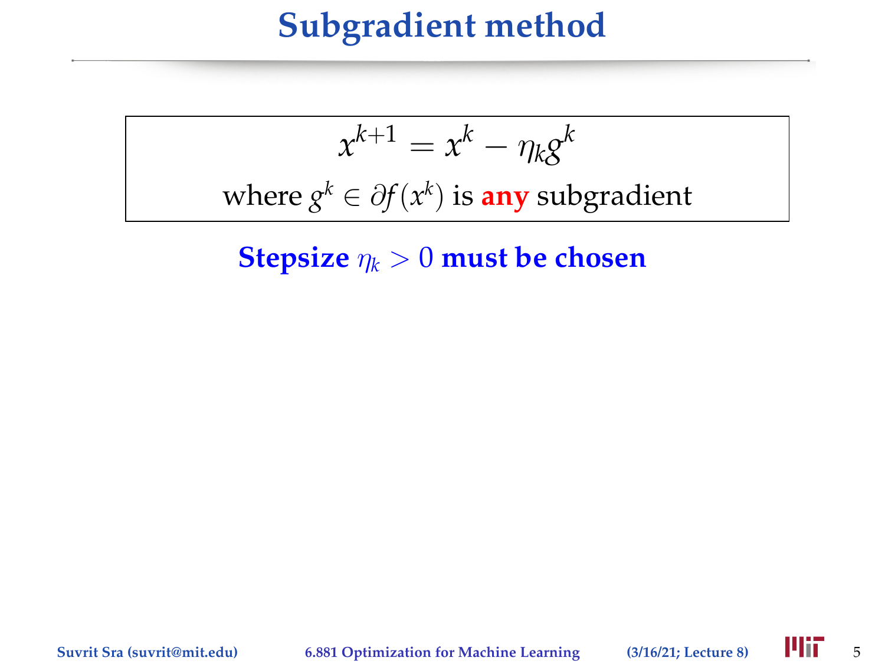# Subgradient method

$$x^{k+1} = x^k - \eta_k g^k$$

where $g^k \in \partial f(x^k)$ is **any** subgradient

**Stepsize $\eta_k > 0$ must be chosen**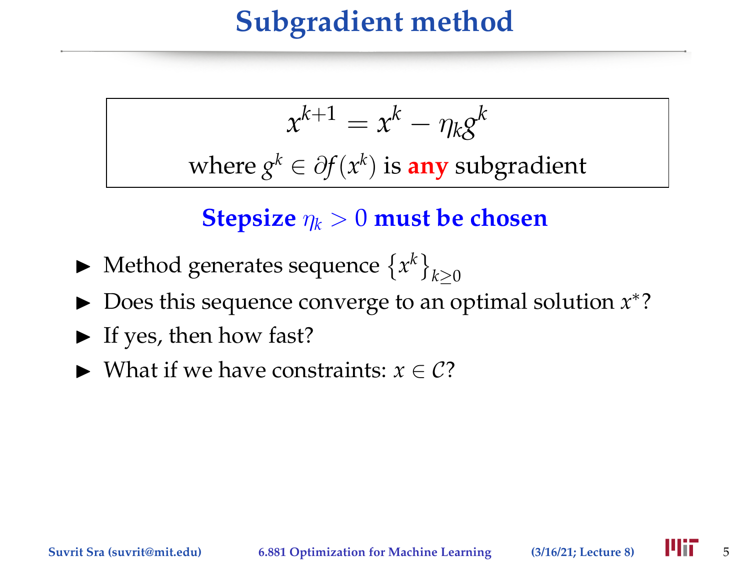# Subgradient method

$$x^{k+1} = x^k - \eta_k g^k$$

where $g^k \in \partial f(x^k)$ is **any** subgradient

**Stepsize $\eta_k > 0$ must be chosen**

- Method generates sequence $\{x^k\}_{k \geq 0}$
- Does this sequence converge to an optimal solution $x^*$?
- If yes, then how fast?
- What if we have constraints: $x \in \mathcal{C}$?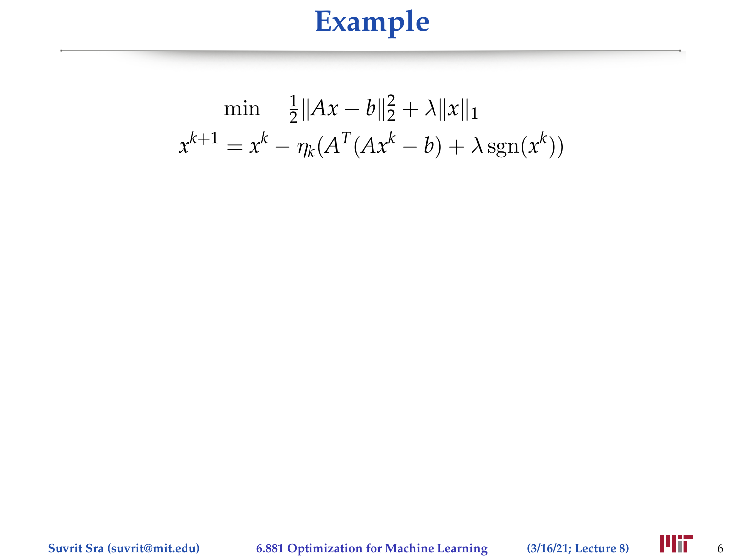# Example

$$\min \quad \frac{1}{2}\|Ax - b\|_2^2 + \lambda \|x\|_1$$

$$x^{k+1} = x^k - \eta_k (A^T(Ax^k - b) + \lambda \operatorname{sgn}(x^k))$$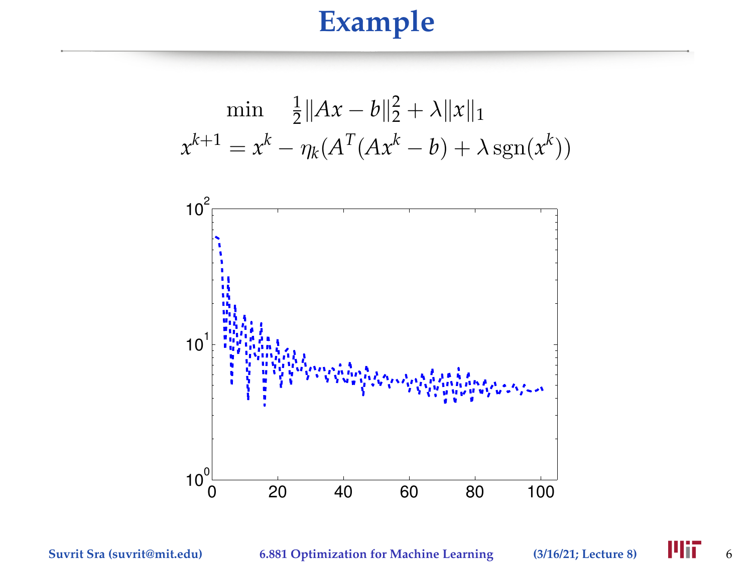# Example

$$\min \quad \tfrac{1}{2}\|Ax - b\|_2^2 + \lambda \|x\|_1$$

$$x^{k+1} = x^k - \eta_k(A^T(Ax^k - b) + \lambda \operatorname{sgn}(x^k))$$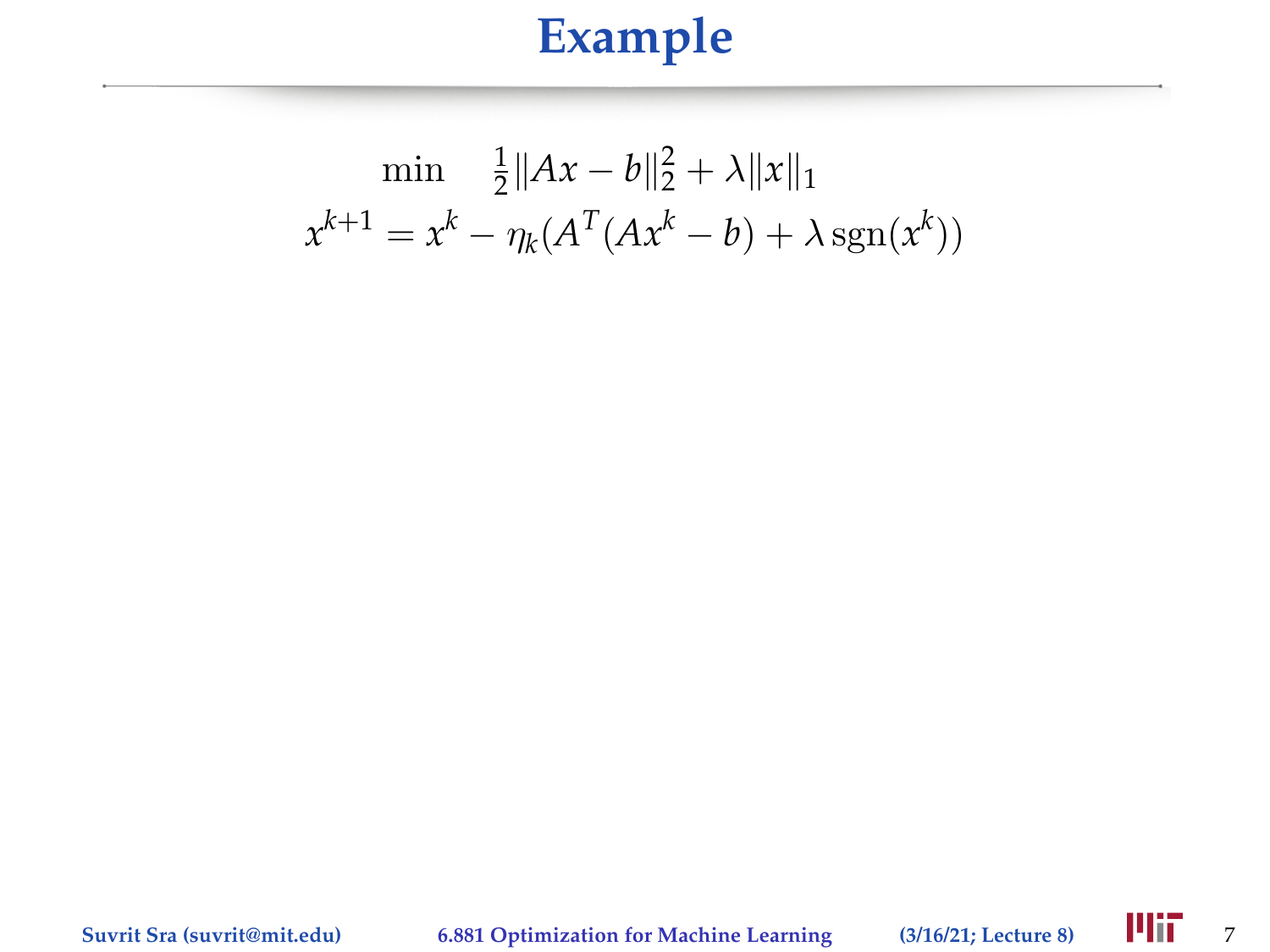# Example

$$\min \quad \tfrac{1}{2}\|Ax - b\|_2^2 + \lambda\|x\|_1$$

$$x^{k+1} = x^k - \eta_k(A^T(Ax^k - b) + \lambda\,\mathrm{sgn}(x^k))$$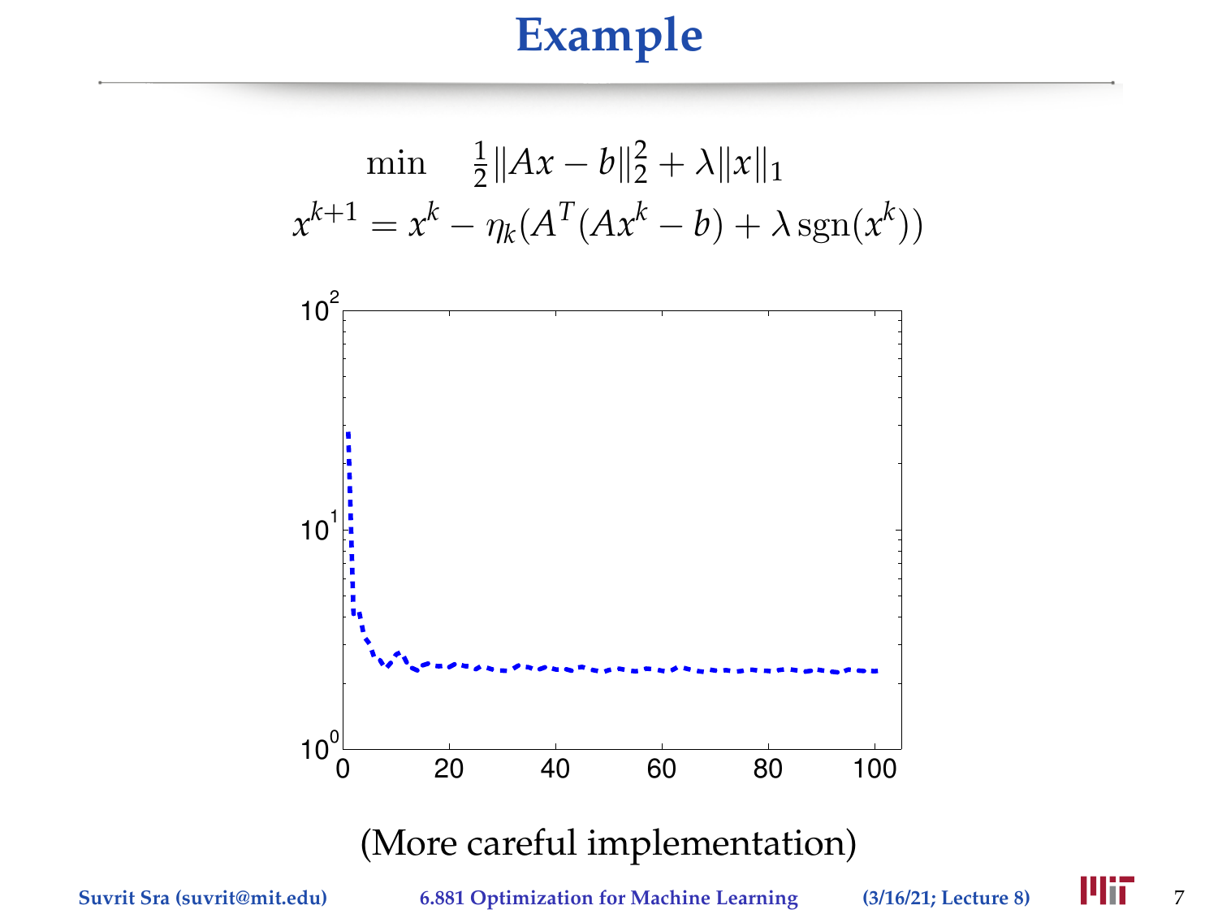# Example

$$\min \quad \tfrac{1}{2}\|Ax - b\|_2^2 + \lambda\|x\|_1$$

$$x^{k+1} = x^k - \eta_k(A^T(Ax^k - b) + \lambda\,\mathrm{sgn}(x^k))$$

(More careful implementation)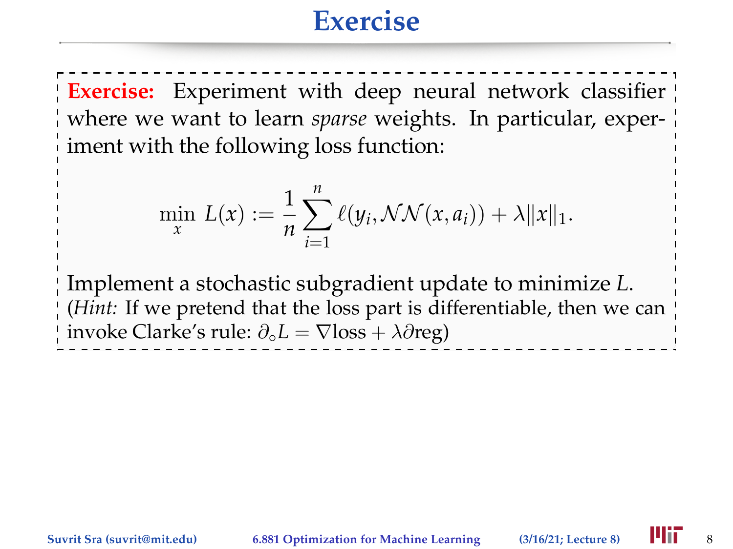# Exercise

**Exercise:** Experiment with deep neural network classifier where we want to learn *sparse* weights. In particular, experiment with the following loss function:

$$\min_x \; L(x) := \frac{1}{n}\sum_{i=1}^{n} \ell(y_i, \mathcal{N}\mathcal{N}(x, a_i)) + \lambda\|x\|_1.$$

Implement a stochastic subgradient update to minimize $L$.
(*Hint:* If we pretend that the loss part is differentiable, then we can invoke Clarke's rule: $\partial_\circ L = \nabla\text{loss} + \lambda\partial\text{reg}$)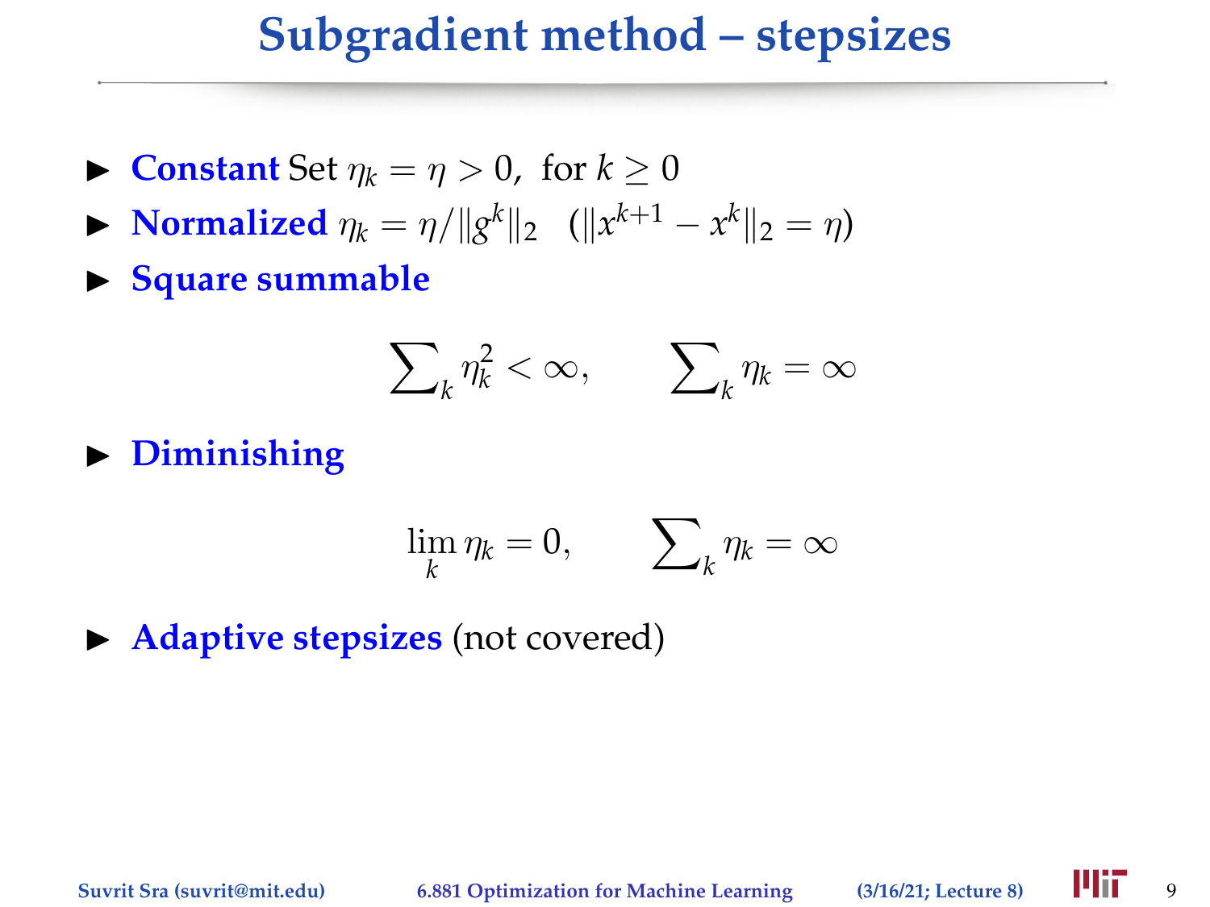# Subgradient method – stepsizes

- **Constant** Set $\eta_k = \eta > 0$, for $k \geq 0$
- **Normalized** $\eta_k = \eta / \|g^k\|_2 \quad (\|x^{k+1} - x^k\|_2 = \eta)$
- **Square summable**

$$\sum_k \eta_k^2 < \infty, \qquad \sum_k \eta_k = \infty$$

- **Diminishing**

$$\lim_k \eta_k = 0, \qquad \sum_k \eta_k = \infty$$

- **Adaptive stepsizes** (not covered)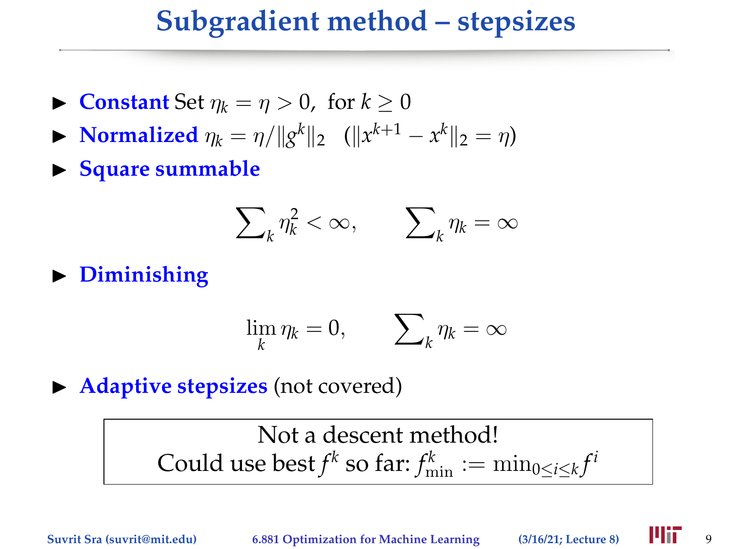# Subgradient method – stepsizes

- **Constant** Set $\eta_k = \eta > 0$, for $k \geq 0$
- **Normalized** $\eta_k = \eta / \|g^k\|_2 \quad (\|x^{k+1} - x^k\|_2 = \eta)$
- **Square summable**

$$\sum_k \eta_k^2 < \infty, \qquad \sum_k \eta_k = \infty$$

- **Diminishing**

$$\lim_k \eta_k = 0, \qquad \sum_k \eta_k = \infty$$

- **Adaptive stepsizes** (not covered)

> Not a descent method!
> Could use best $f^k$ so far: $f^k_{\min} := \min_{0 \leq i \leq k} f^i$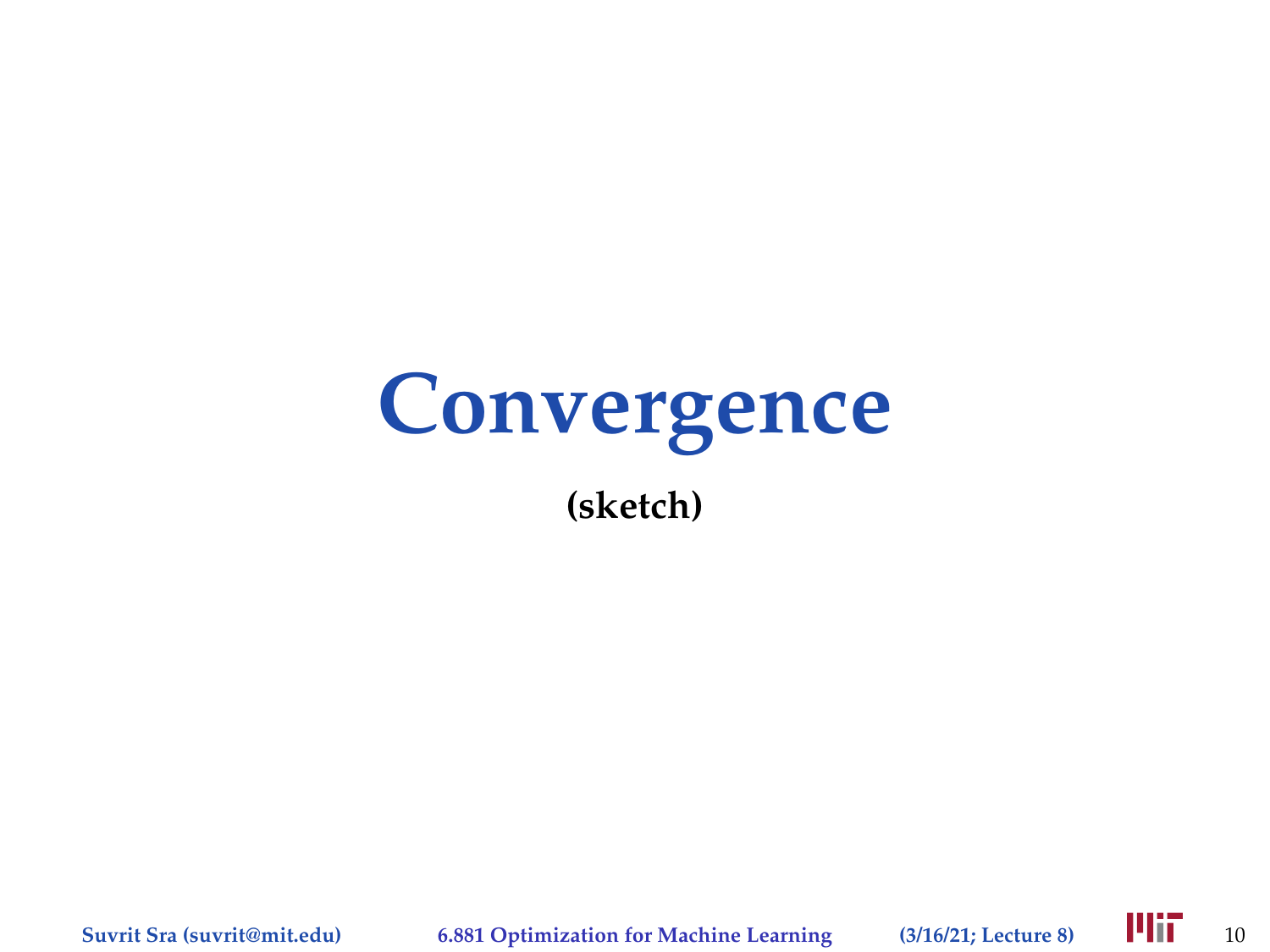# Convergence

**(sketch)**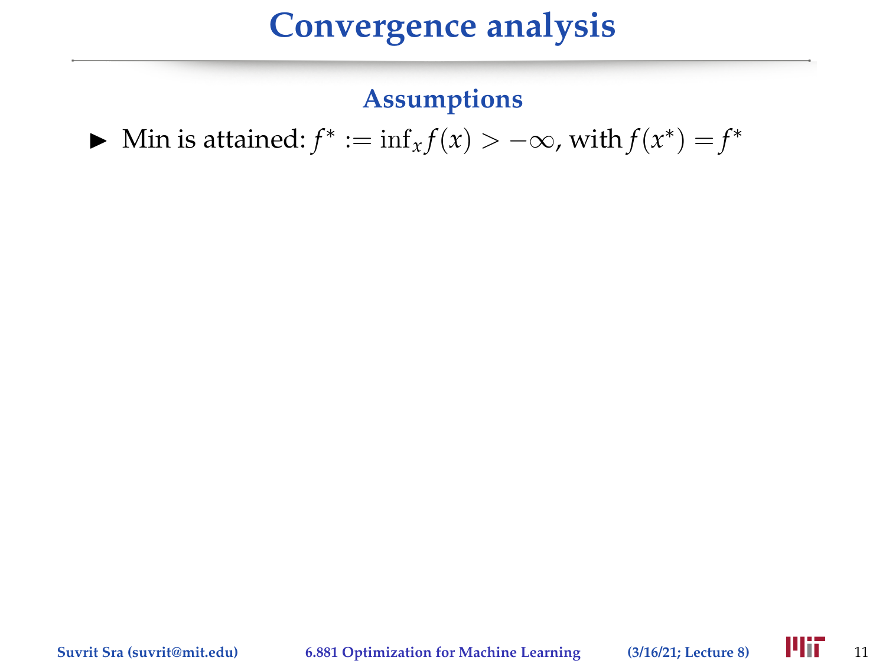# Convergence analysis

### Assumptions

- Min is attained: $f^* := \inf_x f(x) > -\infty$, with $f(x^*) = f^*$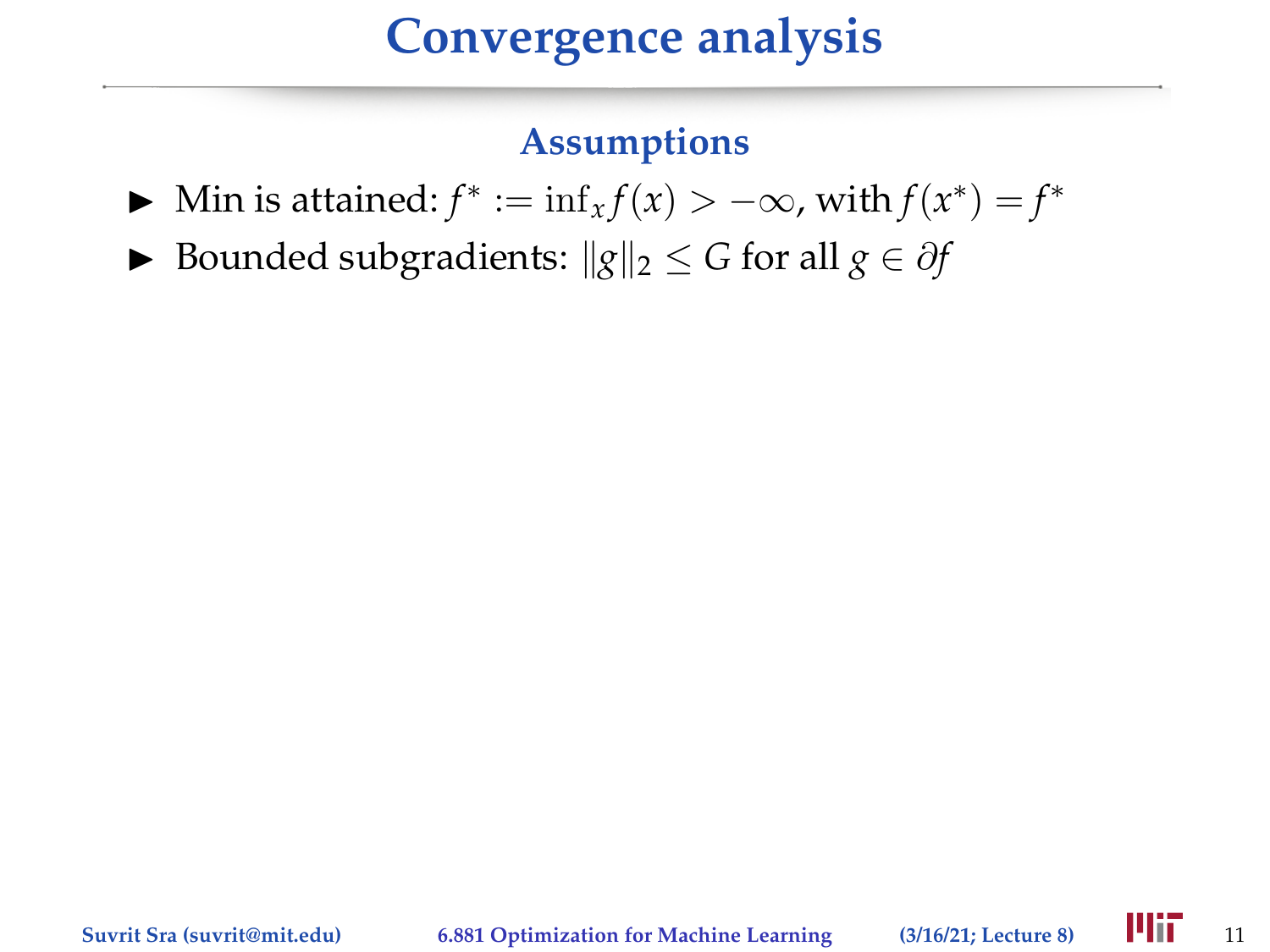# Convergence analysis

### Assumptions

- Min is attained: $f^* := \inf_x f(x) > -\infty$, with $f(x^*) = f^*$
- Bounded subgradients: $\|g\|_2 \leq G$ for all $g \in \partial f$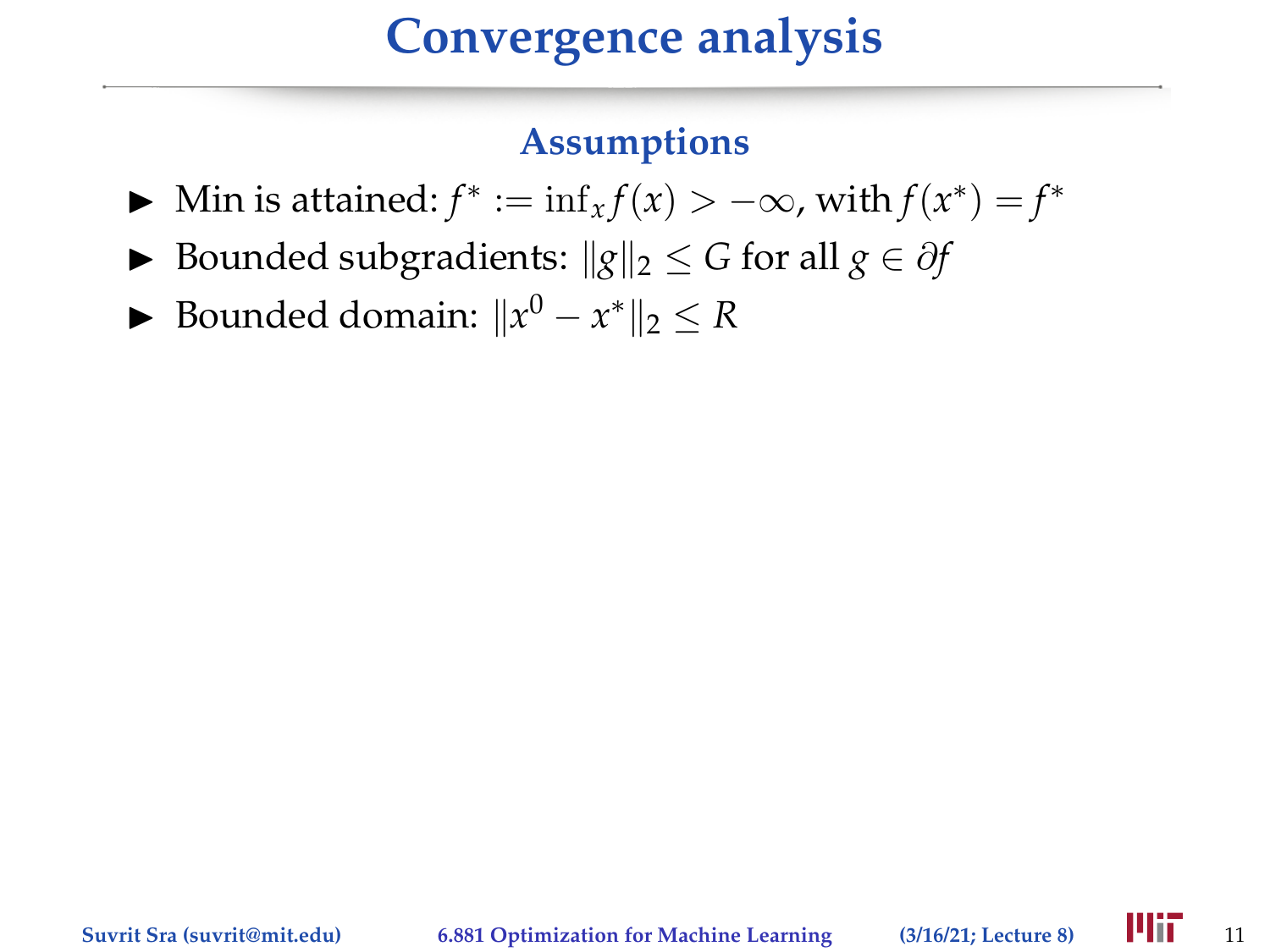# Convergence analysis

### Assumptions

- Min is attained: $f^* := \inf_x f(x) > -\infty$, with $f(x^*) = f^*$
- Bounded subgradients: $\|g\|_2 \leq G$ for all $g \in \partial f$
- Bounded domain: $\|x^0 - x^*\|_2 \leq R$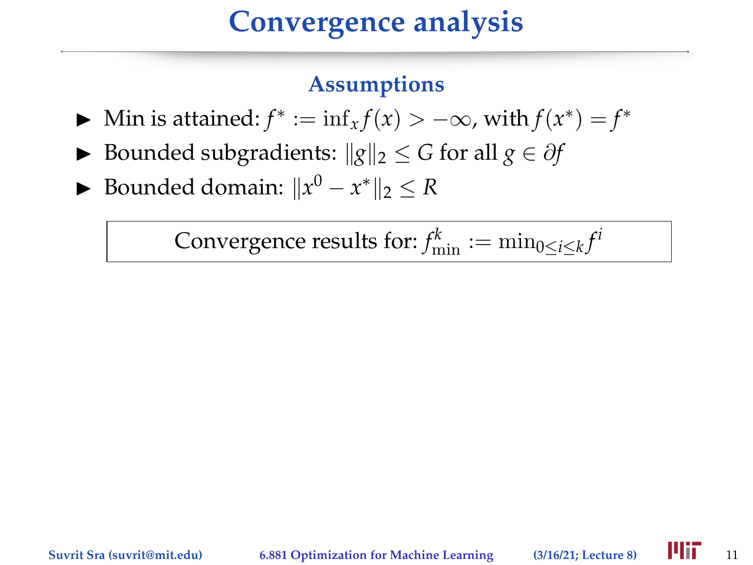# Convergence analysis

### Assumptions

- Min is attained: $f^* := \inf_x f(x) > -\infty$, with $f(x^*) = f^*$
- Bounded subgradients: $\|g\|_2 \leq G$ for all $g \in \partial f$
- Bounded domain: $\|x^0 - x^*\|_2 \leq R$

Convergence results for: $f_{\min}^k := \min_{0 \leq i \leq k} f^i$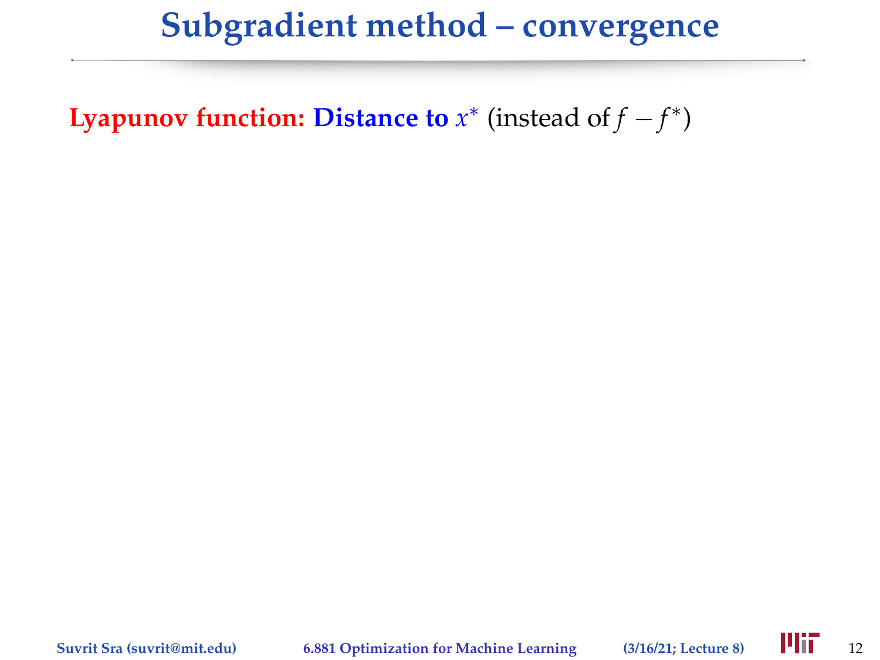# Subgradient method – convergence

**Lyapunov function:** **Distance to $x^*$** (instead of $f - f^*$)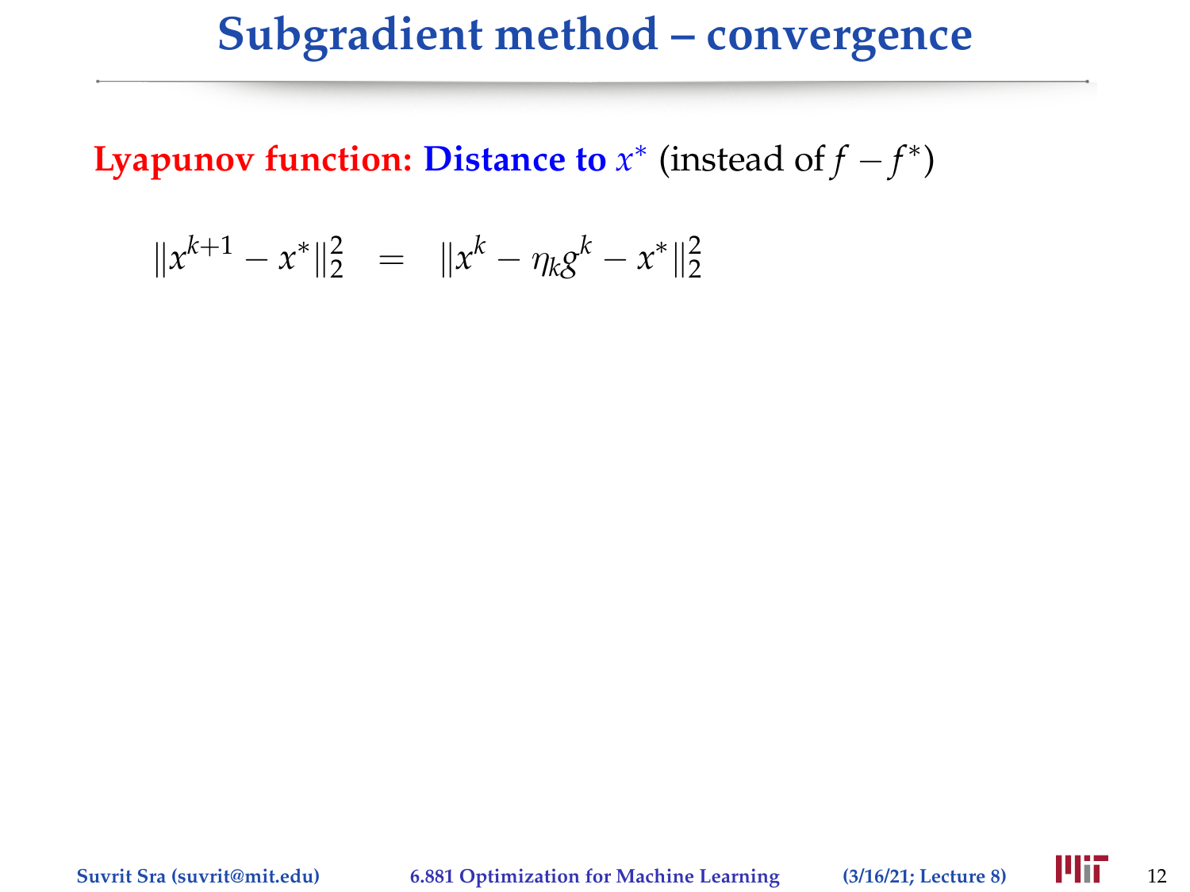# Subgradient method – convergence

**Lyapunov function:** **Distance to $x^*$** (instead of $f - f^*$)

$$\|x^{k+1} - x^*\|_2^2 \quad = \quad \|x^k - \eta_k g^k - x^*\|_2^2$$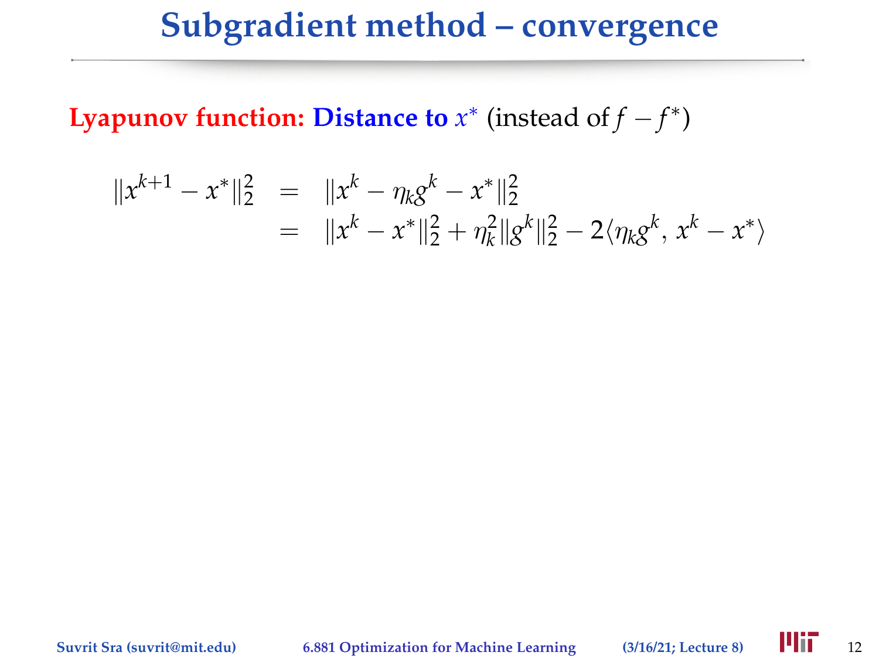# Subgradient method – convergence

**Lyapunov function:** **Distance to $x^*$** (instead of $f - f^*$)

$$
\begin{aligned}
\|x^{k+1} - x^*\|_2^2 &= \|x^k - \eta_k g^k - x^*\|_2^2 \\
&= \|x^k - x^*\|_2^2 + \eta_k^2 \|g^k\|_2^2 - 2\langle \eta_k g^k, x^k - x^* \rangle
\end{aligned}
$$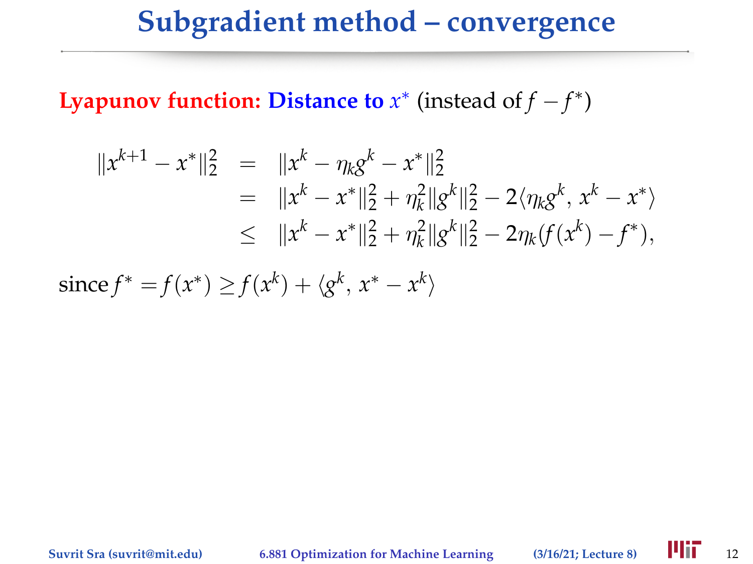# Subgradient method – convergence

**Lyapunov function: Distance to $x^*$** (instead of $f - f^*$)

$$
\begin{aligned}
\|x^{k+1} - x^*\|_2^2 &= \|x^k - \eta_k g^k - x^*\|_2^2 \\
&= \|x^k - x^*\|_2^2 + \eta_k^2 \|g^k\|_2^2 - 2\langle \eta_k g^k, x^k - x^* \rangle \\
&\leq \|x^k - x^*\|_2^2 + \eta_k^2 \|g^k\|_2^2 - 2\eta_k (f(x^k) - f^*),
\end{aligned}
$$

since $f^* = f(x^*) \geq f(x^k) + \langle g^k, x^* - x^k \rangle$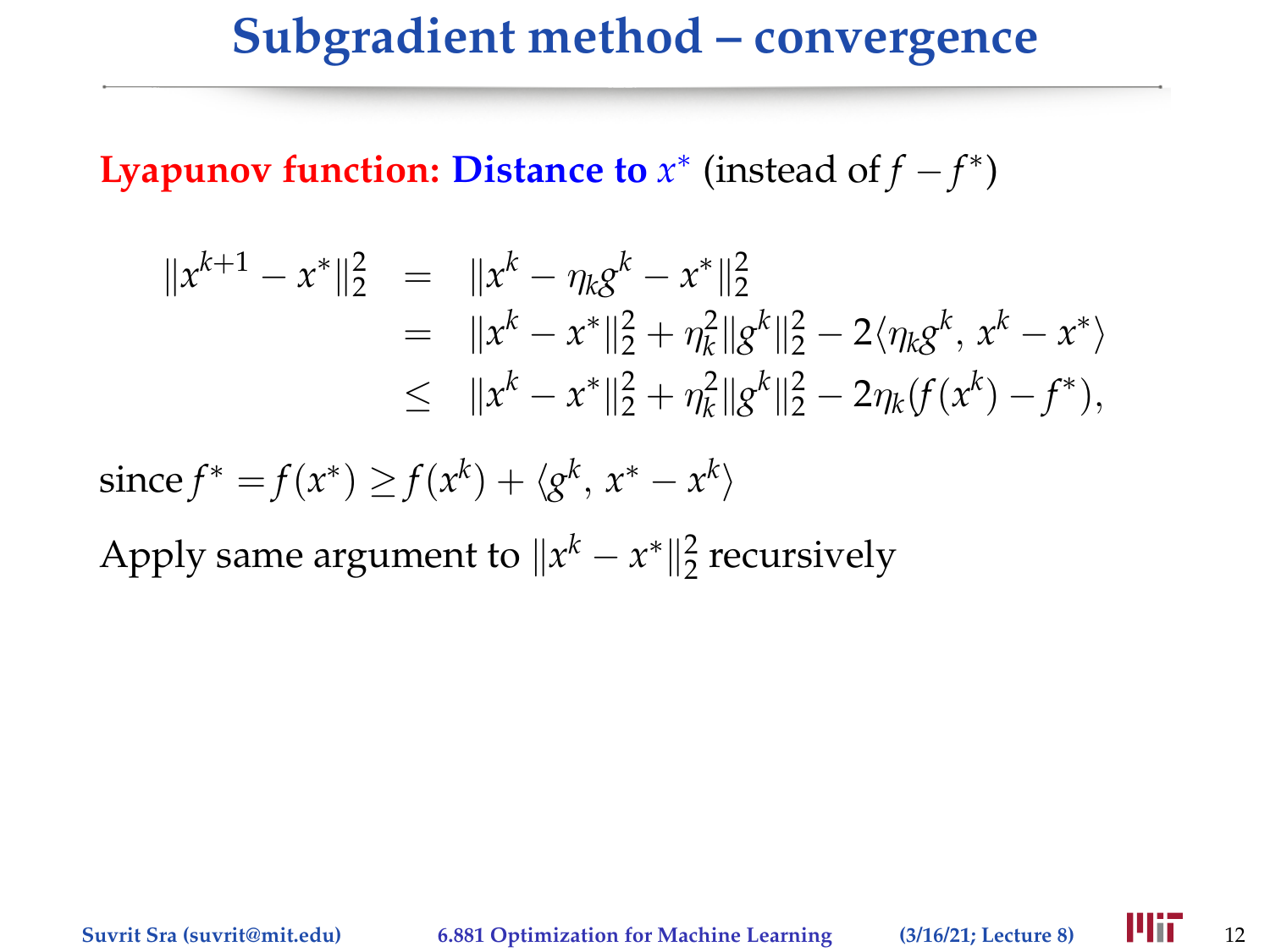# Subgradient method – convergence

**Lyapunov function: Distance to $x^*$** (instead of $f - f^*$)

$$
\begin{aligned}
\|x^{k+1} - x^*\|_2^2 &= \|x^k - \eta_k g^k - x^*\|_2^2 \\
&= \|x^k - x^*\|_2^2 + \eta_k^2 \|g^k\|_2^2 - 2\langle \eta_k g^k,\, x^k - x^* \rangle \\
&\leq \|x^k - x^*\|_2^2 + \eta_k^2 \|g^k\|_2^2 - 2\eta_k (f(x^k) - f^*),
\end{aligned}
$$

since $f^* = f(x^*) \geq f(x^k) + \langle g^k,\, x^* - x^k \rangle$

Apply same argument to $\|x^k - x^*\|_2^2$ recursively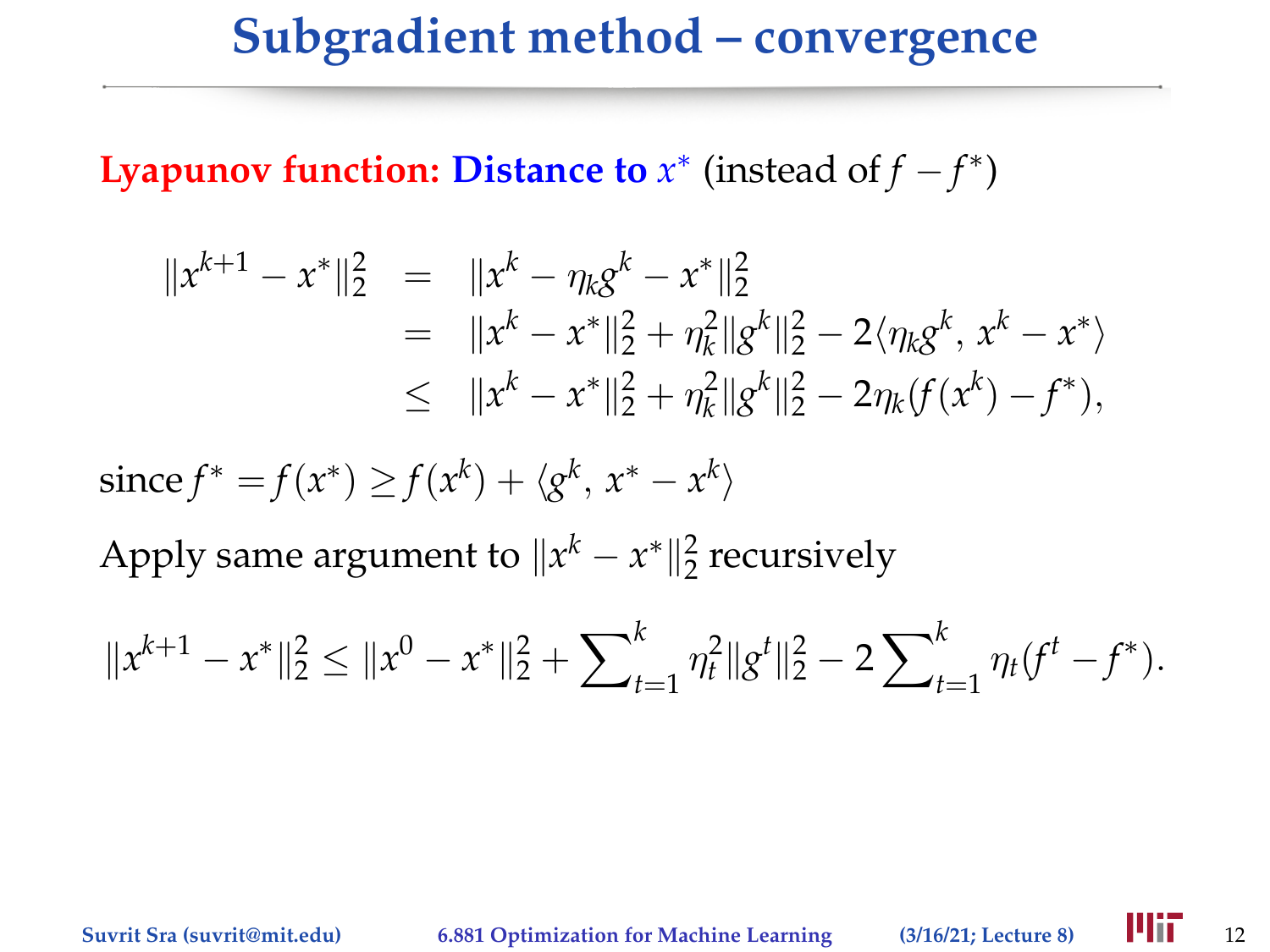# Subgradient method – convergence

**Lyapunov function: Distance to $x^*$** (instead of $f - f^*$)

$$
\begin{aligned}
\|x^{k+1} - x^*\|_2^2 &= \|x^k - \eta_k g^k - x^*\|_2^2 \\
&= \|x^k - x^*\|_2^2 + \eta_k^2 \|g^k\|_2^2 - 2\langle \eta_k g^k, x^k - x^* \rangle \\
&\leq \|x^k - x^*\|_2^2 + \eta_k^2 \|g^k\|_2^2 - 2\eta_k (f(x^k) - f^*),
\end{aligned}
$$

since $f^* = f(x^*) \geq f(x^k) + \langle g^k, x^* - x^k \rangle$

Apply same argument to $\|x^k - x^*\|_2^2$ recursively

$$
\|x^{k+1} - x^*\|_2^2 \leq \|x^0 - x^*\|_2^2 + \sum\nolimits_{t=1}^{k} \eta_t^2 \|g^t\|_2^2 - 2 \sum\nolimits_{t=1}^{k} \eta_t (f^t - f^*).
$$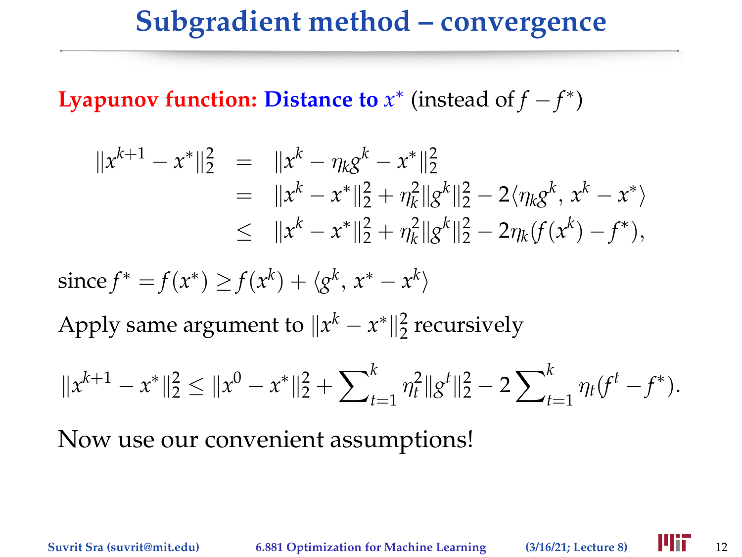# Subgradient method – convergence

**Lyapunov function: Distance to $x^*$** (instead of $f - f^*$)

$$
\begin{aligned}
\|x^{k+1} - x^*\|_2^2 &= \|x^k - \eta_k g^k - x^*\|_2^2 \\
&= \|x^k - x^*\|_2^2 + \eta_k^2 \|g^k\|_2^2 - 2\langle \eta_k g^k, x^k - x^* \rangle \\
&\leq \|x^k - x^*\|_2^2 + \eta_k^2 \|g^k\|_2^2 - 2\eta_k (f(x^k) - f^*),
\end{aligned}
$$

since $f^* = f(x^*) \geq f(x^k) + \langle g^k, x^* - x^k \rangle$

Apply same argument to $\|x^k - x^*\|_2^2$ recursively

$$
\|x^{k+1} - x^*\|_2^2 \leq \|x^0 - x^*\|_2^2 + \sum_{t=1}^{k} \eta_t^2 \|g^t\|_2^2 - 2 \sum_{t=1}^{k} \eta_t (f^t - f^*).
$$

Now use our convenient assumptions!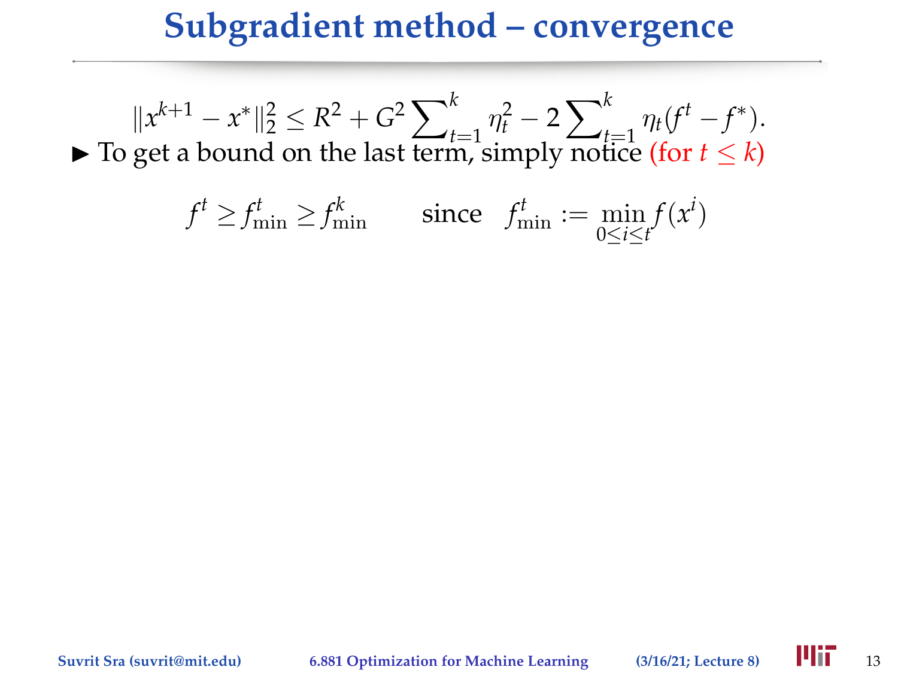# Subgradient method – convergence

$$\|x^{k+1} - x^*\|_2^2 \leq R^2 + G^2 \sum\nolimits_{t=1}^{k} \eta_t^2 - 2 \sum\nolimits_{t=1}^{k} \eta_t (f^t - f^*).$$

▶ To get a bound on the last term, simply notice (for $t \leq k$)

$$f^t \geq f^t_{\min} \geq f^k_{\min} \qquad \text{since} \quad f^t_{\min} := \min_{0 \leq i \leq t} f(x^i)$$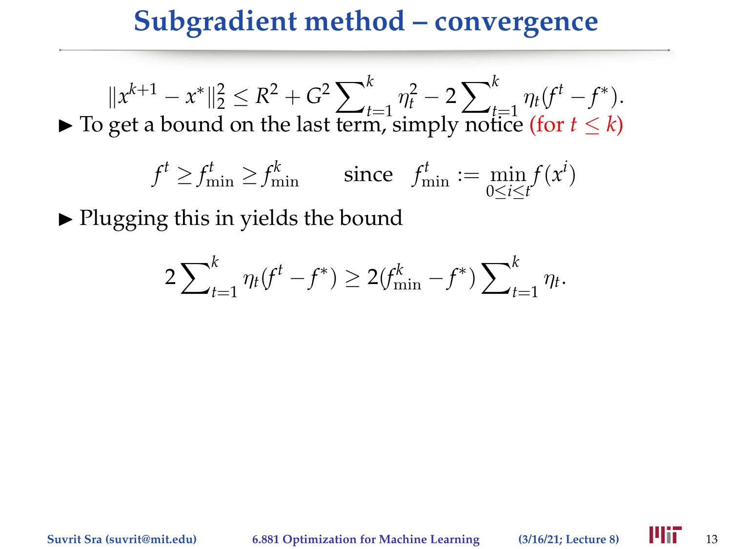# Subgradient method – convergence

$$\|x^{k+1} - x^*\|_2^2 \leq R^2 + G^2 \sum_{t=1}^{k} \eta_t^2 - 2 \sum_{t=1}^{k} \eta_t (f^t - f^*).$$

- To get a bound on the last term, simply notice (for $t \leq k$)

$$f^t \geq f^t_{\min} \geq f^k_{\min} \qquad \text{since} \quad f^t_{\min} := \min_{0 \leq i \leq t} f(x^i)$$

- Plugging this in yields the bound

$$2 \sum_{t=1}^{k} \eta_t (f^t - f^*) \geq 2(f^k_{\min} - f^*) \sum_{t=1}^{k} \eta_t.$$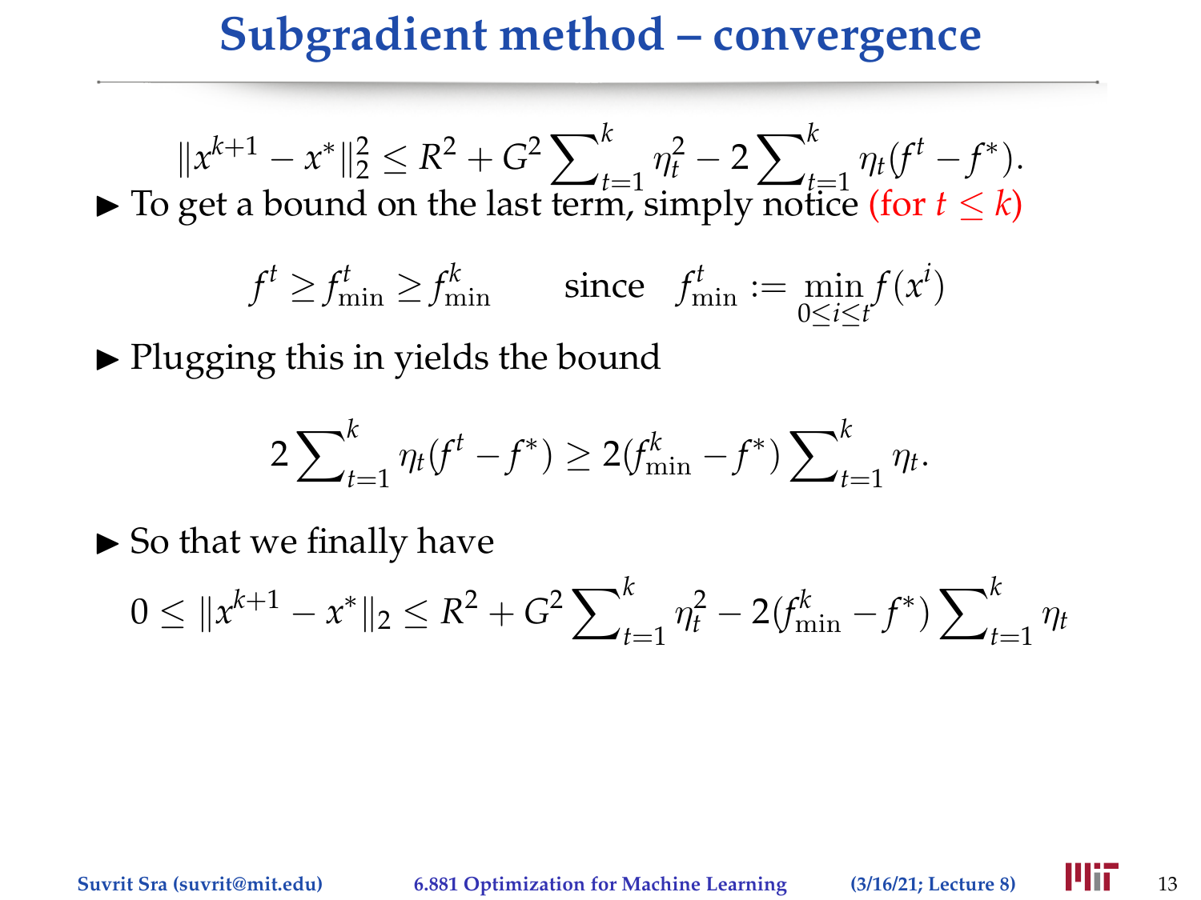# Subgradient method – convergence

$$\|x^{k+1} - x^*\|_2^2 \leq R^2 + G^2 \sum_{t=1}^{k} \eta_t^2 - 2\sum_{t=1}^{k} \eta_t (f^t - f^*).$$

- To get a bound on the last term, simply notice (for $t \leq k$)

$$f^t \geq f^t_{\min} \geq f^k_{\min} \qquad \text{since} \quad f^t_{\min} := \min_{0 \leq i \leq t} f(x^i)$$

- Plugging this in yields the bound

$$2\sum_{t=1}^{k} \eta_t (f^t - f^*) \geq 2(f^k_{\min} - f^*) \sum_{t=1}^{k} \eta_t.$$

- So that we finally have

$$0 \leq \|x^{k+1} - x^*\|_2 \leq R^2 + G^2 \sum_{t=1}^{k} \eta_t^2 - 2(f^k_{\min} - f^*) \sum_{t=1}^{k} \eta_t$$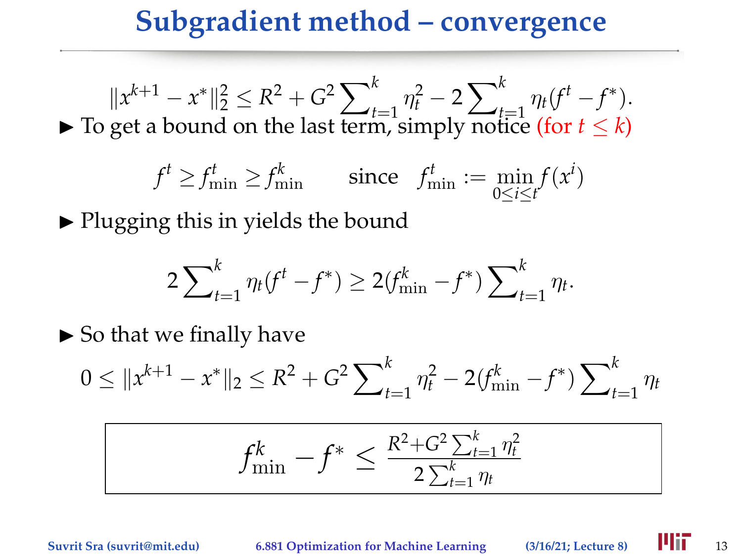# Subgradient method – convergence

$$\|x^{k+1} - x^*\|_2^2 \leq R^2 + G^2 \sum_{t=1}^{k} \eta_t^2 - 2\sum_{t=1}^{k} \eta_t (f^t - f^*).$$

- To get a bound on the last term, simply notice (for $t \leq k$)

$$f^t \geq f^t_{\min} \geq f^k_{\min} \qquad \text{since} \quad f^t_{\min} := \min_{0 \leq i \leq t} f(x^i)$$

- Plugging this in yields the bound

$$2\sum_{t=1}^{k} \eta_t (f^t - f^*) \geq 2(f^k_{\min} - f^*) \sum_{t=1}^{k} \eta_t.$$

- So that we finally have

$$0 \leq \|x^{k+1} - x^*\|_2 \leq R^2 + G^2 \sum_{t=1}^{k} \eta_t^2 - 2(f^k_{\min} - f^*) \sum_{t=1}^{k} \eta_t$$

$$\boxed{f^k_{\min} - f^* \leq \frac{R^2 + G^2 \sum_{t=1}^{k} \eta_t^2}{2\sum_{t=1}^{k} \eta_t}}$$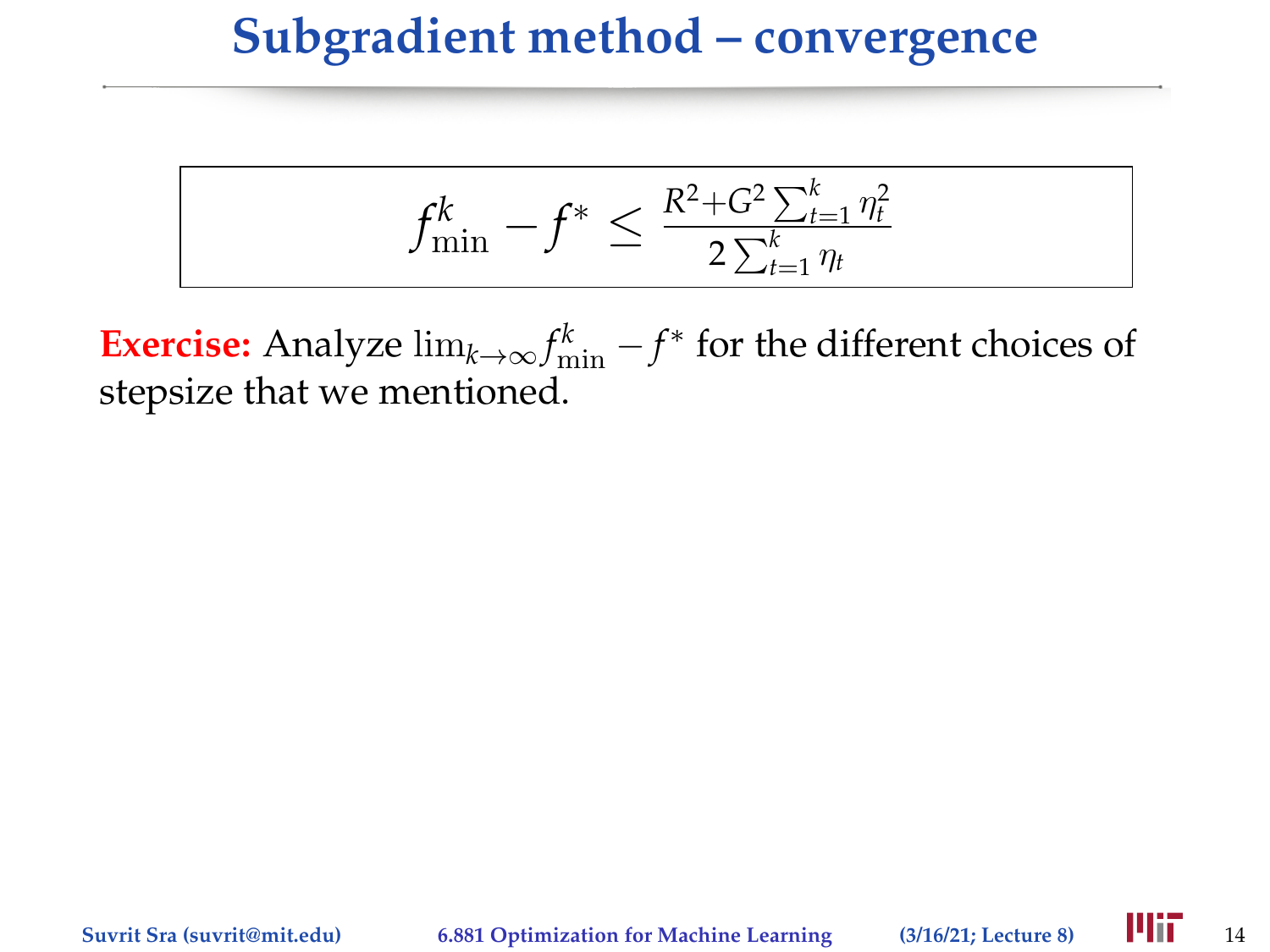# Subgradient method – convergence

$$f_{\min}^k - f^* \leq \frac{R^2 + G^2 \sum_{t=1}^k \eta_t^2}{2 \sum_{t=1}^k \eta_t}$$

**Exercise:** Analyze $\lim_{k \to \infty} f_{\min}^k - f^*$ for the different choices of stepsize that we mentioned.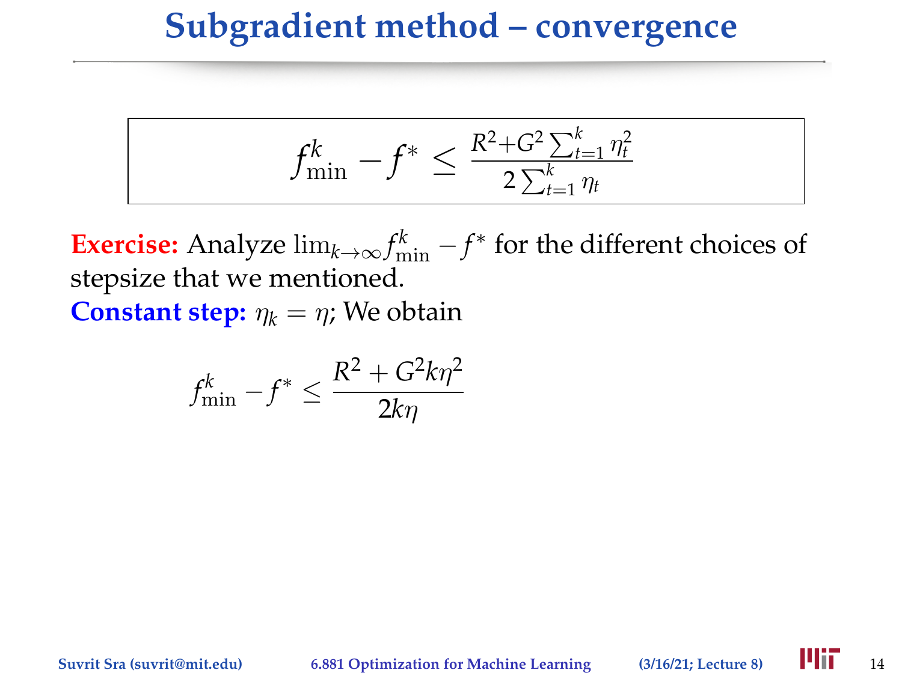# Subgradient method – convergence

$$f_{\min}^k - f^* \leq \frac{R^2 + G^2 \sum_{t=1}^k \eta_t^2}{2 \sum_{t=1}^k \eta_t}$$

**Exercise:** Analyze $\lim_{k \to \infty} f_{\min}^k - f^*$ for the different choices of stepsize that we mentioned.

**Constant step:** $\eta_k = \eta$; We obtain

$$f_{\min}^k - f^* \leq \frac{R^2 + G^2 k \eta^2}{2k\eta}$$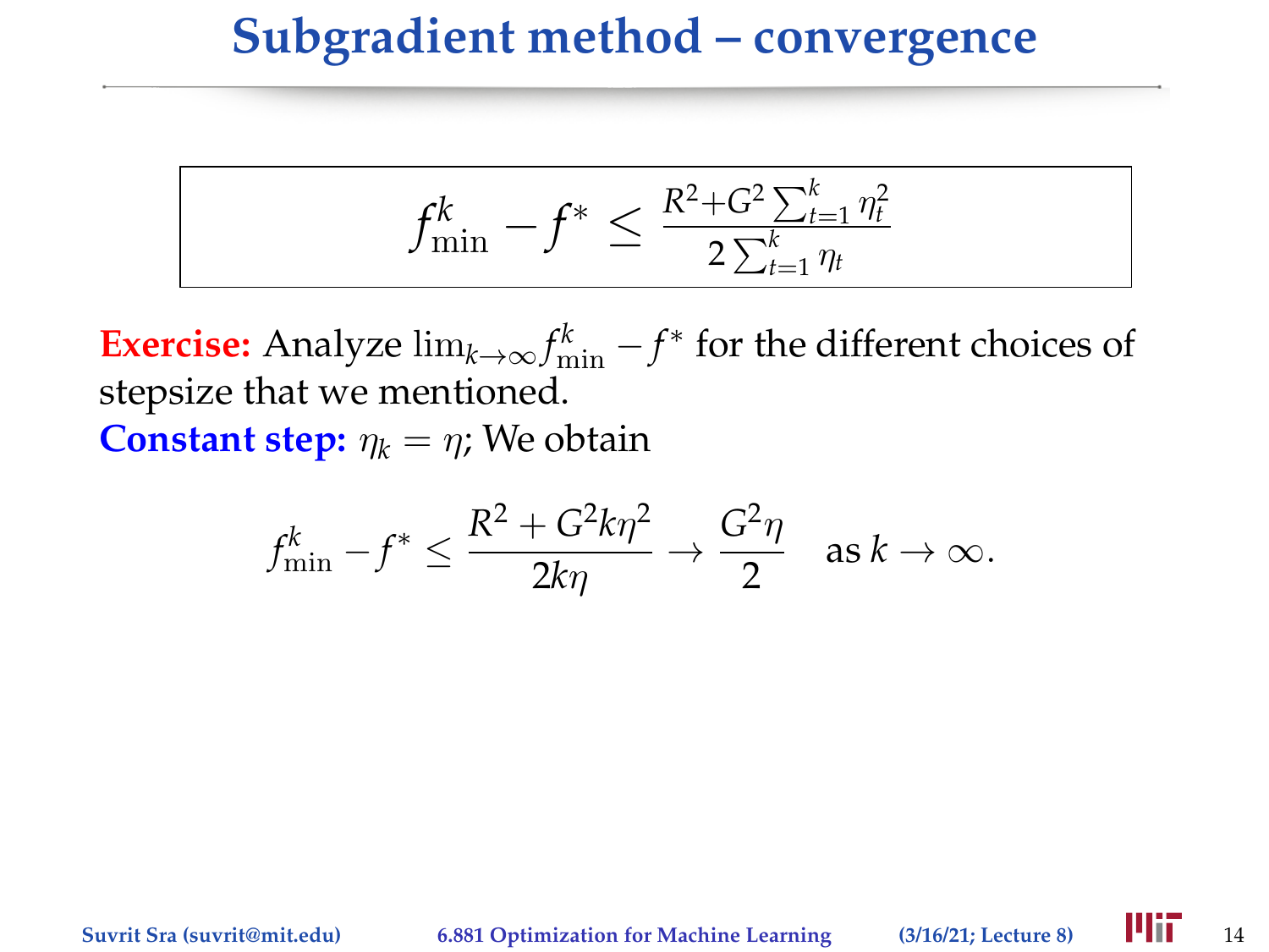# Subgradient method – convergence

$$f_{\min}^k - f^* \leq \frac{R^2 + G^2 \sum_{t=1}^k \eta_t^2}{2 \sum_{t=1}^k \eta_t}$$

**Exercise:** Analyze $\lim_{k\to\infty} f_{\min}^k - f^*$ for the different choices of stepsize that we mentioned.

**Constant step:** $\eta_k = \eta$; We obtain

$$f_{\min}^k - f^* \leq \frac{R^2 + G^2 k \eta^2}{2k\eta} \to \frac{G^2 \eta}{2} \quad \text{as } k \to \infty.$$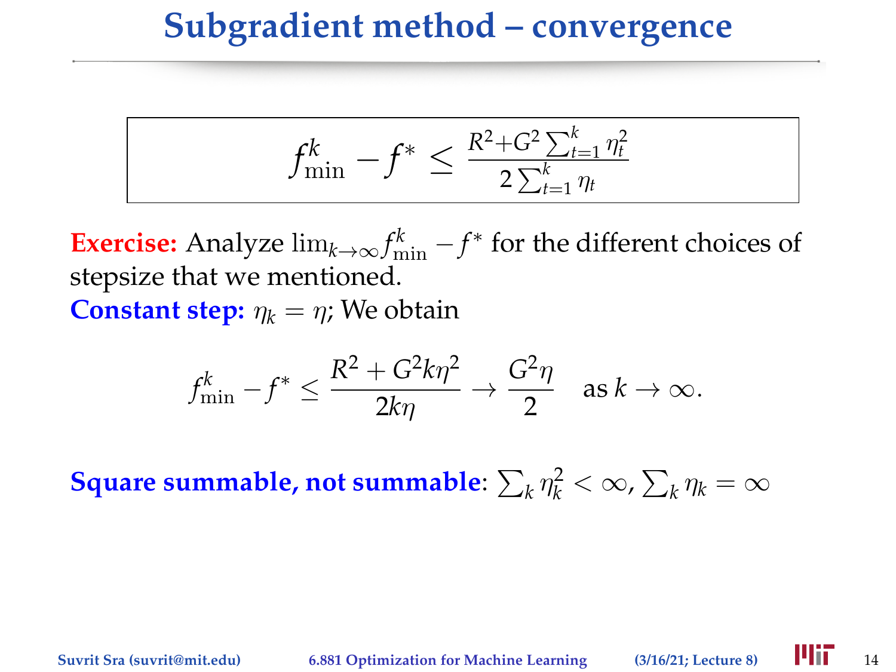# Subgradient method – convergence

$$f_{\min}^k - f^* \leq \frac{R^2 + G^2 \sum_{t=1}^k \eta_t^2}{2 \sum_{t=1}^k \eta_t}$$

**Exercise:** Analyze $\lim_{k \to \infty} f_{\min}^k - f^*$ for the different choices of stepsize that we mentioned.

**Constant step:** $\eta_k = \eta$; We obtain

$$f_{\min}^k - f^* \leq \frac{R^2 + G^2 k \eta^2}{2k\eta} \to \frac{G^2 \eta}{2} \quad \text{as } k \to \infty.$$

**Square summable, not summable**: $\sum_k \eta_k^2 < \infty$, $\sum_k \eta_k = \infty$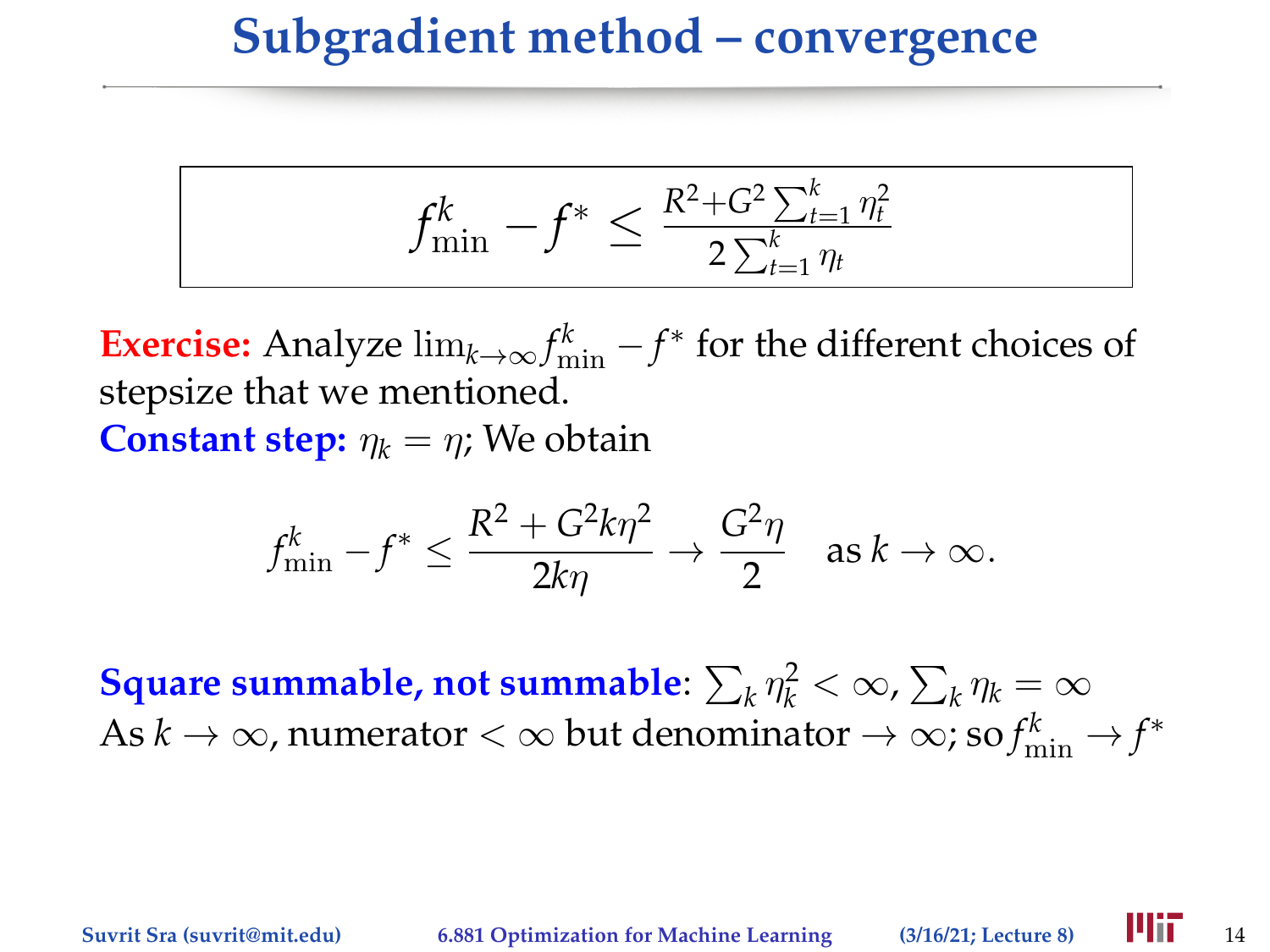# Subgradient method – convergence

$$f_{\min}^k - f^* \leq \frac{R^2 + G^2 \sum_{t=1}^k \eta_t^2}{2 \sum_{t=1}^k \eta_t}$$

**Exercise:** Analyze $\lim_{k\to\infty} f_{\min}^k - f^*$ for the different choices of stepsize that we mentioned.

**Constant step:** $\eta_k = \eta$; We obtain

$$f_{\min}^k - f^* \leq \frac{R^2 + G^2 k \eta^2}{2k\eta} \to \frac{G^2 \eta}{2} \quad \text{as } k \to \infty.$$

**Square summable, not summable**: $\sum_k \eta_k^2 < \infty$, $\sum_k \eta_k = \infty$

As $k \to \infty$, numerator $< \infty$ but denominator $\to \infty$; so $f_{\min}^k \to f^*$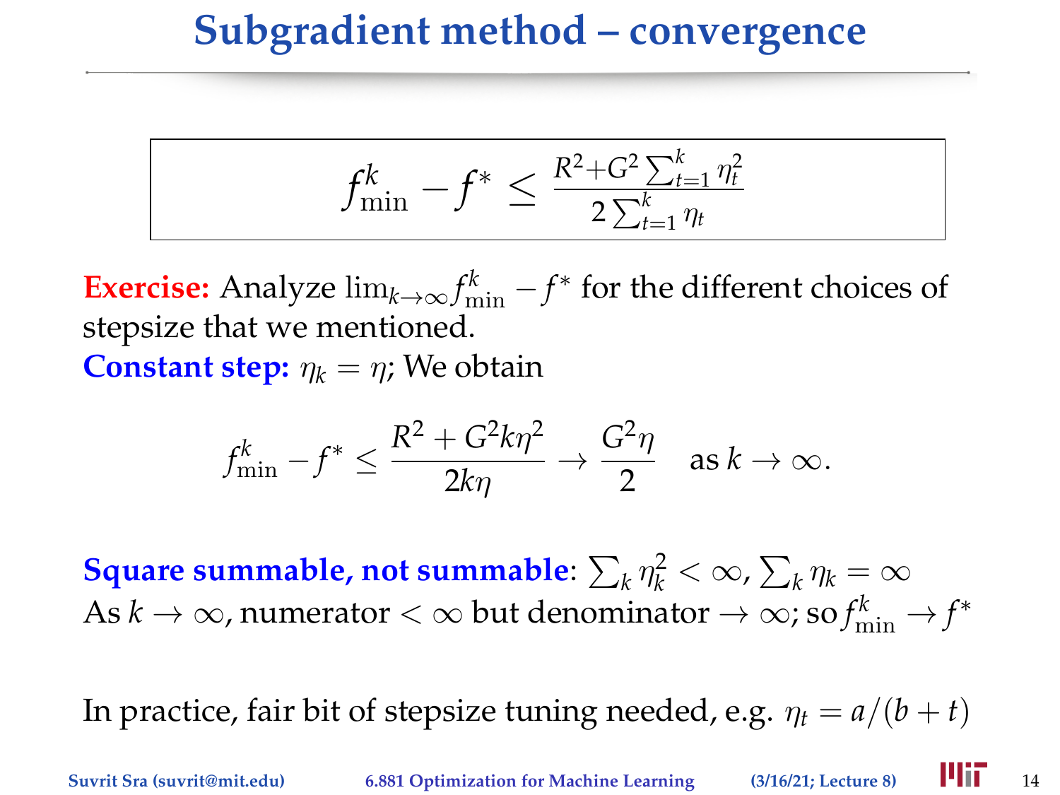# Subgradient method – convergence

$$f_{\min}^k - f^* \leq \frac{R^2 + G^2 \sum_{t=1}^k \eta_t^2}{2 \sum_{t=1}^k \eta_t}$$

**Exercise:** Analyze $\lim_{k\to\infty} f_{\min}^k - f^*$ for the different choices of stepsize that we mentioned.

**Constant step:** $\eta_k = \eta$; We obtain

$$f_{\min}^k - f^* \leq \frac{R^2 + G^2 k \eta^2}{2k\eta} \to \frac{G^2 \eta}{2} \quad \text{as } k \to \infty.$$

**Square summable, not summable**: $\sum_k \eta_k^2 < \infty$, $\sum_k \eta_k = \infty$

As $k \to \infty$, numerator $< \infty$ but denominator $\to \infty$; so $f_{\min}^k \to f^*$

In practice, fair bit of stepsize tuning needed, e.g. $\eta_t = a/(b+t)$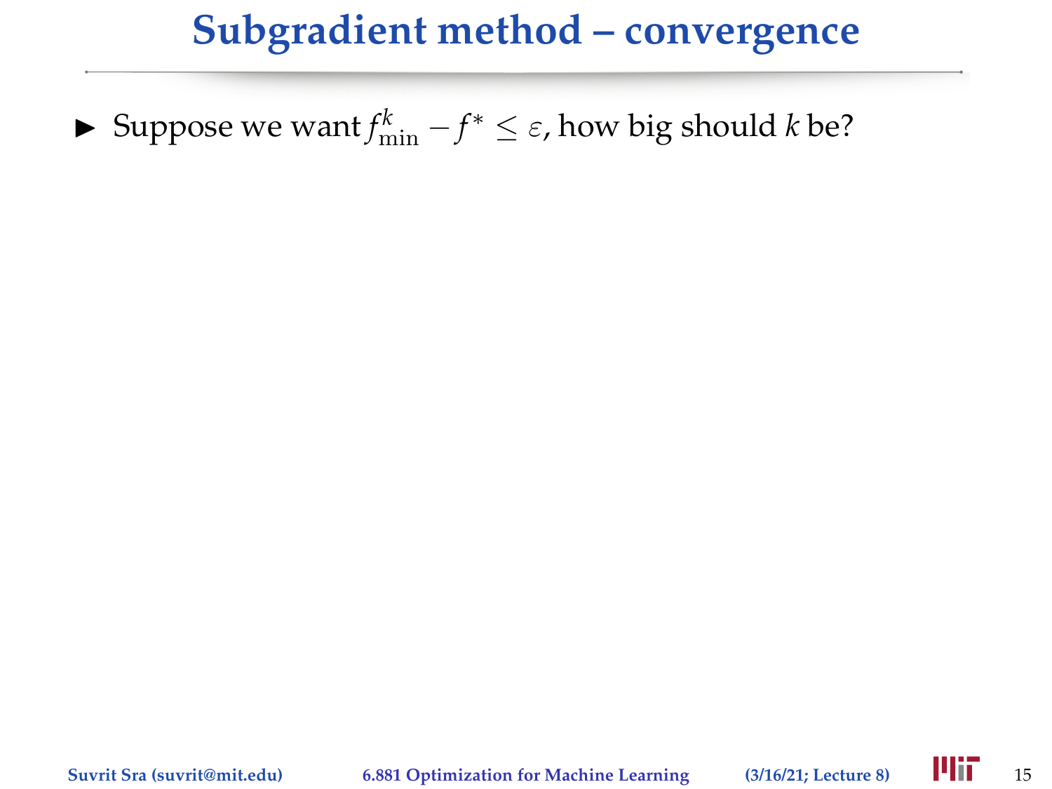# Subgradient method – convergence

- Suppose we want $f^k_{\min} - f^* \leq \varepsilon$, how big should $k$ be?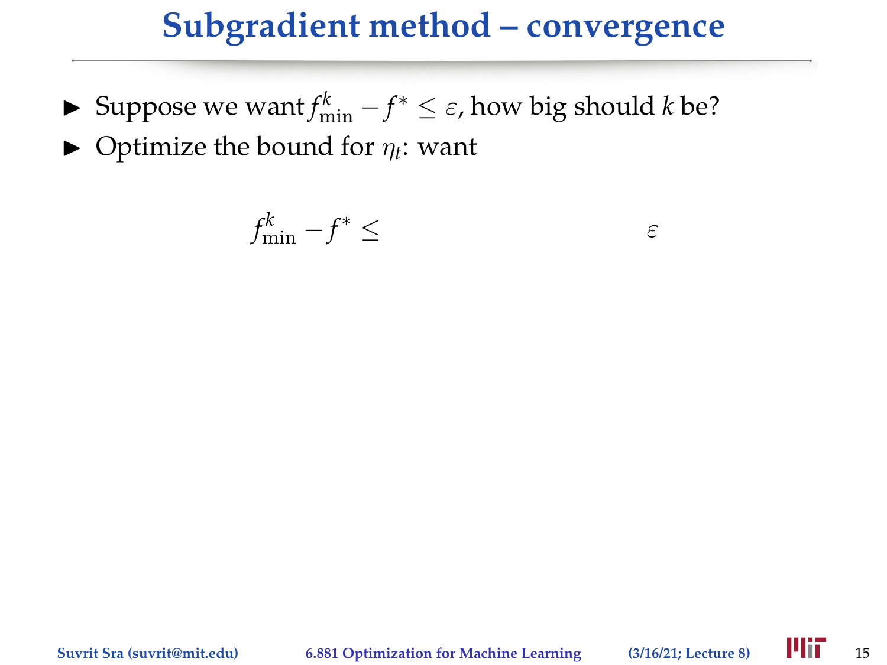# Subgradient method – convergence

- Suppose we want $f^k_{\min} - f^* \leq \varepsilon$, how big should $k$ be?
- Optimize the bound for $\eta_t$: want

$$f^k_{\min} - f^* \leq \qquad\qquad\qquad\qquad \varepsilon$$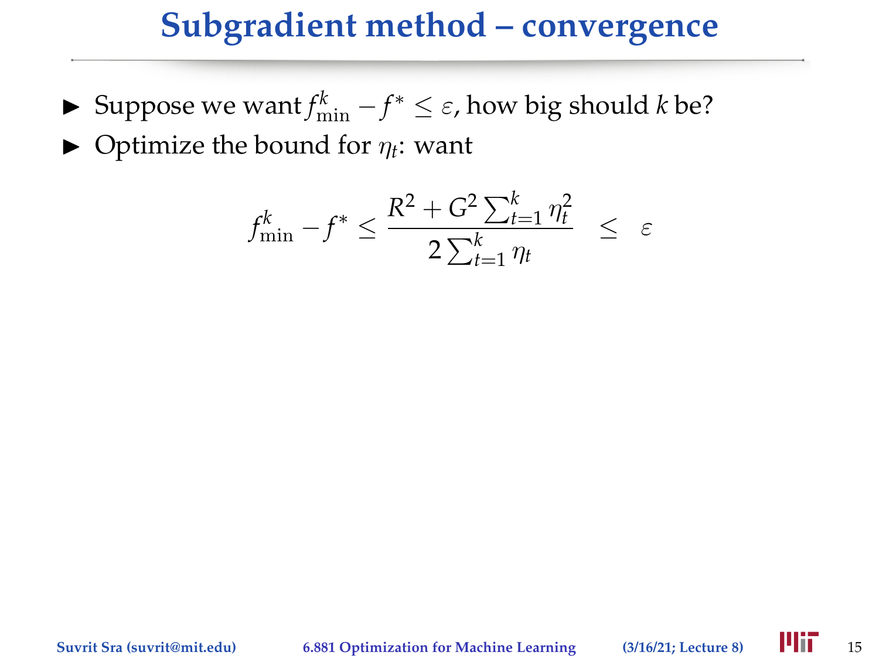# Subgradient method – convergence

- Suppose we want $f_{\min}^k - f^* \leq \varepsilon$, how big should $k$ be?
- Optimize the bound for $\eta_t$: want

$$f_{\min}^k - f^* \leq \frac{R^2 + G^2 \sum_{t=1}^k \eta_t^2}{2 \sum_{t=1}^k \eta_t} \quad \leq \quad \varepsilon$$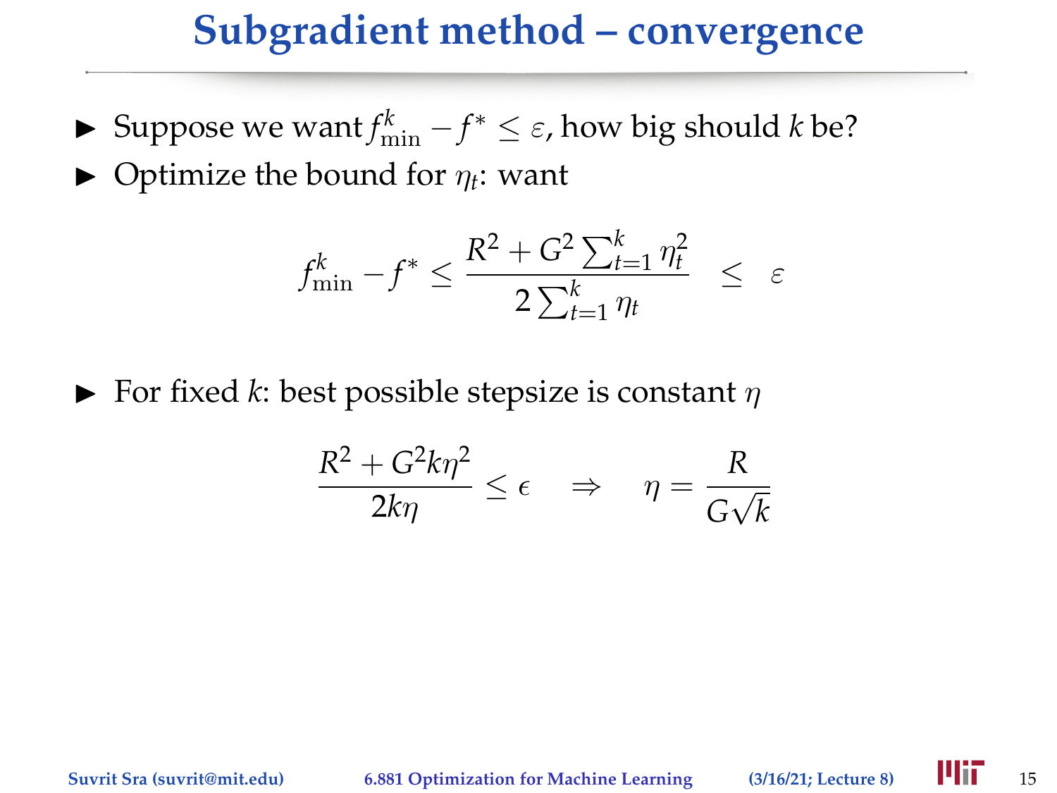# Subgradient method – convergence

- Suppose we want $f_{\min}^k - f^* \leq \varepsilon$, how big should $k$ be?
- Optimize the bound for $\eta_t$: want

$$f_{\min}^k - f^* \leq \frac{R^2 + G^2 \sum_{t=1}^k \eta_t^2}{2 \sum_{t=1}^k \eta_t} \quad \leq \quad \varepsilon$$

- For fixed $k$: best possible stepsize is constant $\eta$

$$\frac{R^2 + G^2 k \eta^2}{2k\eta} \leq \epsilon \quad \Rightarrow \quad \eta = \frac{R}{G\sqrt{k}}$$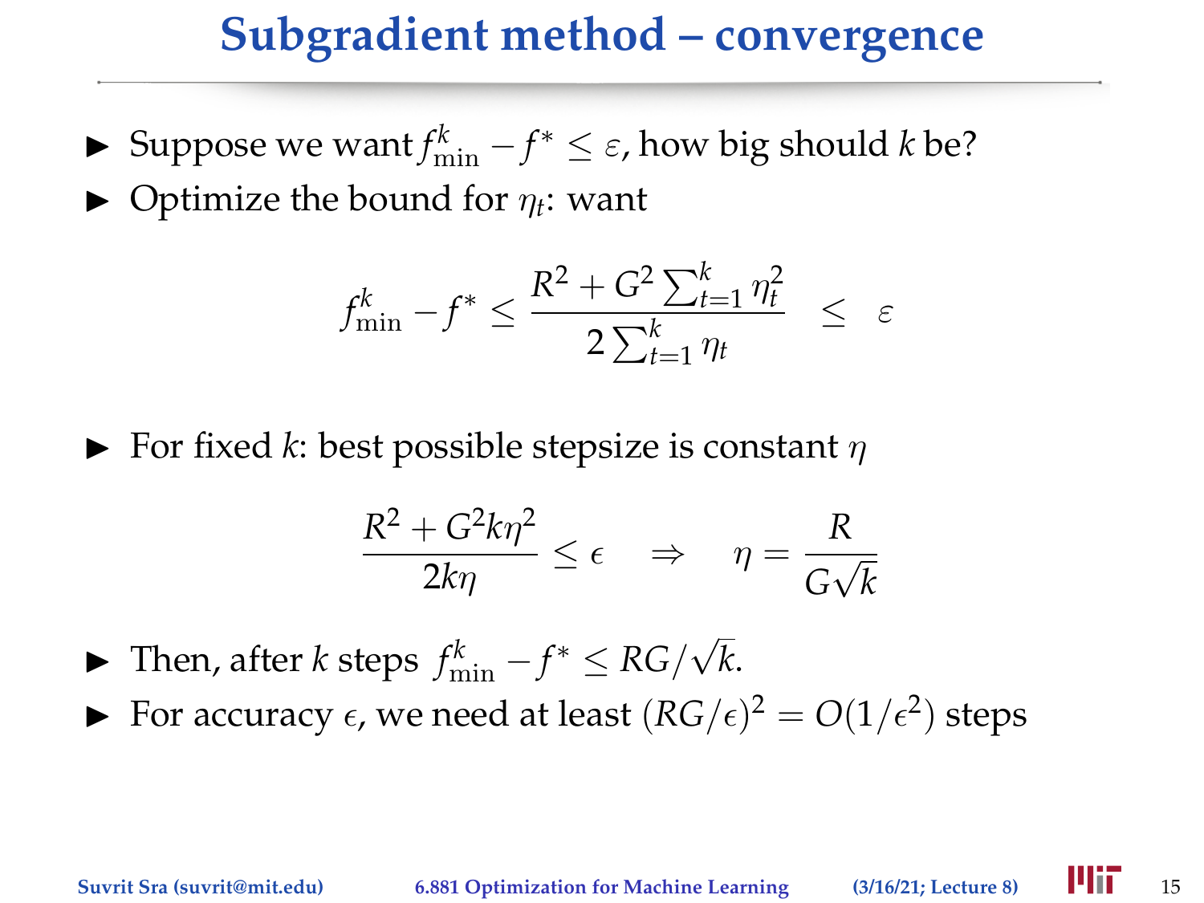# Subgradient method – convergence

- Suppose we want $f_{\min}^k - f^* \le \varepsilon$, how big should $k$ be?
- Optimize the bound for $\eta_t$: want

$$f_{\min}^k - f^* \le \frac{R^2 + G^2 \sum_{t=1}^k \eta_t^2}{2 \sum_{t=1}^k \eta_t} \quad \le \quad \varepsilon$$

- For fixed $k$: best possible stepsize is constant $\eta$

$$\frac{R^2 + G^2 k \eta^2}{2k\eta} \le \epsilon \quad \Rightarrow \quad \eta = \frac{R}{G\sqrt{k}}$$

- Then, after $k$ steps $f_{\min}^k - f^* \le RG/\sqrt{k}$.
- For accuracy $\epsilon$, we need at least $(RG/\epsilon)^2 = O(1/\epsilon^2)$ steps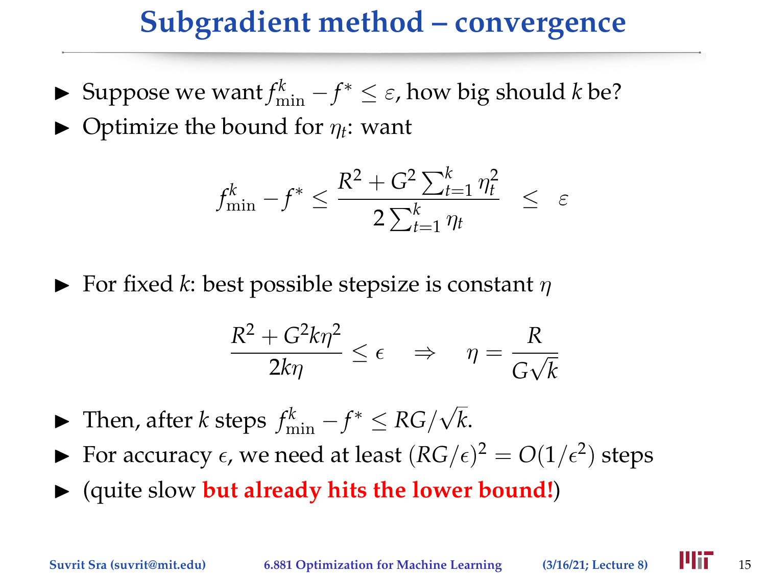# Subgradient method – convergence

- Suppose we want $f^k_{\min} - f^* \leq \varepsilon$, how big should $k$ be?
- Optimize the bound for $\eta_t$: want

$$f^k_{\min} - f^* \leq \frac{R^2 + G^2 \sum_{t=1}^k \eta_t^2}{2 \sum_{t=1}^k \eta_t} \quad \leq \quad \varepsilon$$

- For fixed $k$: best possible stepsize is constant $\eta$

$$\frac{R^2 + G^2 k \eta^2}{2k\eta} \leq \epsilon \quad \Rightarrow \quad \eta = \frac{R}{G\sqrt{k}}$$

- Then, after $k$ steps $f^k_{\min} - f^* \leq RG/\sqrt{k}$.
- For accuracy $\epsilon$, we need at least $(RG/\epsilon)^2 = O(1/\epsilon^2)$ steps
- (quite slow **but already hits the lower bound!**)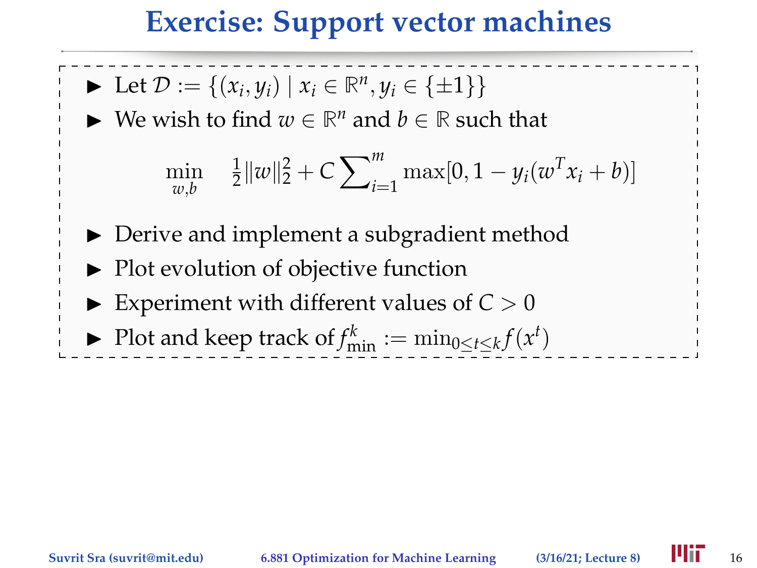# Exercise: Support vector machines

- Let $\mathcal{D} := \{(x_i, y_i) \mid x_i \in \mathbb{R}^n, y_i \in \{\pm 1\}\}$
- We wish to find $w \in \mathbb{R}^n$ and $b \in \mathbb{R}$ such that

$$\min_{w,b} \quad \tfrac{1}{2}\|w\|_2^2 + C\sum\nolimits_{i=1}^{m} \max[0, 1 - y_i(w^T x_i + b)]$$

- Derive and implement a subgradient method
- Plot evolution of objective function
- Experiment with different values of $C > 0$
- Plot and keep track of $f_{\min}^k := \min_{0 \le t \le k} f(x^t)$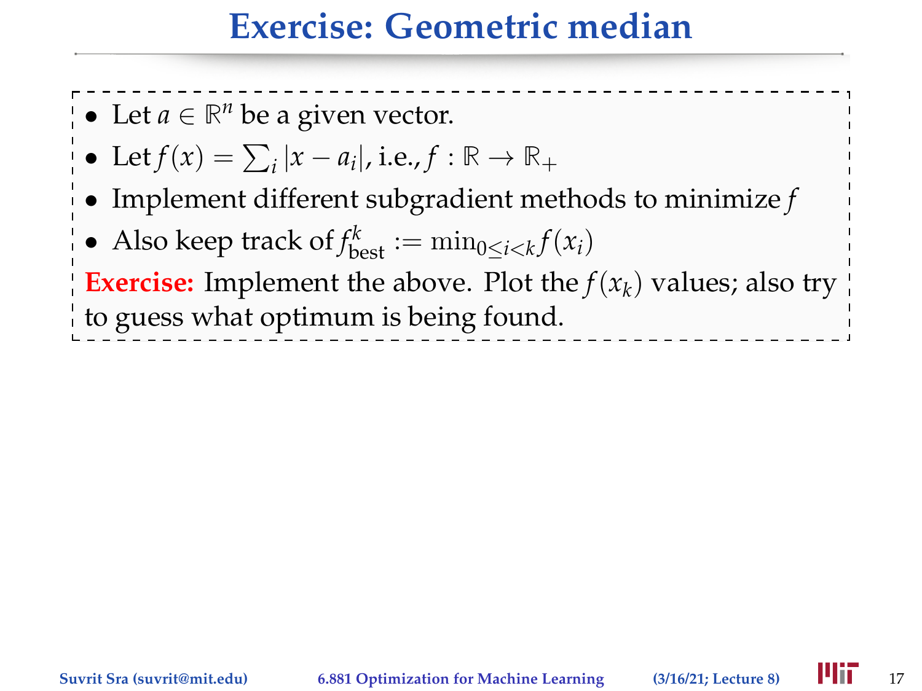# Exercise: Geometric median

- Let $a \in \mathbb{R}^n$ be a given vector.
- Let $f(x) = \sum_i |x - a_i|$, i.e., $f : \mathbb{R} \to \mathbb{R}_+$
- Implement different subgradient methods to minimize $f$
- Also keep track of $f_{\text{best}}^k := \min_{0 \leq i < k} f(x_i)$

**Exercise:** Implement the above. Plot the $f(x_k)$ values; also try to guess what optimum is being found.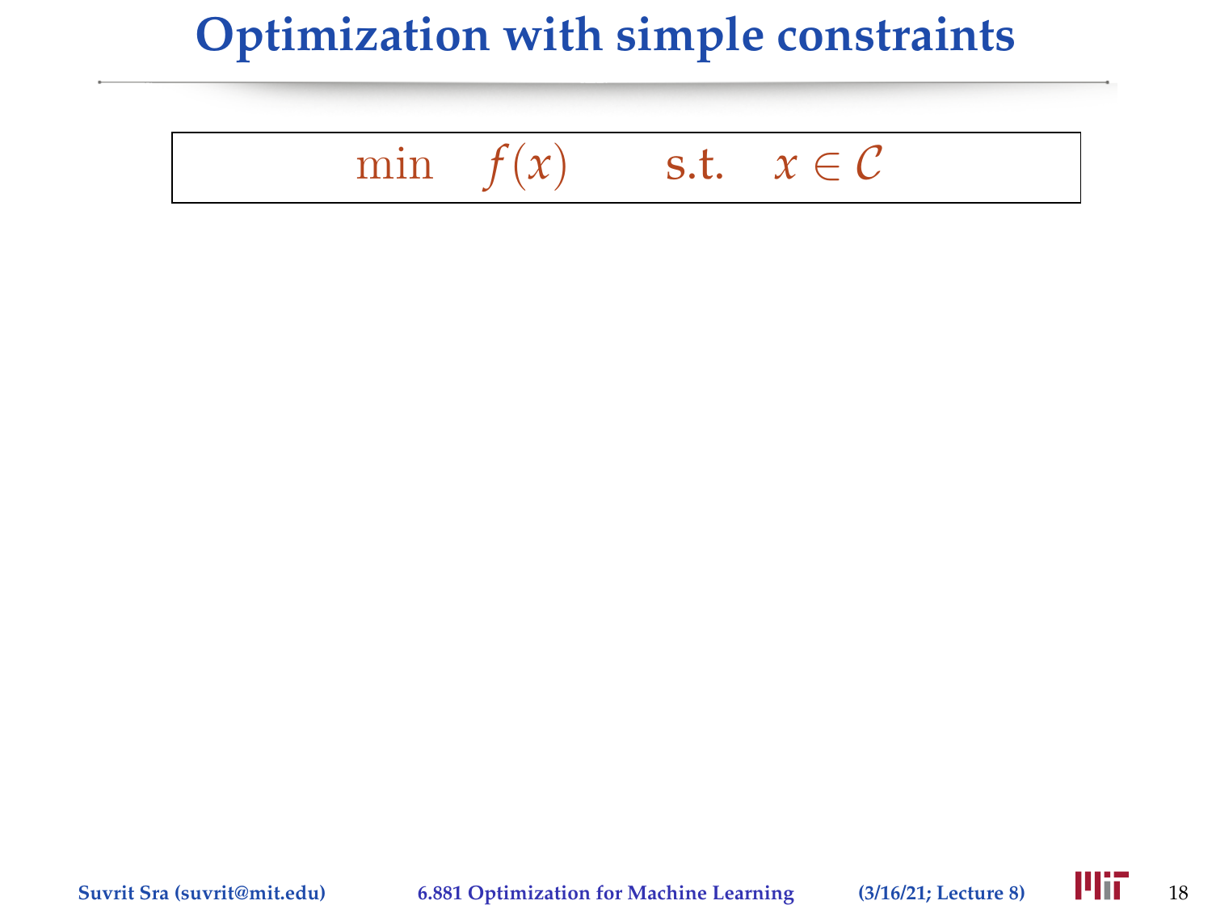# Optimization with simple constraints

$$\min \quad f(x) \qquad \text{s.t.} \quad x \in \mathcal{C}$$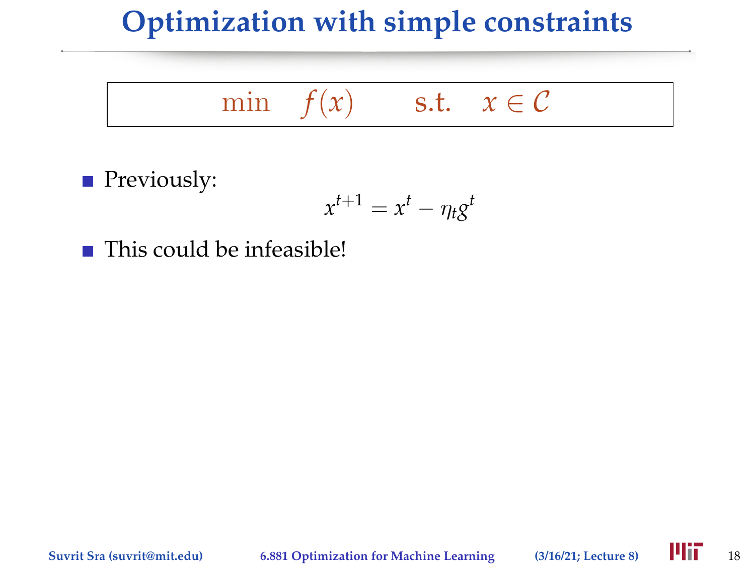# Optimization with simple constraints

$$\min \quad f(x) \qquad \text{s.t.} \quad x \in \mathcal{C}$$

- Previously:

$$x^{t+1} = x^t - \eta_t g^t$$

- This could be infeasible!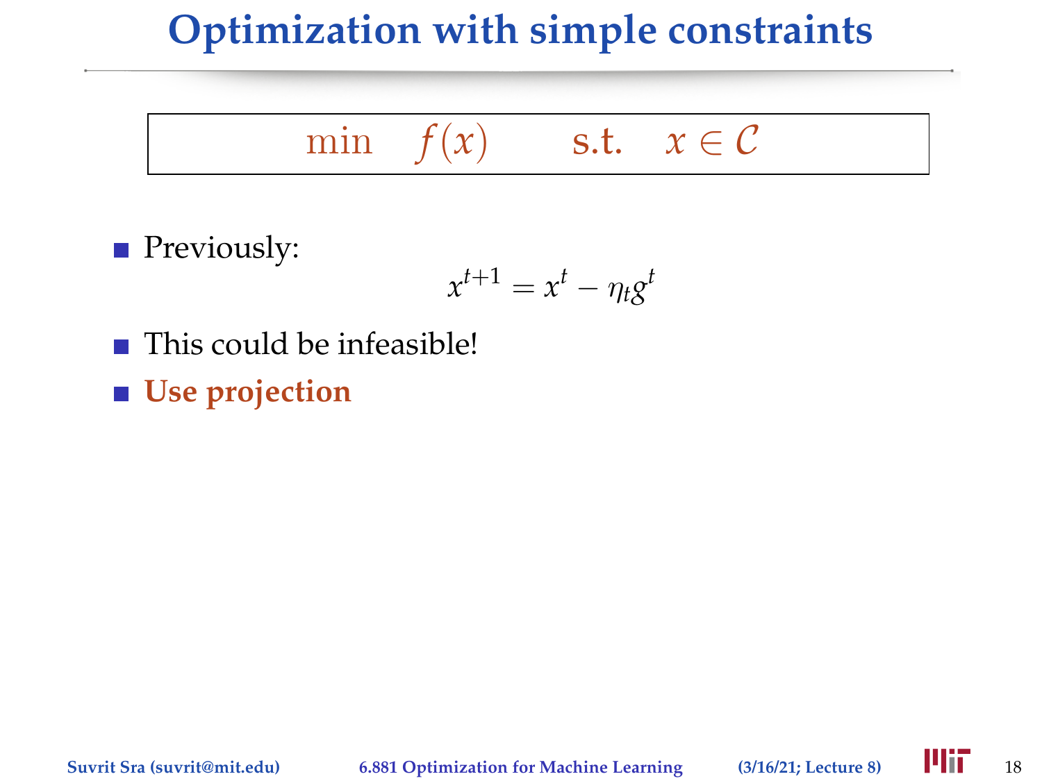# Optimization with simple constraints

$$\min \quad f(x) \qquad \text{s.t.} \quad x \in \mathcal{C}$$

- Previously:

$$x^{t+1} = x^t - \eta_t g^t$$

- This could be infeasible!
- **Use projection**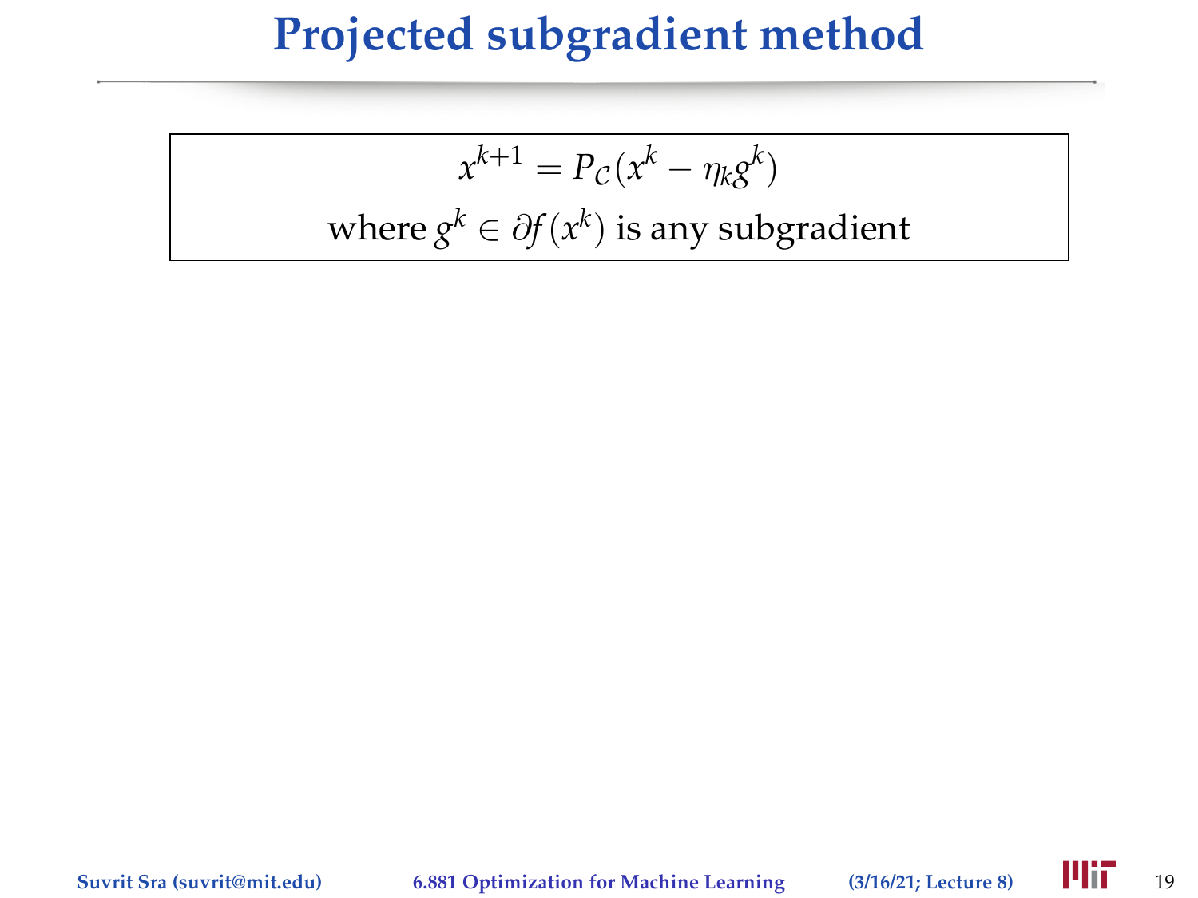# Projected subgradient method

$$x^{k+1} = P_{\mathcal{C}}(x^k - \eta_k g^k)$$

where $g^k \in \partial f(x^k)$ is any subgradient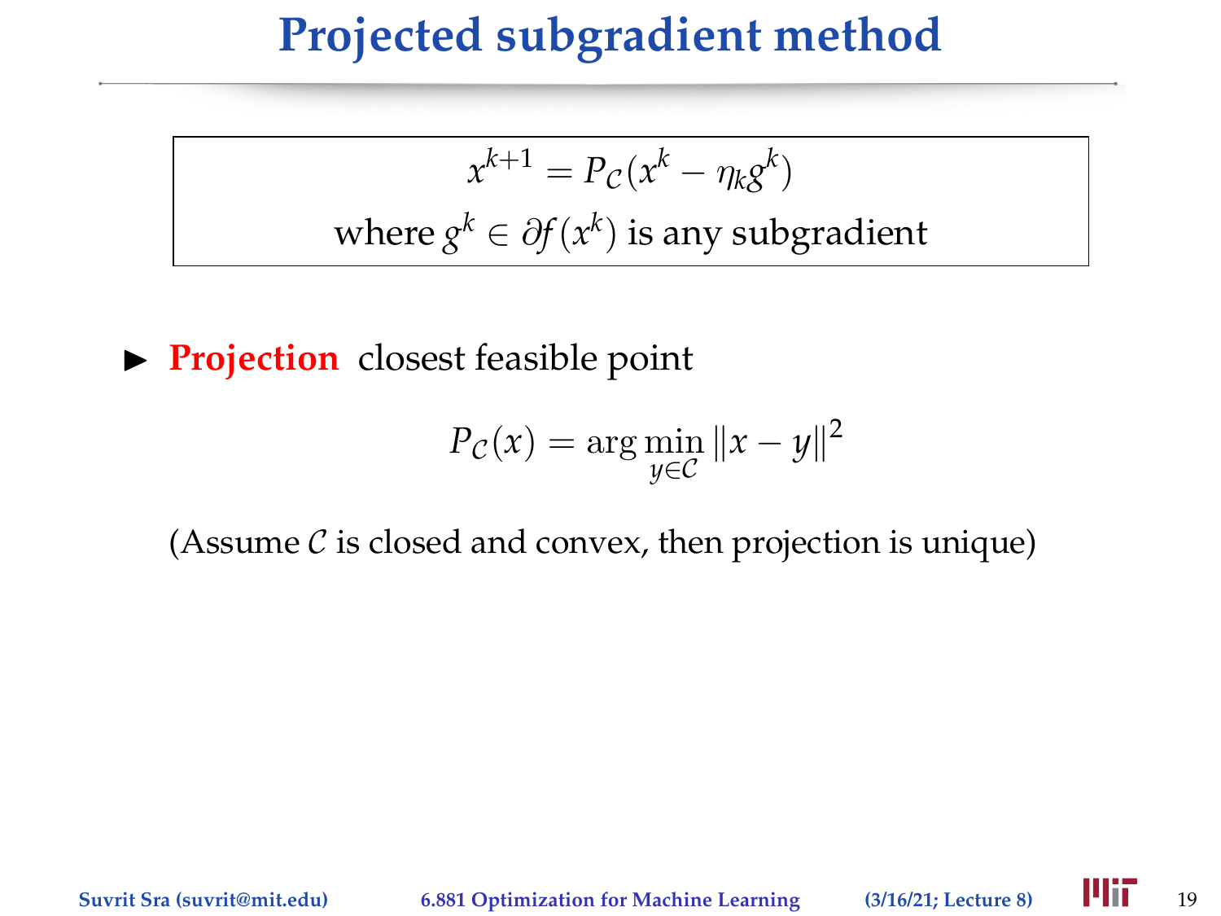# Projected subgradient method

$$x^{k+1} = P_{\mathcal{C}}(x^k - \eta_k g^k)$$

where $g^k \in \partial f(x^k)$ is any subgradient

- **Projection** closest feasible point

$$P_{\mathcal{C}}(x) = \arg\min_{y \in \mathcal{C}} \|x - y\|^2$$

(Assume $\mathcal{C}$ is closed and convex, then projection is unique)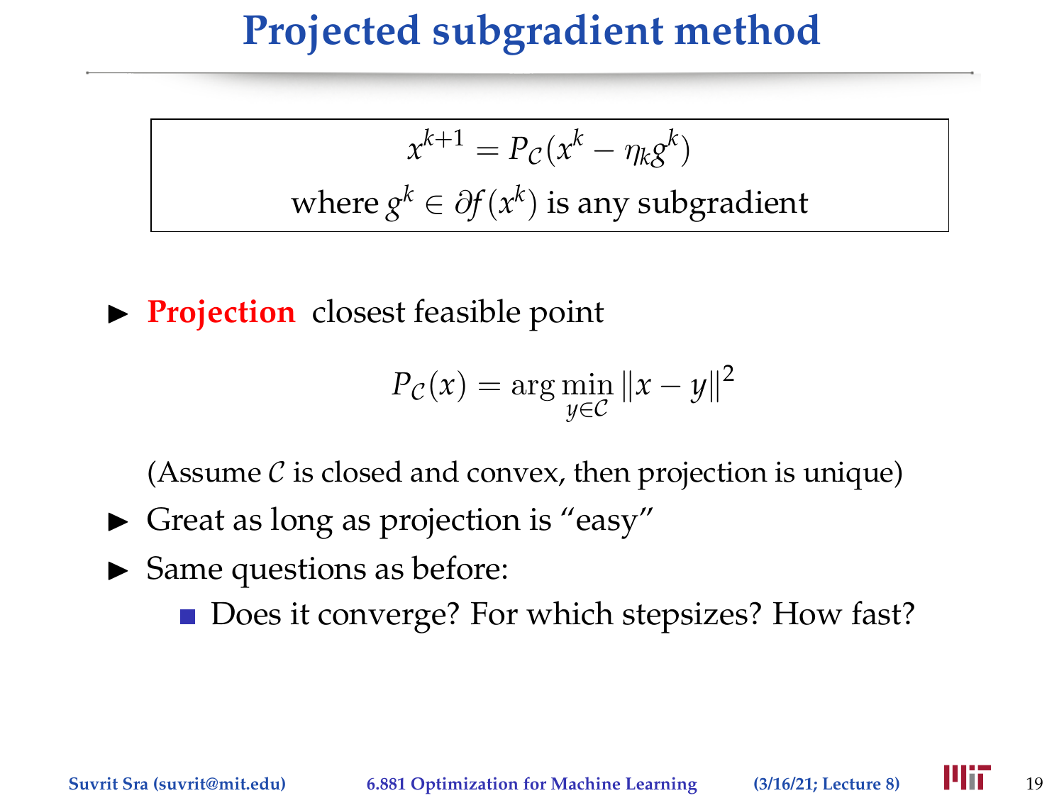# Projected subgradient method

$$x^{k+1} = P_{\mathcal{C}}(x^k - \eta_k g^k)$$

where $g^k \in \partial f(x^k)$ is any subgradient

- **Projection** closest feasible point

$$P_{\mathcal{C}}(x) = \arg\min_{y \in \mathcal{C}} \|x - y\|^2$$

  (Assume $\mathcal{C}$ is closed and convex, then projection is unique)

- Great as long as projection is "easy"
- Same questions as before:
  - Does it converge? For which stepsizes? How fast?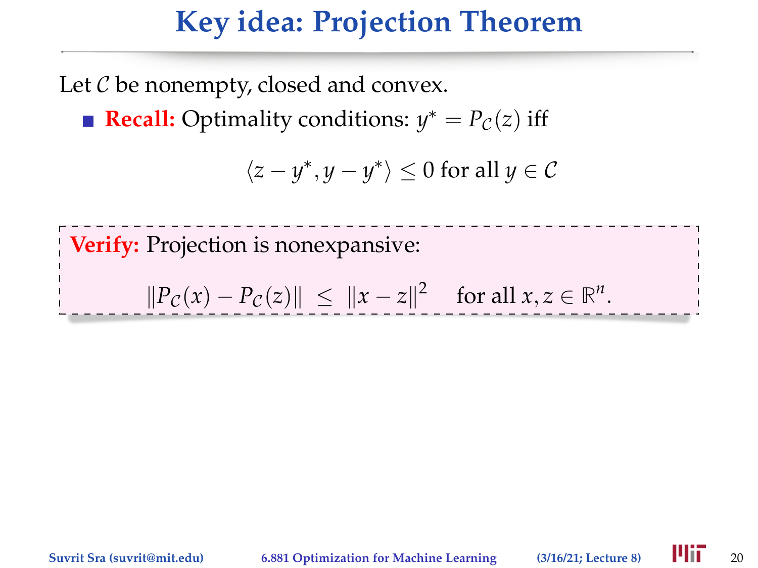# Key idea: Projection Theorem

Let $\mathcal{C}$ be nonempty, closed and convex.

- **Recall:** Optimality conditions: $y^* = P_{\mathcal{C}}(z)$ iff

$$\langle z - y^*, y - y^* \rangle \leq 0 \text{ for all } y \in \mathcal{C}$$

**Verify:** Projection is nonexpansive:

$$\|P_{\mathcal{C}}(x) - P_{\mathcal{C}}(z)\| \;\leq\; \|x - z\|^2 \quad \text{for all } x, z \in \mathbb{R}^n.$$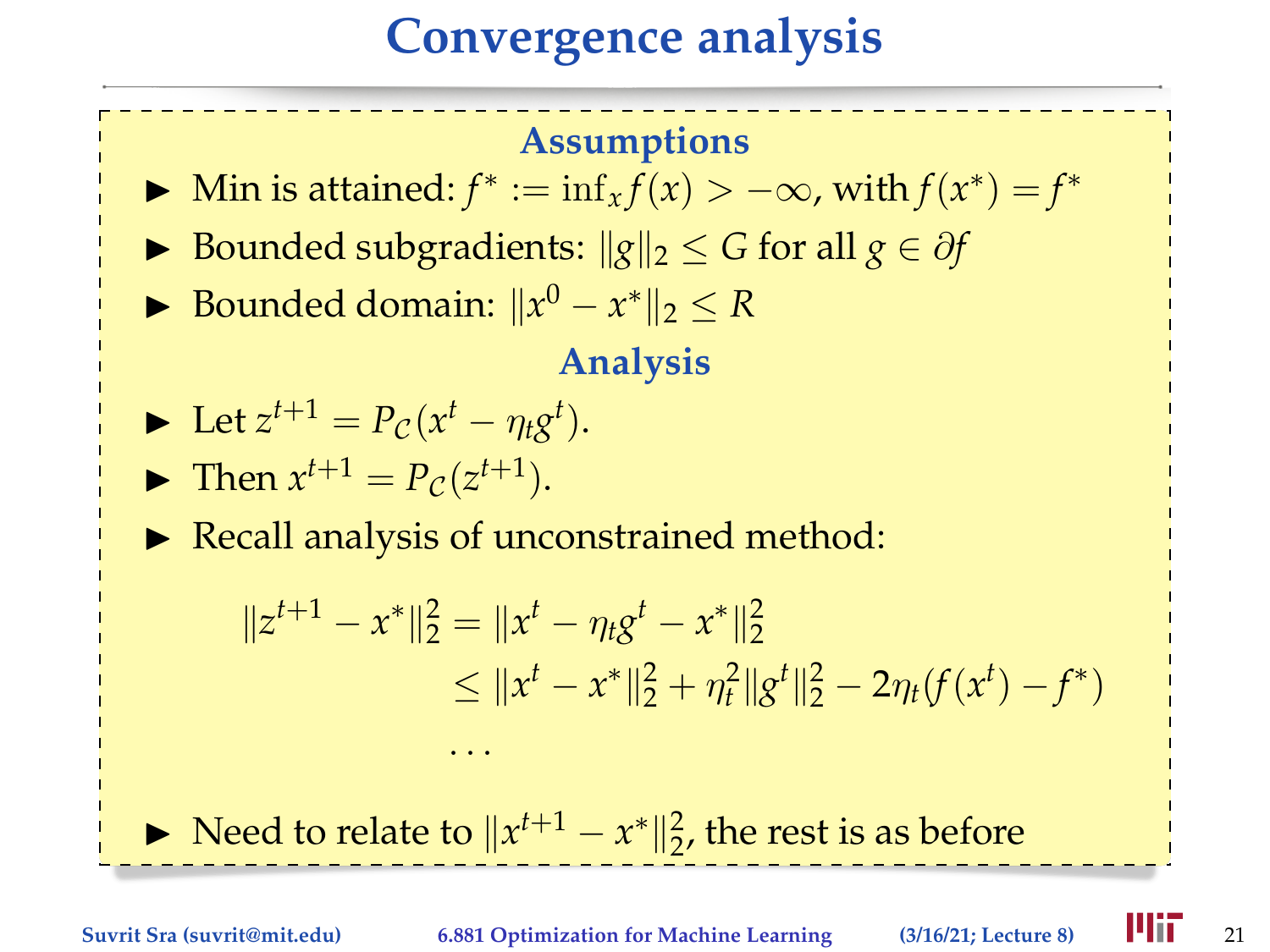# Convergence analysis

### Assumptions

- Min is attained: $f^* := \inf_x f(x) > -\infty$, with $f(x^*) = f^*$
- Bounded subgradients: $\|g\|_2 \leq G$ for all $g \in \partial f$
- Bounded domain: $\|x^0 - x^*\|_2 \leq R$

### Analysis

- Let $z^{t+1} = P_{\mathcal{C}}(x^t - \eta_t g^t)$.
- Then $x^{t+1} = P_{\mathcal{C}}(z^{t+1})$.
- Recall analysis of unconstrained method:

$$
\begin{aligned}
\|z^{t+1} - x^*\|_2^2 &= \|x^t - \eta_t g^t - x^*\|_2^2 \\
&\leq \|x^t - x^*\|_2^2 + \eta_t^2 \|g^t\|_2^2 - 2\eta_t (f(x^t) - f^*) \\
&\dots
\end{aligned}
$$

- Need to relate to $\|x^{t+1} - x^*\|_2^2$, the rest is as before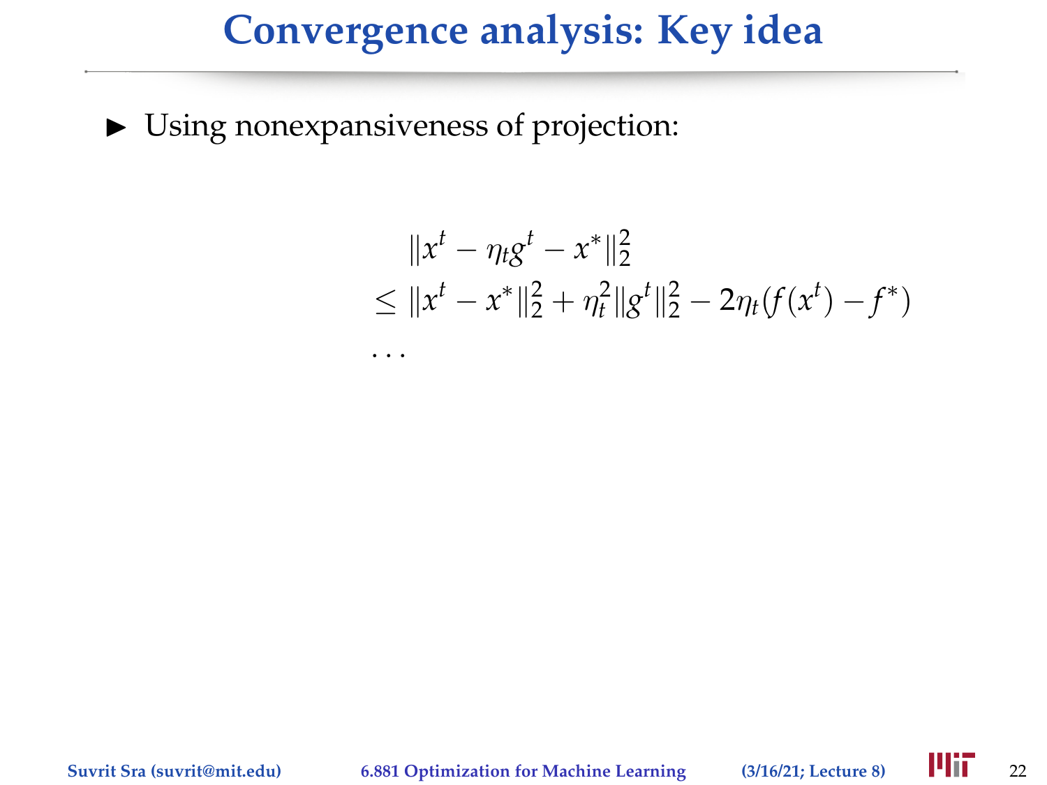# Convergence analysis: Key idea

- Using nonexpansiveness of projection:

$$
\begin{aligned}
& \|x^t - \eta_t g^t - x^*\|_2^2 \\
\leq\ & \|x^t - x^*\|_2^2 + \eta_t^2 \|g^t\|_2^2 - 2\eta_t (f(x^t) - f^*) \\
& \ldots
\end{aligned}
$$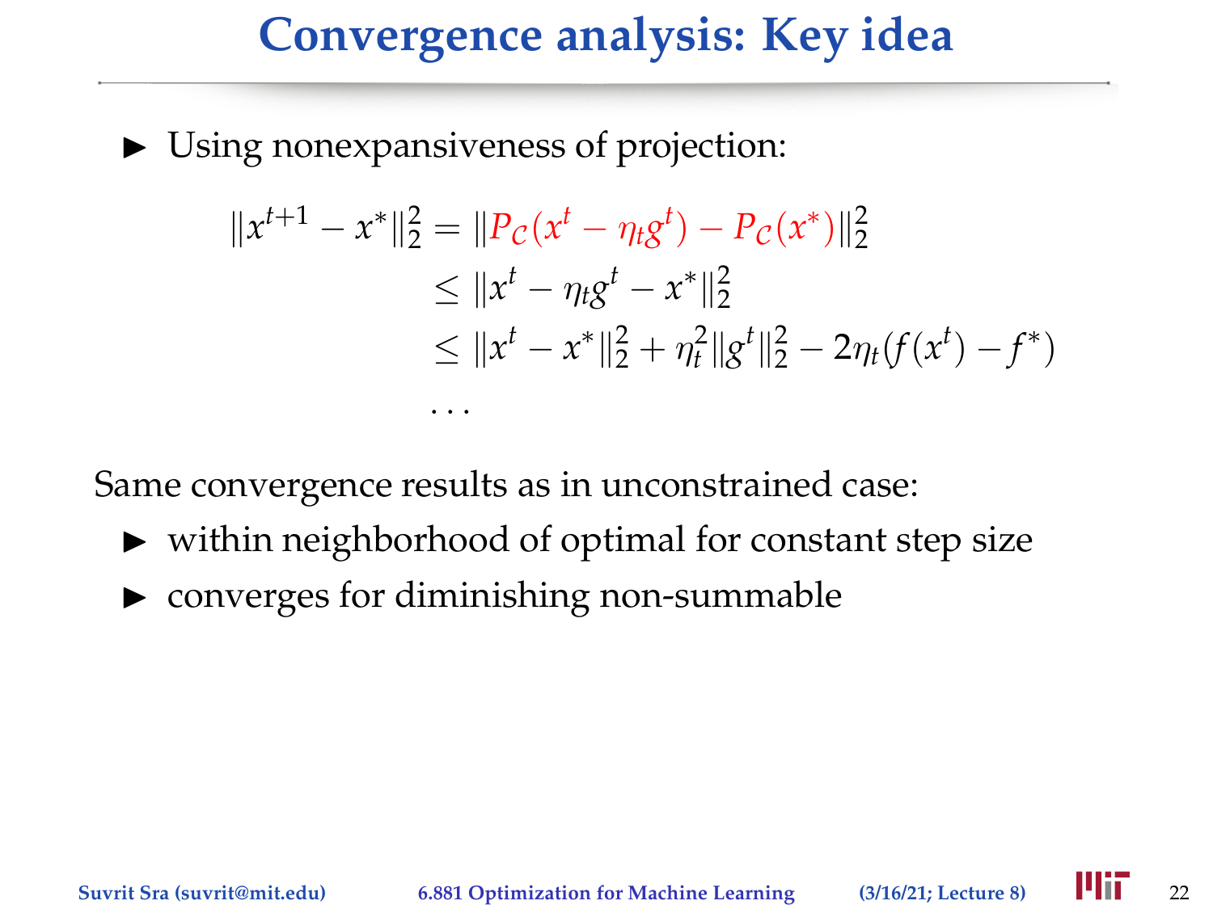# Convergence analysis: Key idea

- Using nonexpansiveness of projection:

$$
\begin{aligned}
\|x^{t+1} - x^*\|_2^2 &= \|P_{\mathcal{C}}(x^t - \eta_t g^t) - P_{\mathcal{C}}(x^*)\|_2^2 \\
&\le \|x^t - \eta_t g^t - x^*\|_2^2 \\
&\le \|x^t - x^*\|_2^2 + \eta_t^2 \|g^t\|_2^2 - 2\eta_t (f(x^t) - f^*) \\
&\ldots
\end{aligned}
$$

Same convergence results as in unconstrained case:

- within neighborhood of optimal for constant step size
- converges for diminishing non-summable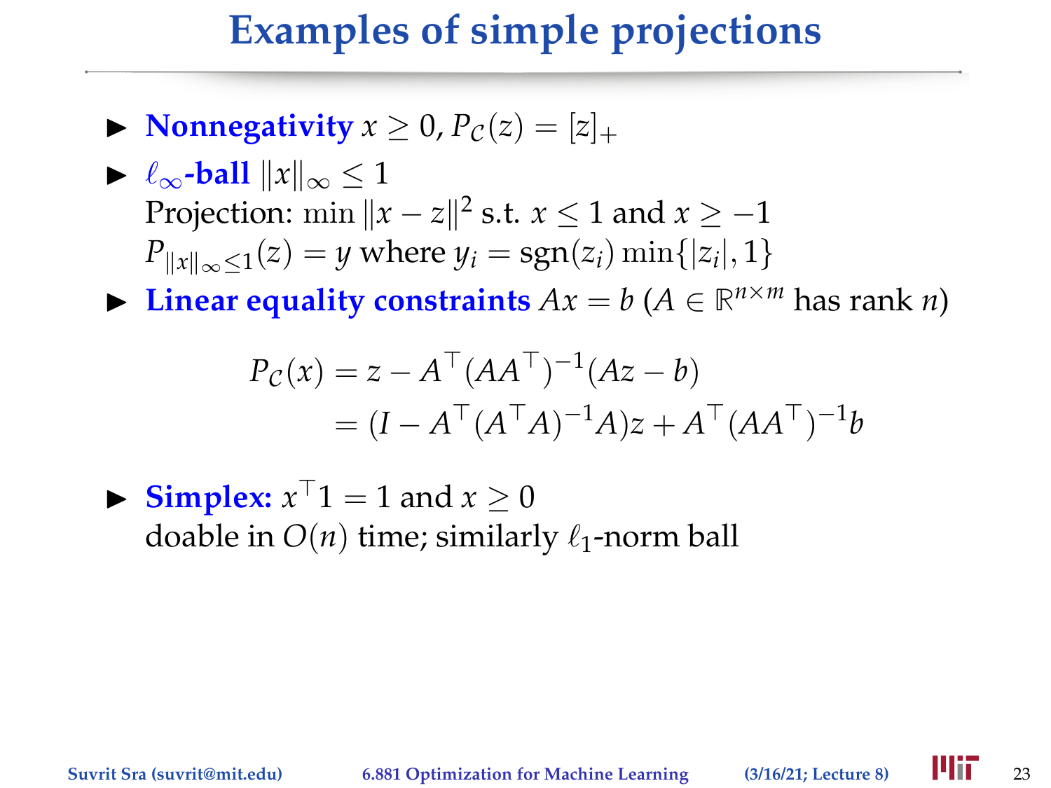# Examples of simple projections

- **Nonnegativity** $x \geq 0$, $P_{\mathcal{C}}(z) = [z]_+$
- **$\ell_\infty$-ball** $\|x\|_\infty \leq 1$
  Projection: $\min \|x - z\|^2$ s.t. $x \leq 1$ and $x \geq -1$
  $P_{\|x\|_\infty \leq 1}(z) = y$ where $y_i = \text{sgn}(z_i) \min\{|z_i|, 1\}$
- **Linear equality constraints** $Ax = b$ ($A \in \mathbb{R}^{n \times m}$ has rank $n$)

$$
\begin{aligned}
P_{\mathcal{C}}(x) &= z - A^\top (AA^\top)^{-1}(Az - b) \\
&= (I - A^\top (A^\top A)^{-1} A)z + A^\top (AA^\top)^{-1} b
\end{aligned}
$$

- **Simplex:** $x^\top 1 = 1$ and $x \geq 0$
  doable in $O(n)$ time; similarly $\ell_1$-norm ball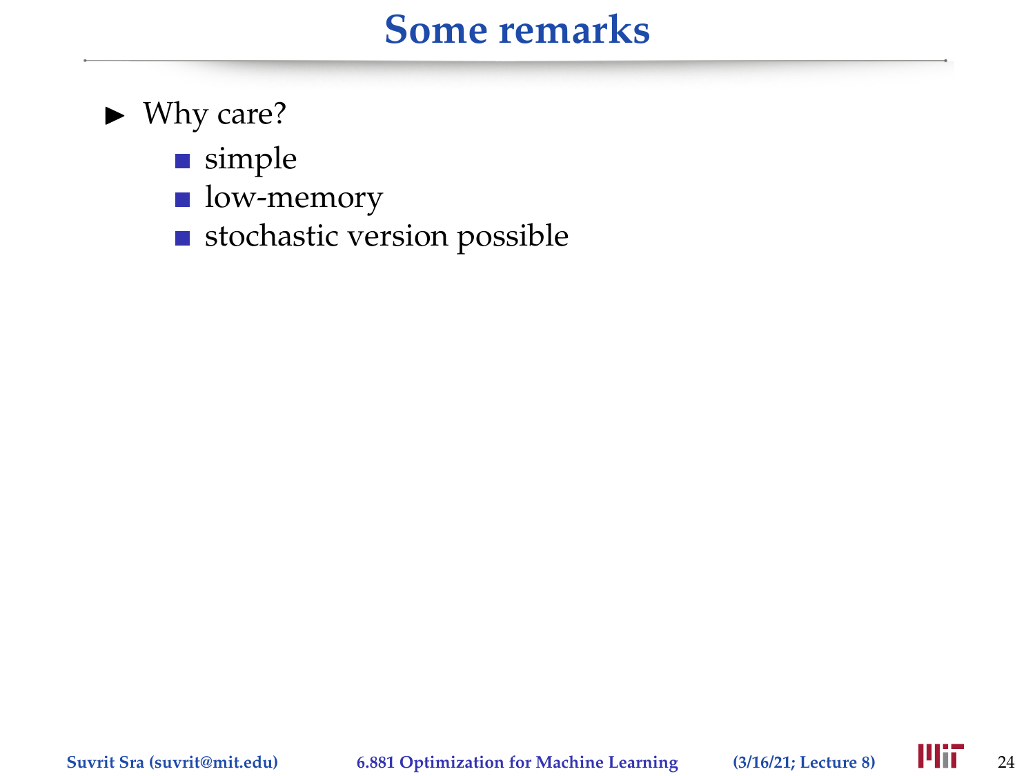# Some remarks

- Why care?
  - simple
  - low-memory
  - stochastic version possible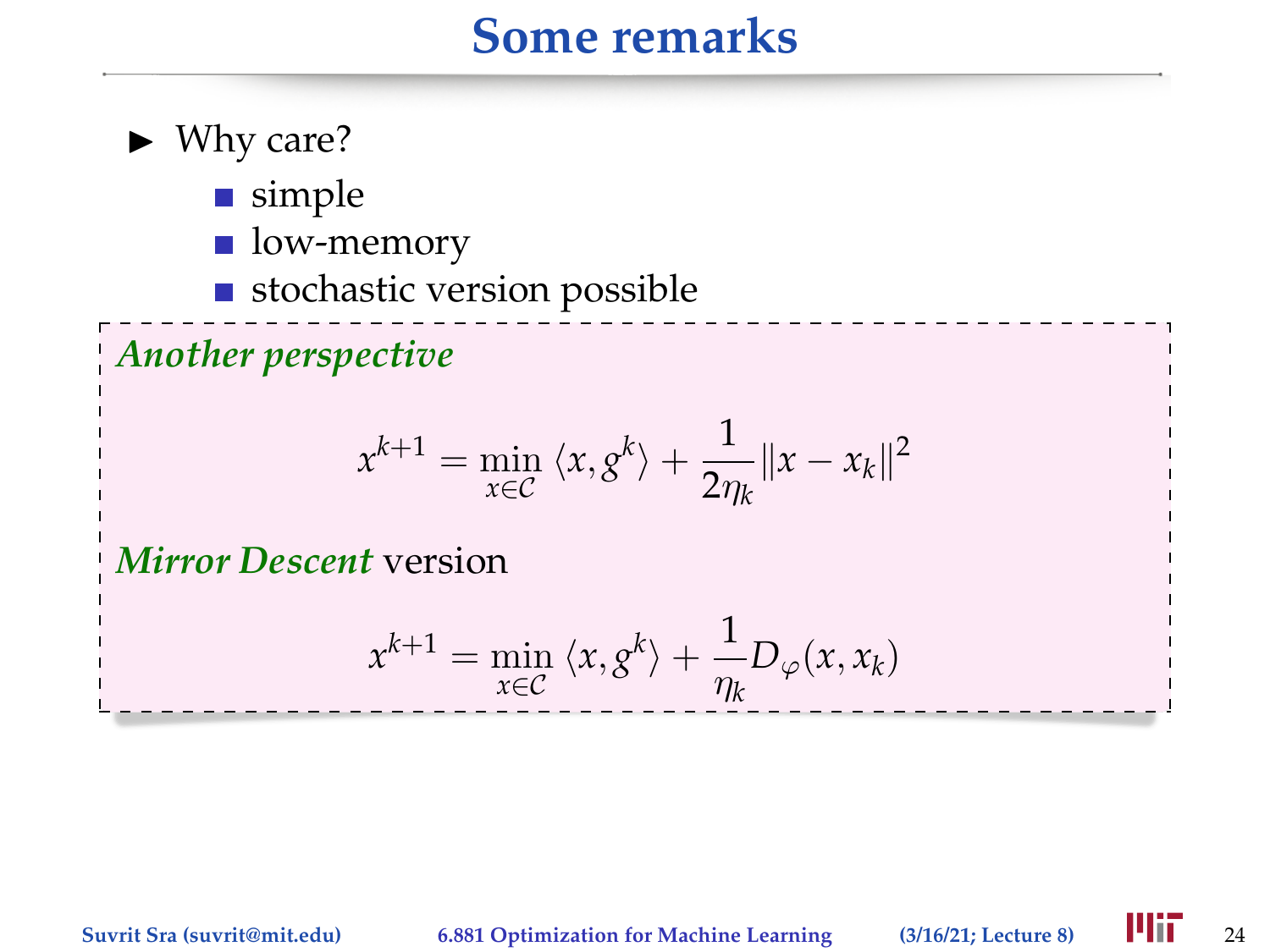# Some remarks

- Why care?
  - simple
  - low-memory
  - stochastic version possible

***Another perspective***

$$x^{k+1} = \min_{x \in \mathcal{C}} \langle x, g^k \rangle + \frac{1}{2\eta_k} \|x - x_k\|^2$$

***Mirror Descent*** version

$$x^{k+1} = \min_{x \in \mathcal{C}} \langle x, g^k \rangle + \frac{1}{\eta_k} D_\varphi(x, x_k)$$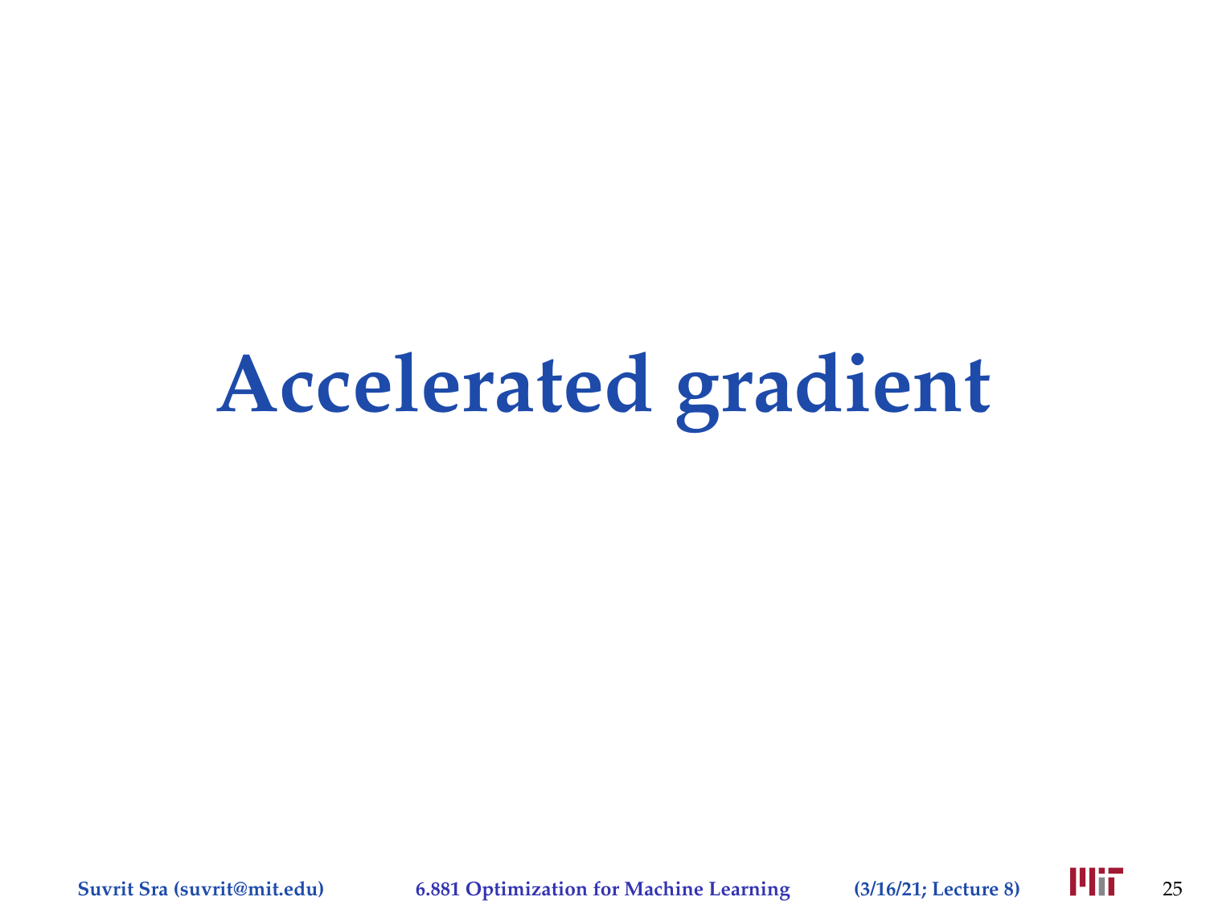# Accelerated gradient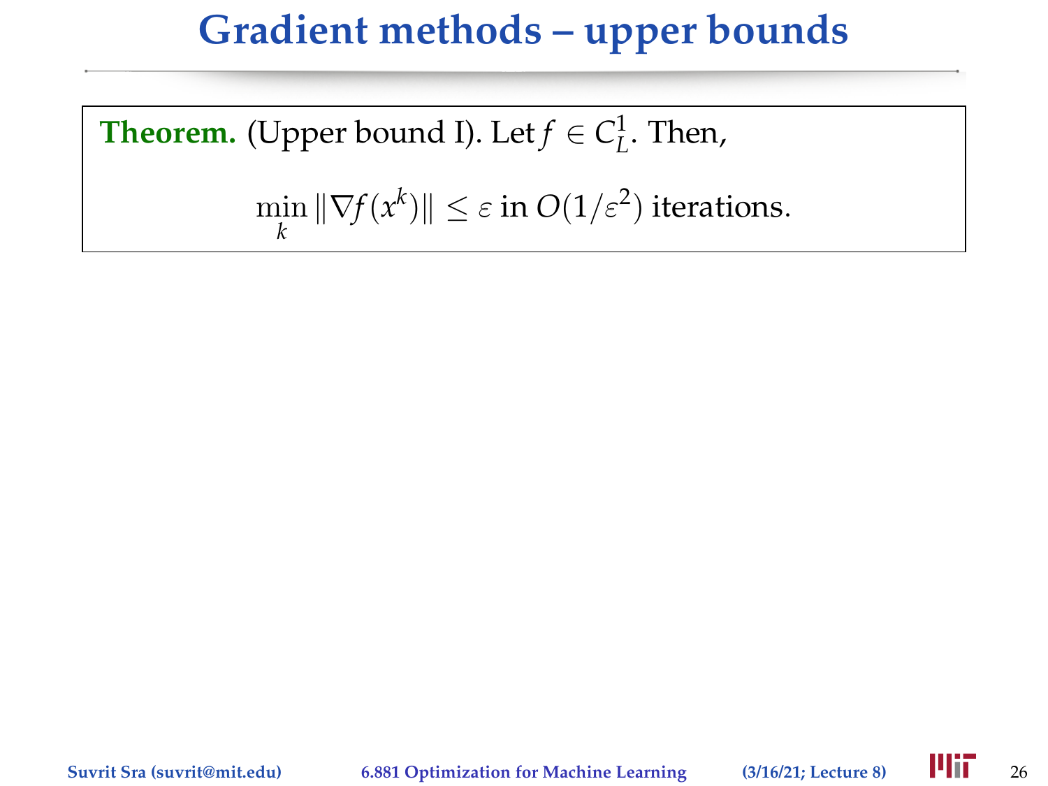# Gradient methods – upper bounds

**Theorem.** (Upper bound I). Let $f \in C_L^1$. Then,

$$\min_k \|\nabla f(x^k)\| \leq \varepsilon \text{ in } O(1/\varepsilon^2) \text{ iterations.}$$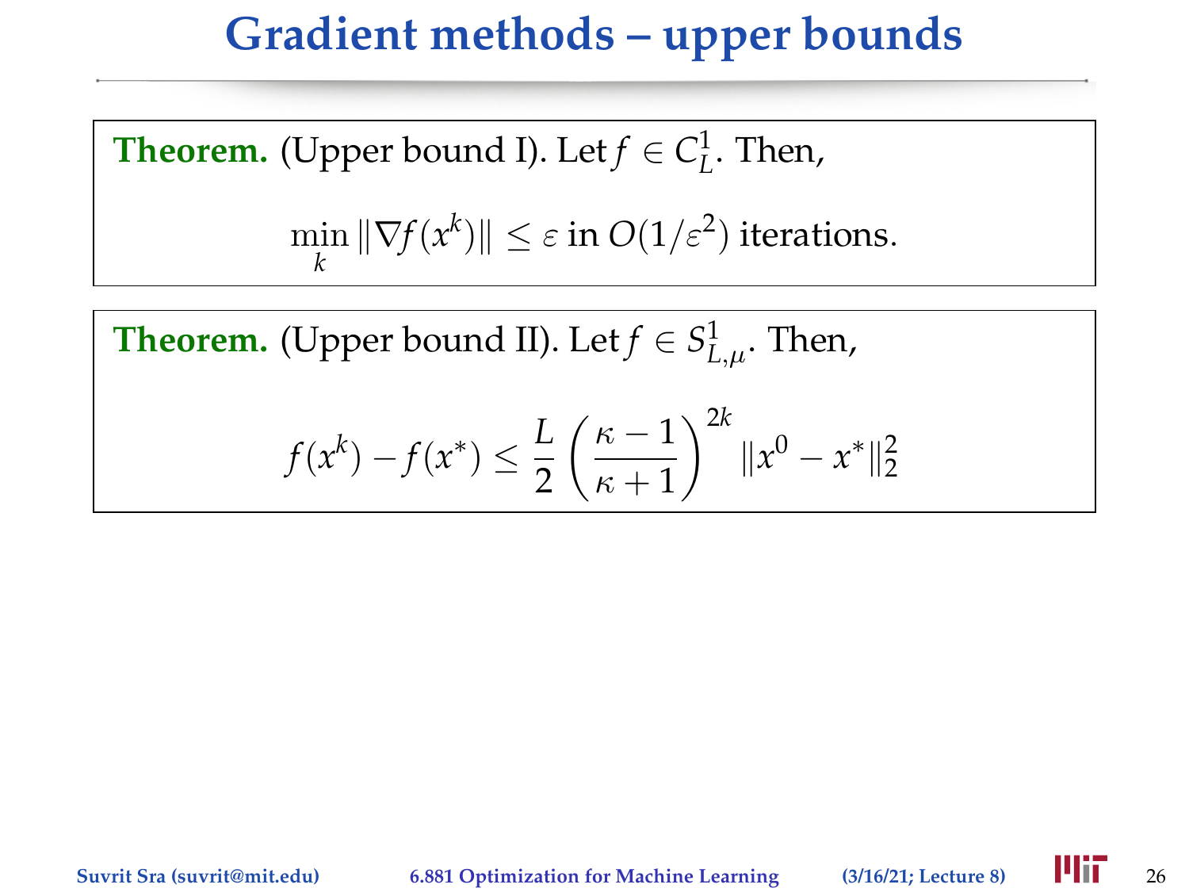# Gradient methods – upper bounds

**Theorem.** (Upper bound I). Let $f \in C_L^1$. Then,

$$\min_k \|\nabla f(x^k)\| \leq \varepsilon \text{ in } O(1/\varepsilon^2) \text{ iterations.}$$

**Theorem.** (Upper bound II). Let $f \in S_{L,\mu}^1$. Then,

$$f(x^k) - f(x^*) \leq \frac{L}{2}\left(\frac{\kappa - 1}{\kappa + 1}\right)^{2k} \|x^0 - x^*\|_2^2$$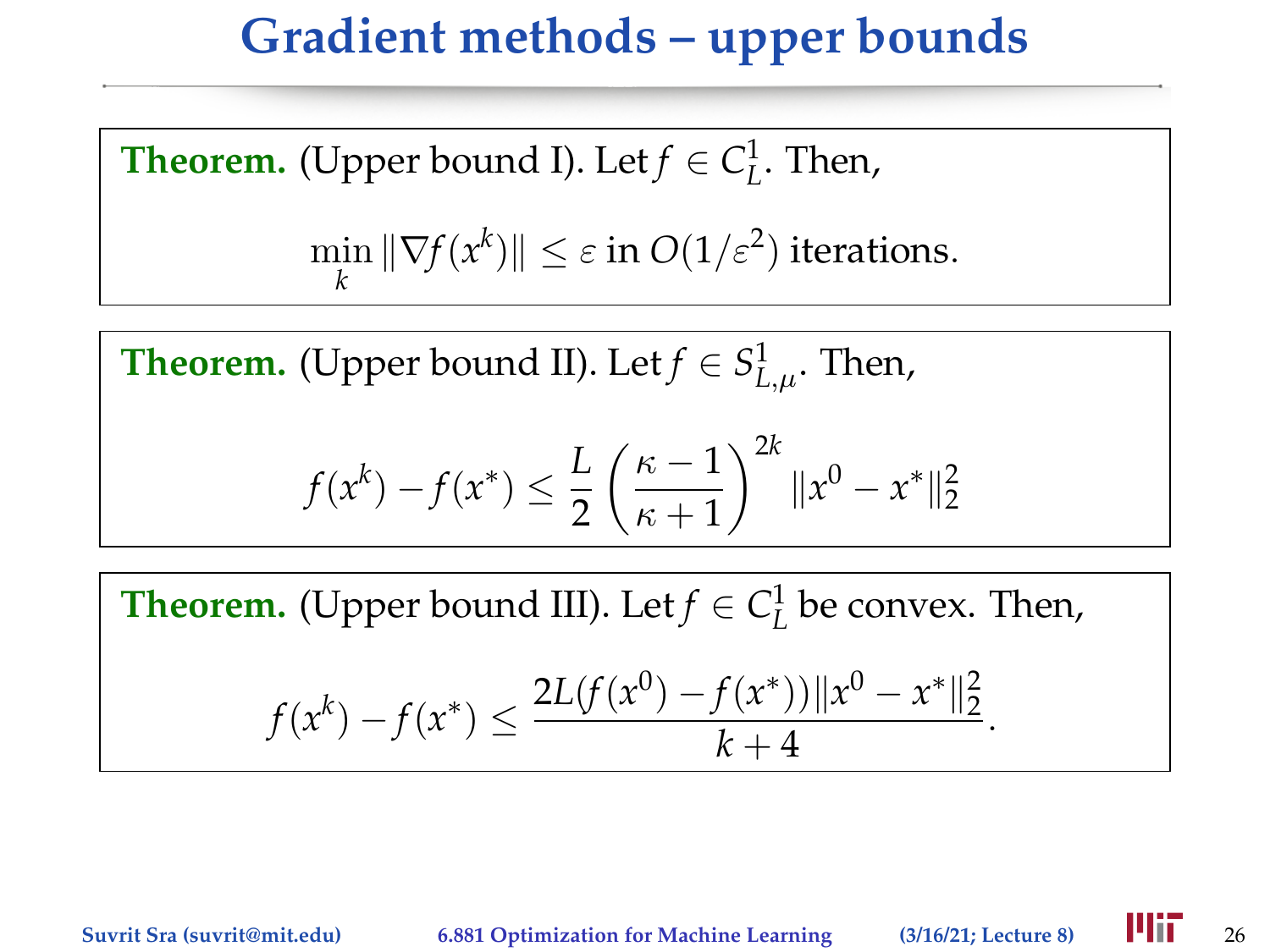# Gradient methods – upper bounds

**Theorem.** (Upper bound I). Let $f \in C_L^1$. Then,

$$\min_k \|\nabla f(x^k)\| \leq \varepsilon \text{ in } O(1/\varepsilon^2) \text{ iterations.}$$

**Theorem.** (Upper bound II). Let $f \in S_{L,\mu}^1$. Then,

$$f(x^k) - f(x^*) \leq \frac{L}{2}\left(\frac{\kappa - 1}{\kappa + 1}\right)^{2k} \|x^0 - x^*\|_2^2$$

**Theorem.** (Upper bound III). Let $f \in C_L^1$ be convex. Then,

$$f(x^k) - f(x^*) \leq \frac{2L(f(x^0) - f(x^*))\|x^0 - x^*\|_2^2}{k + 4}.$$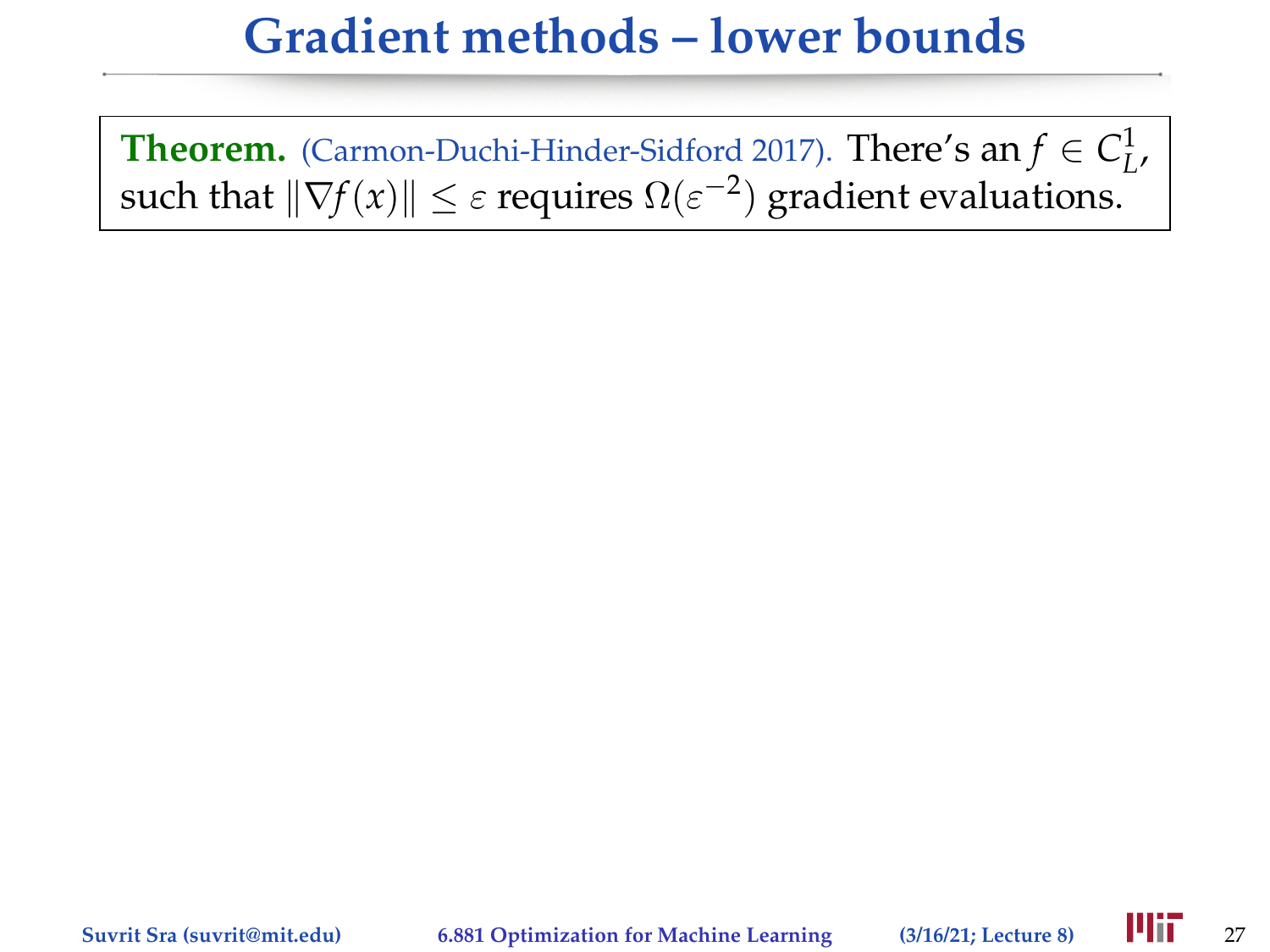# Gradient methods – lower bounds

**Theorem.** (Carmon-Duchi-Hinder-Sidford 2017). There's an $f \in C^1_L$, such that $\|\nabla f(x)\| \leq \varepsilon$ requires $\Omega(\varepsilon^{-2})$ gradient evaluations.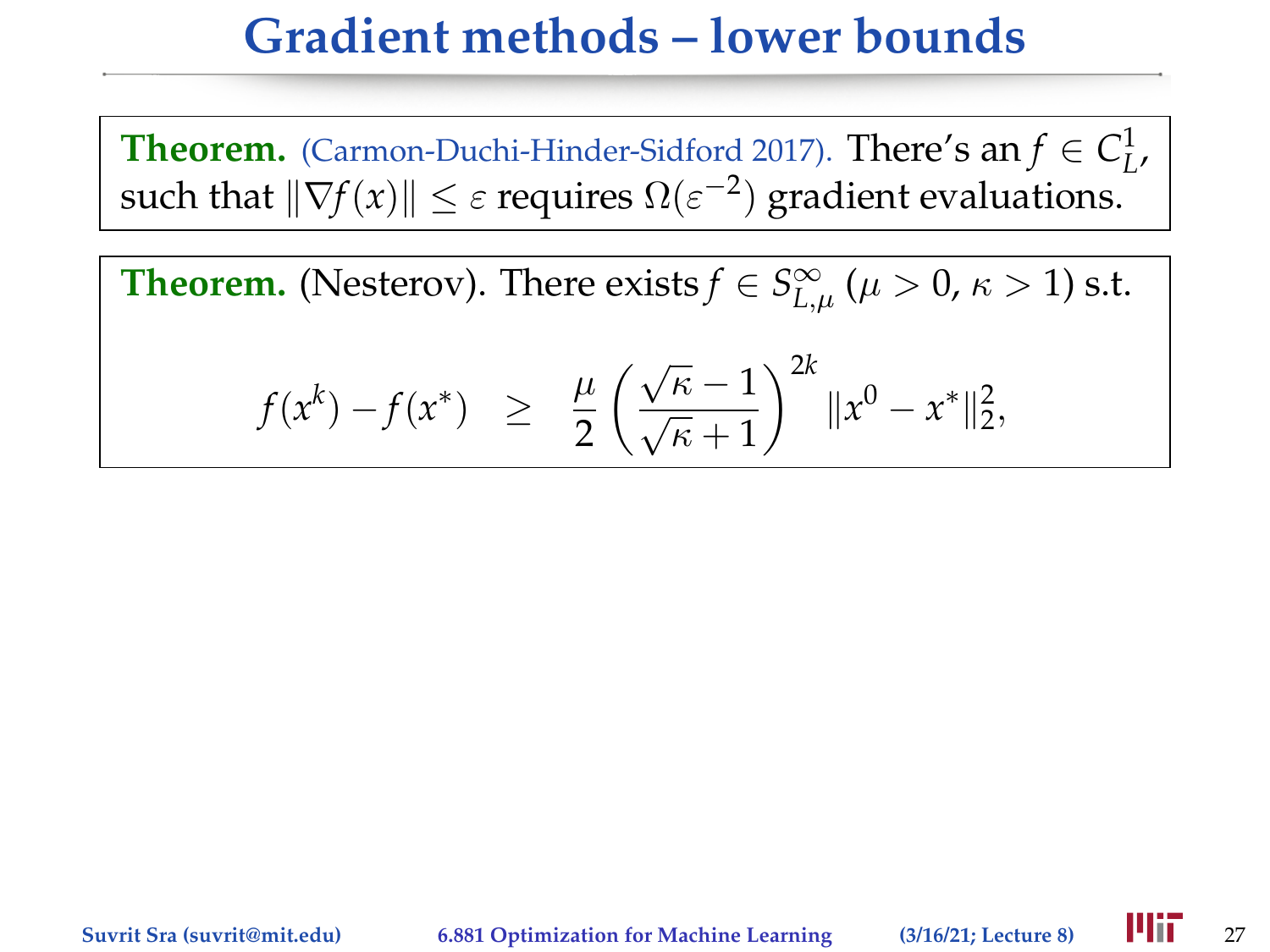# Gradient methods – lower bounds

**Theorem.** (Carmon-Duchi-Hinder-Sidford 2017). There's an $f \in C_L^1$, such that $\|\nabla f(x)\| \leq \varepsilon$ requires $\Omega(\varepsilon^{-2})$ gradient evaluations.

**Theorem.** (Nesterov). There exists $f \in S_{L,\mu}^{\infty}$ ($\mu > 0$, $\kappa > 1$) s.t.

$$f(x^k) - f(x^*) \quad \geq \quad \frac{\mu}{2}\left(\frac{\sqrt{\kappa}-1}{\sqrt{\kappa}+1}\right)^{2k} \|x^0 - x^*\|_2^2,$$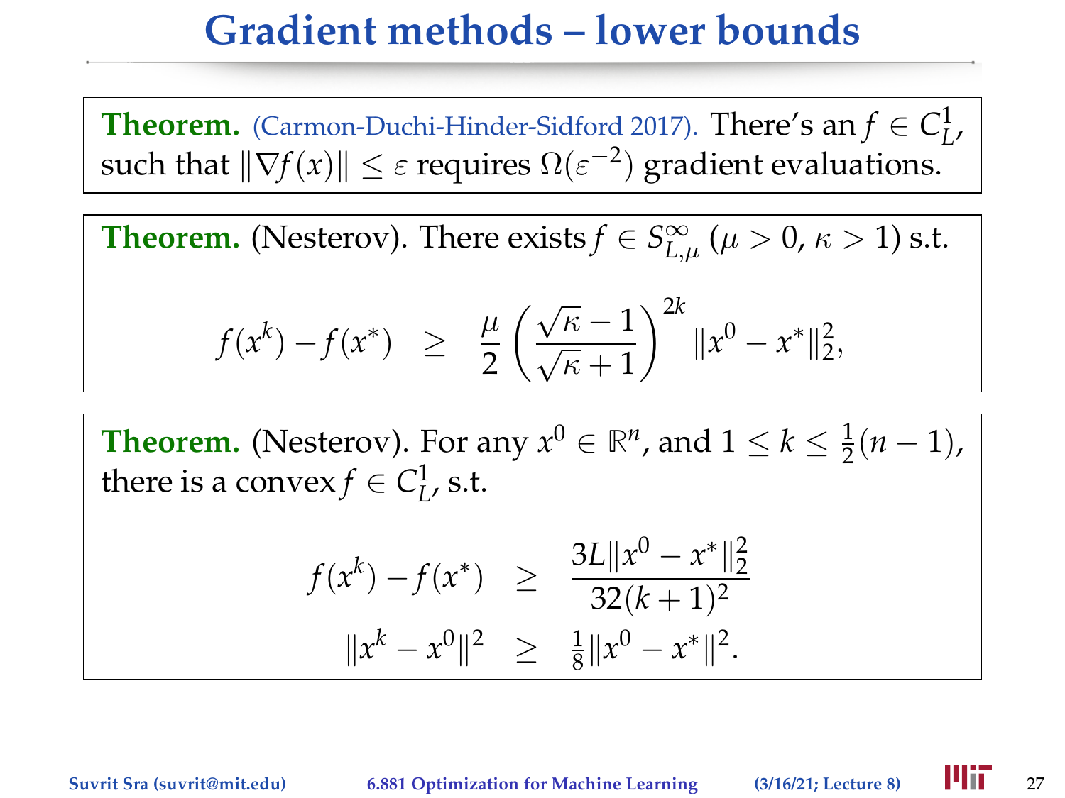# Gradient methods – lower bounds

**Theorem.** (Carmon-Duchi-Hinder-Sidford 2017). There's an $f \in C_L^1$, such that $\|\nabla f(x)\| \leq \varepsilon$ requires $\Omega(\varepsilon^{-2})$ gradient evaluations.

**Theorem.** (Nesterov). There exists $f \in S_{L,\mu}^{\infty}$ ($\mu > 0$, $\kappa > 1$) s.t.

$$f(x^k) - f(x^*) \quad \geq \quad \frac{\mu}{2}\left(\frac{\sqrt{\kappa}-1}{\sqrt{\kappa}+1}\right)^{2k} \|x^0 - x^*\|_2^2,$$

**Theorem.** (Nesterov). For any $x^0 \in \mathbb{R}^n$, and $1 \leq k \leq \frac{1}{2}(n-1)$, there is a convex $f \in C_L^1$, s.t.

$$f(x^k) - f(x^*) \quad \geq \quad \frac{3L\|x^0 - x^*\|_2^2}{32(k+1)^2}$$

$$\|x^k - x^0\|^2 \quad \geq \quad \frac{1}{8}\|x^0 - x^*\|^2.$$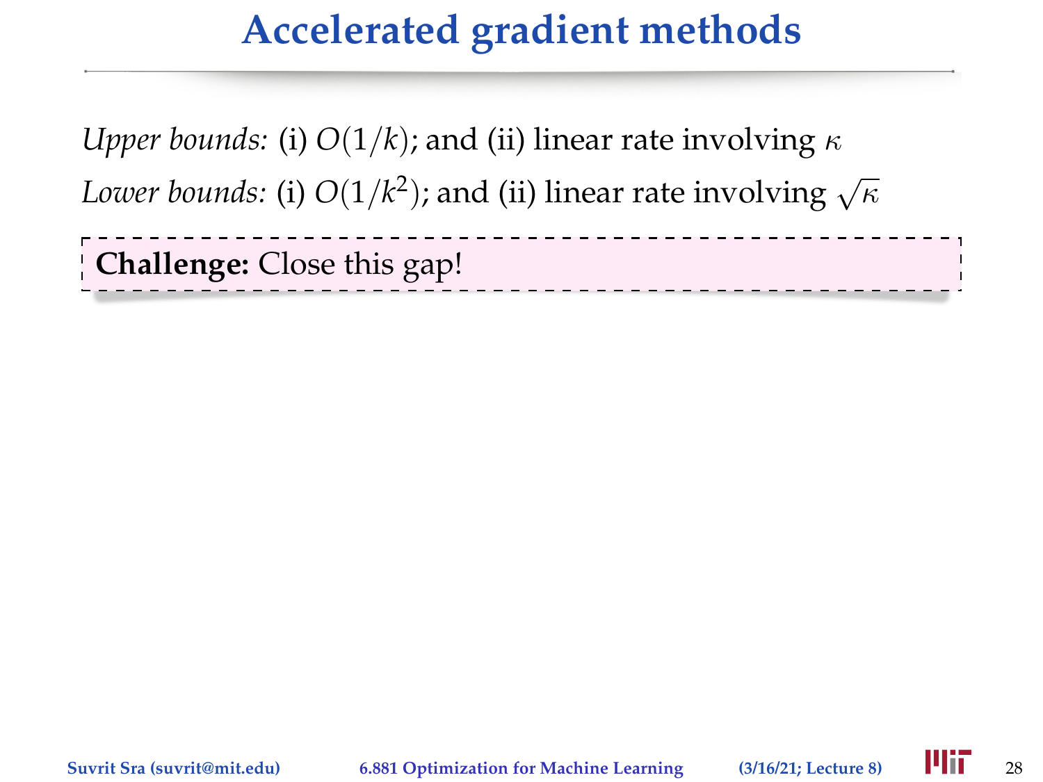# Accelerated gradient methods

*Upper bounds:* (i) $O(1/k)$; and (ii) linear rate involving $\kappa$

*Lower bounds:* (i) $O(1/k^2)$; and (ii) linear rate involving $\sqrt{\kappa}$

**Challenge:** Close this gap!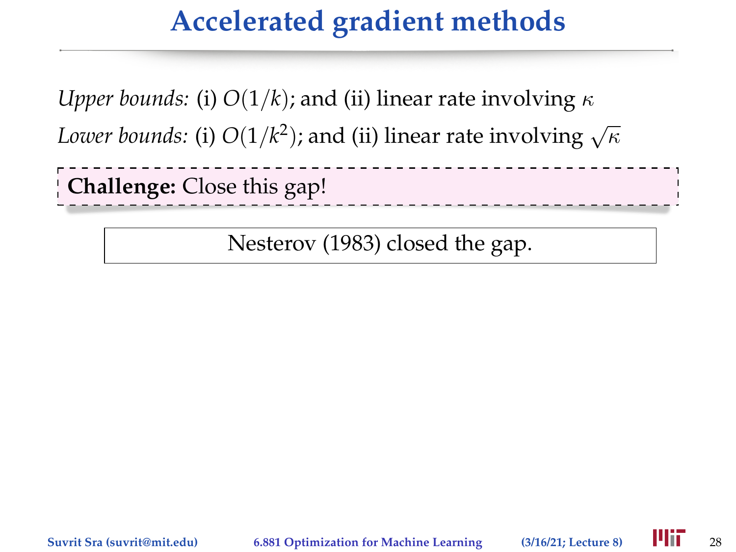# Accelerated gradient methods

*Upper bounds:* (i) $O(1/k)$; and (ii) linear rate involving $\kappa$

*Lower bounds:* (i) $O(1/k^2)$; and (ii) linear rate involving $\sqrt{\kappa}$

**Challenge:** Close this gap!

Nesterov (1983) closed the gap.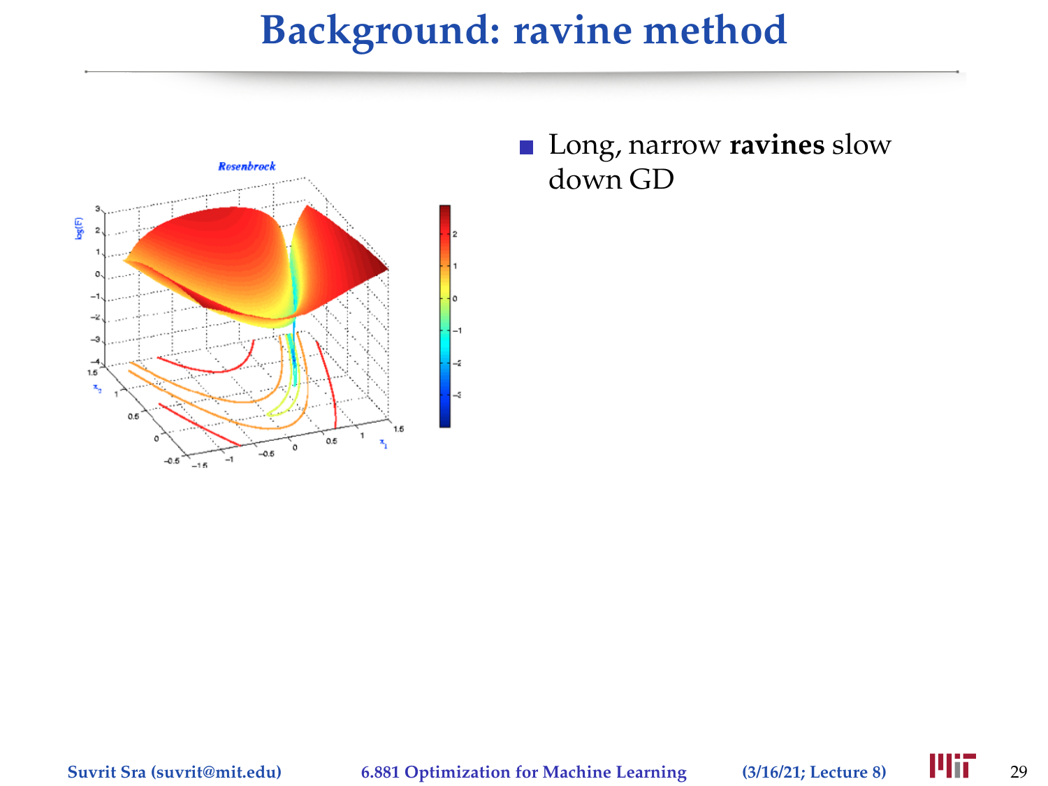# Background: ravine method

- Long, narrow **ravines** slow down GD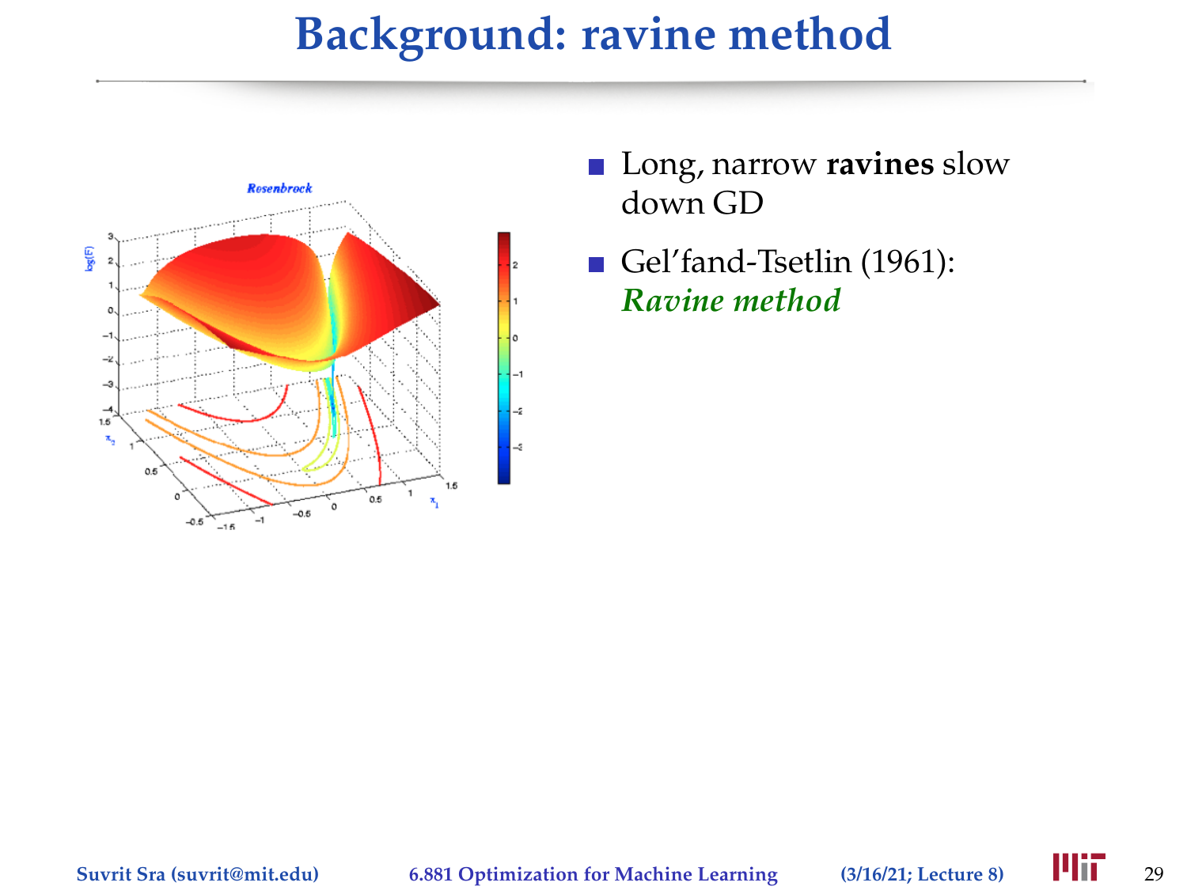# Background: ravine method

- Long, narrow **ravines** slow down GD
- Gel'fand-Tsetlin (1961): *Ravine method*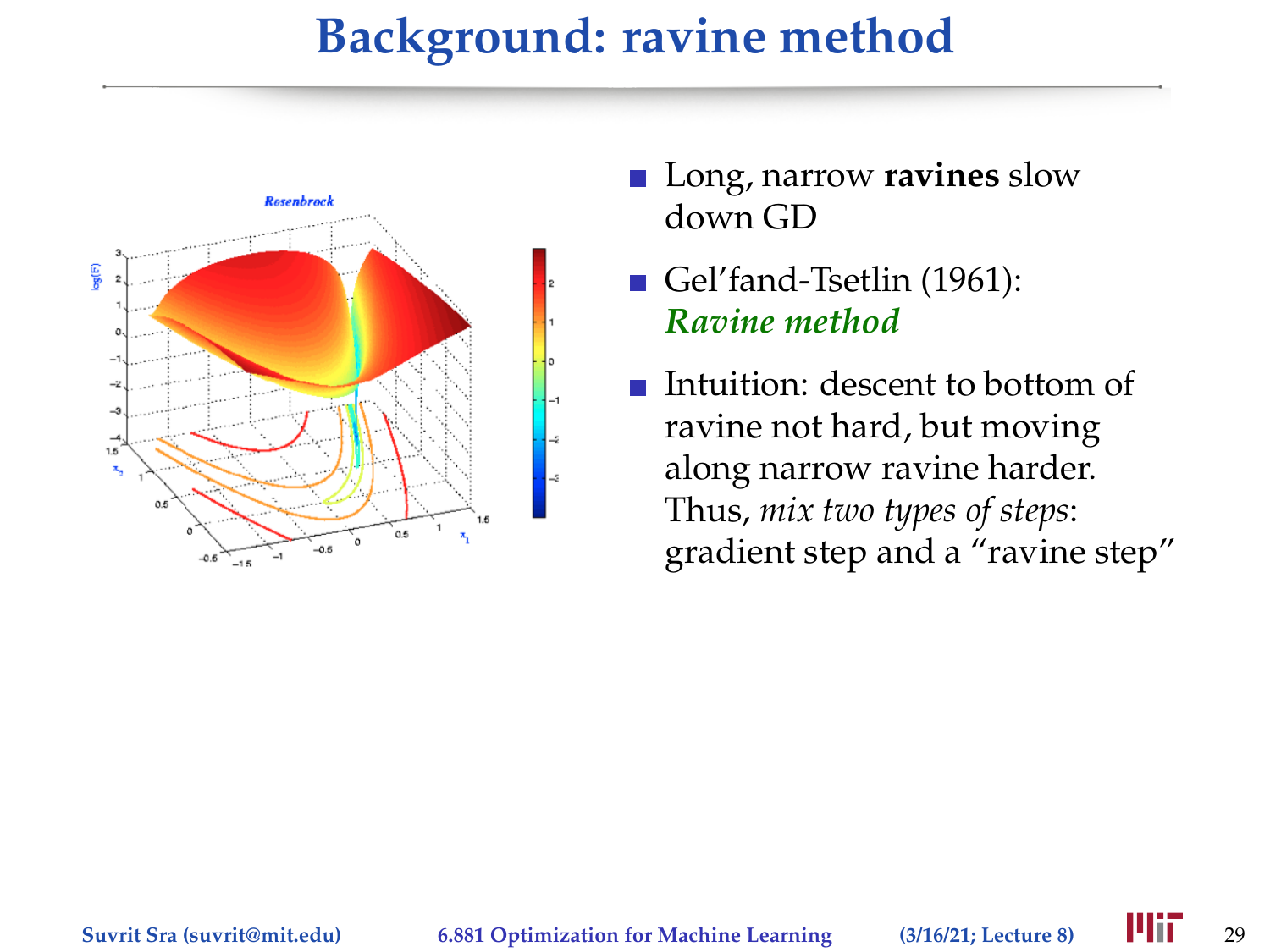# Background: ravine method

- Long, narrow **ravines** slow down GD
- Gel'fand-Tsetlin (1961): *Ravine method*
- Intuition: descent to bottom of ravine not hard, but moving along narrow ravine harder. Thus, *mix two types of steps*: gradient step and a "ravine step"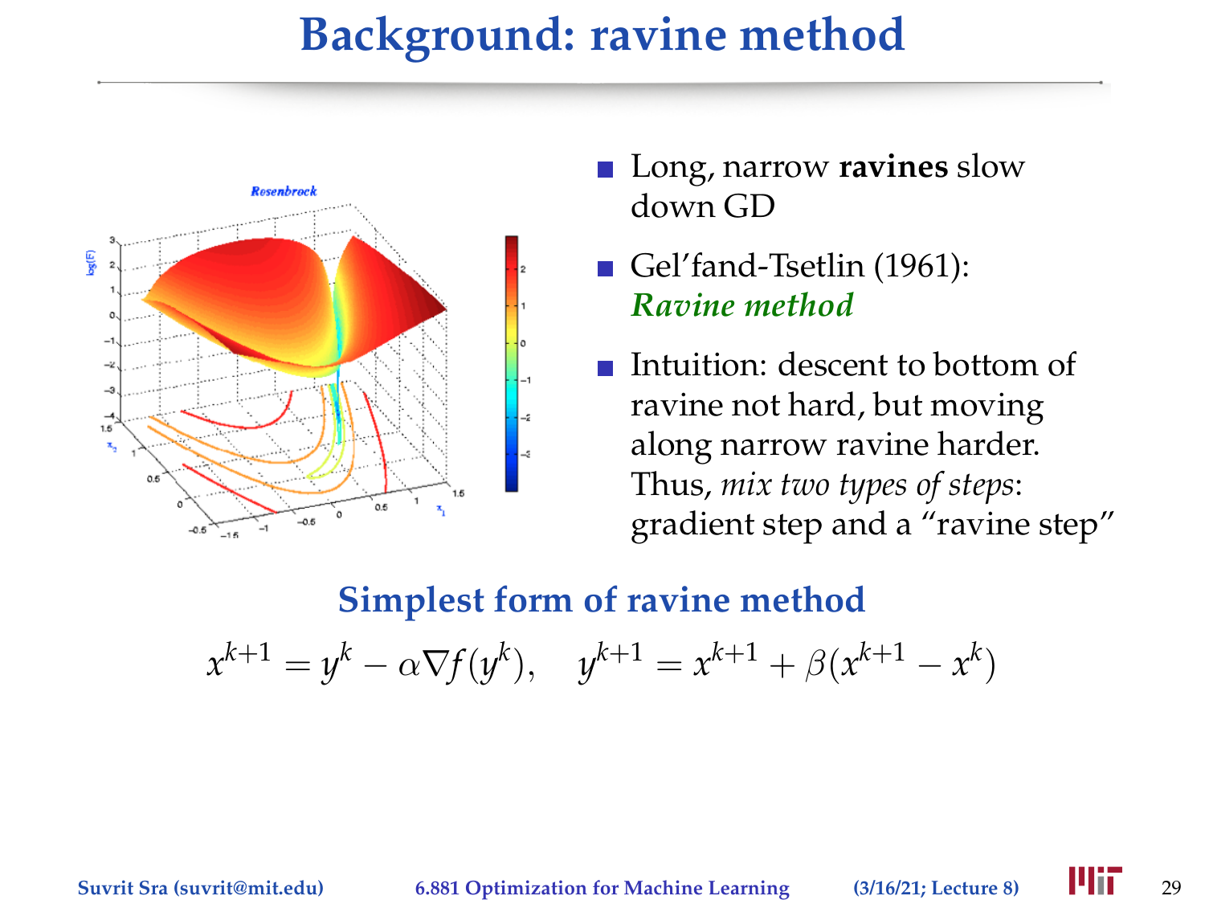# Background: ravine method

- Long, narrow **ravines** slow down GD
- Gel'fand-Tsetlin (1961): *Ravine method*
- Intuition: descent to bottom of ravine not hard, but moving along narrow ravine harder. Thus, *mix two types of steps*: gradient step and a "ravine step"

## Simplest form of ravine method

$$x^{k+1} = y^k - \alpha \nabla f(y^k), \quad y^{k+1} = x^{k+1} + \beta(x^{k+1} - x^k)$$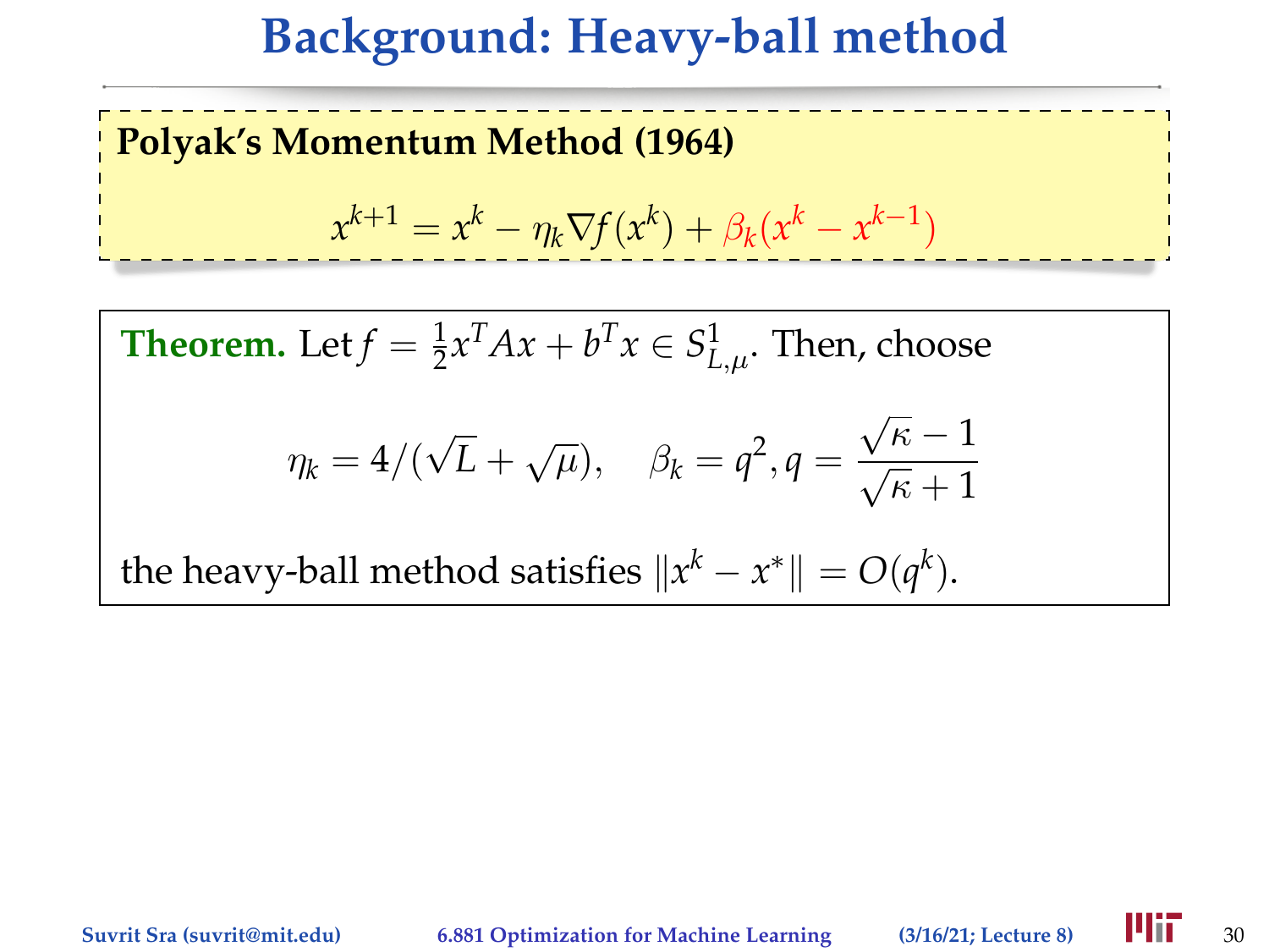# Background: Heavy-ball method

**Polyak's Momentum Method (1964)**

$$x^{k+1} = x^k - \eta_k \nabla f(x^k) + \beta_k (x^k - x^{k-1})$$

**Theorem.** Let $f = \frac{1}{2}x^T A x + b^T x \in S^1_{L,\mu}$. Then, choose

$$\eta_k = 4/(\sqrt{L} + \sqrt{\mu}), \quad \beta_k = q^2, q = \frac{\sqrt{\kappa} - 1}{\sqrt{\kappa} + 1}$$

the heavy-ball method satisfies $\|x^k - x^*\| = O(q^k)$.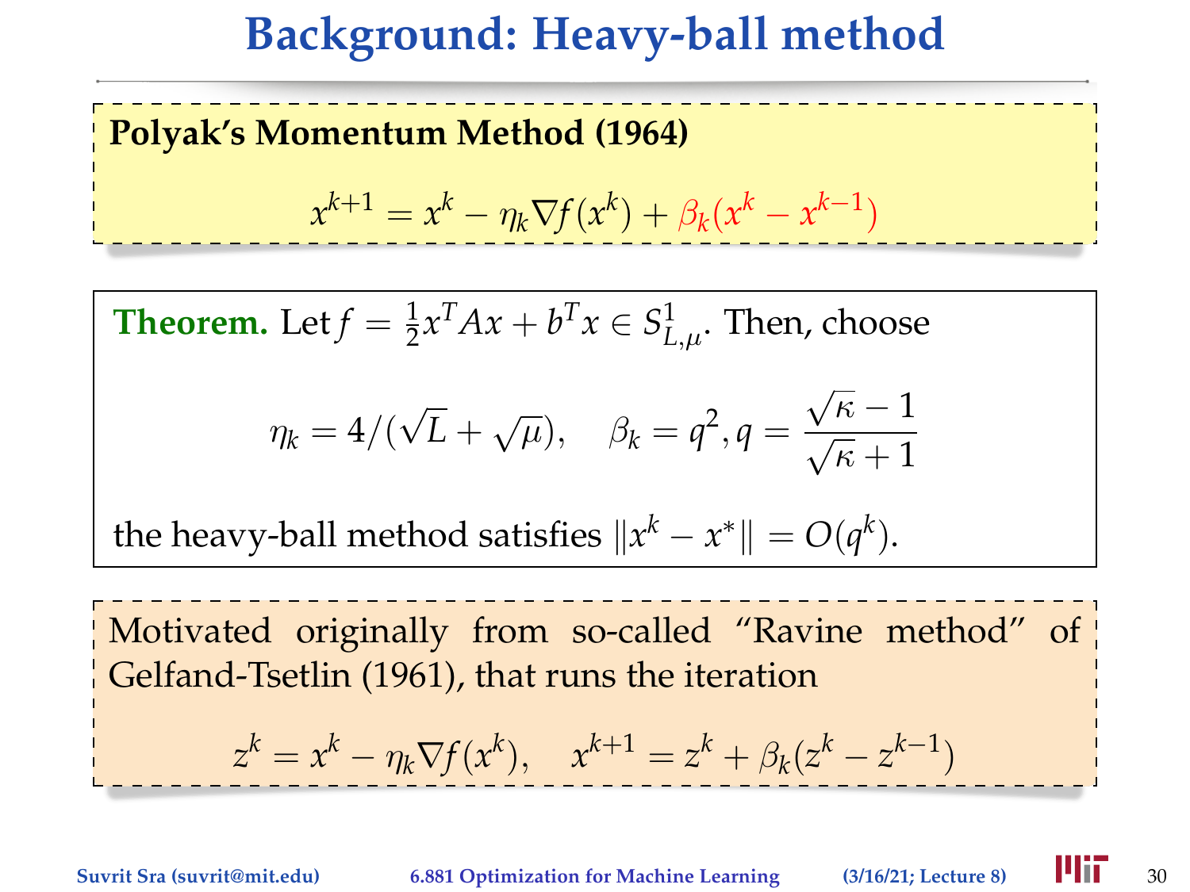# Background: Heavy-ball method

**Polyak's Momentum Method (1964)**

$$x^{k+1} = x^k - \eta_k \nabla f(x^k) + \beta_k (x^k - x^{k-1})$$

**Theorem.** Let $f = \frac{1}{2}x^T A x + b^T x \in S^1_{L,\mu}$. Then, choose

$$\eta_k = 4/(\sqrt{L} + \sqrt{\mu}), \quad \beta_k = q^2, q = \frac{\sqrt{\kappa} - 1}{\sqrt{\kappa} + 1}$$

the heavy-ball method satisfies $\|x^k - x^*\| = O(q^k)$.

Motivated originally from so-called "Ravine method" of Gelfand-Tsetlin (1961), that runs the iteration

$$z^k = x^k - \eta_k \nabla f(x^k), \quad x^{k+1} = z^k + \beta_k (z^k - z^{k-1})$$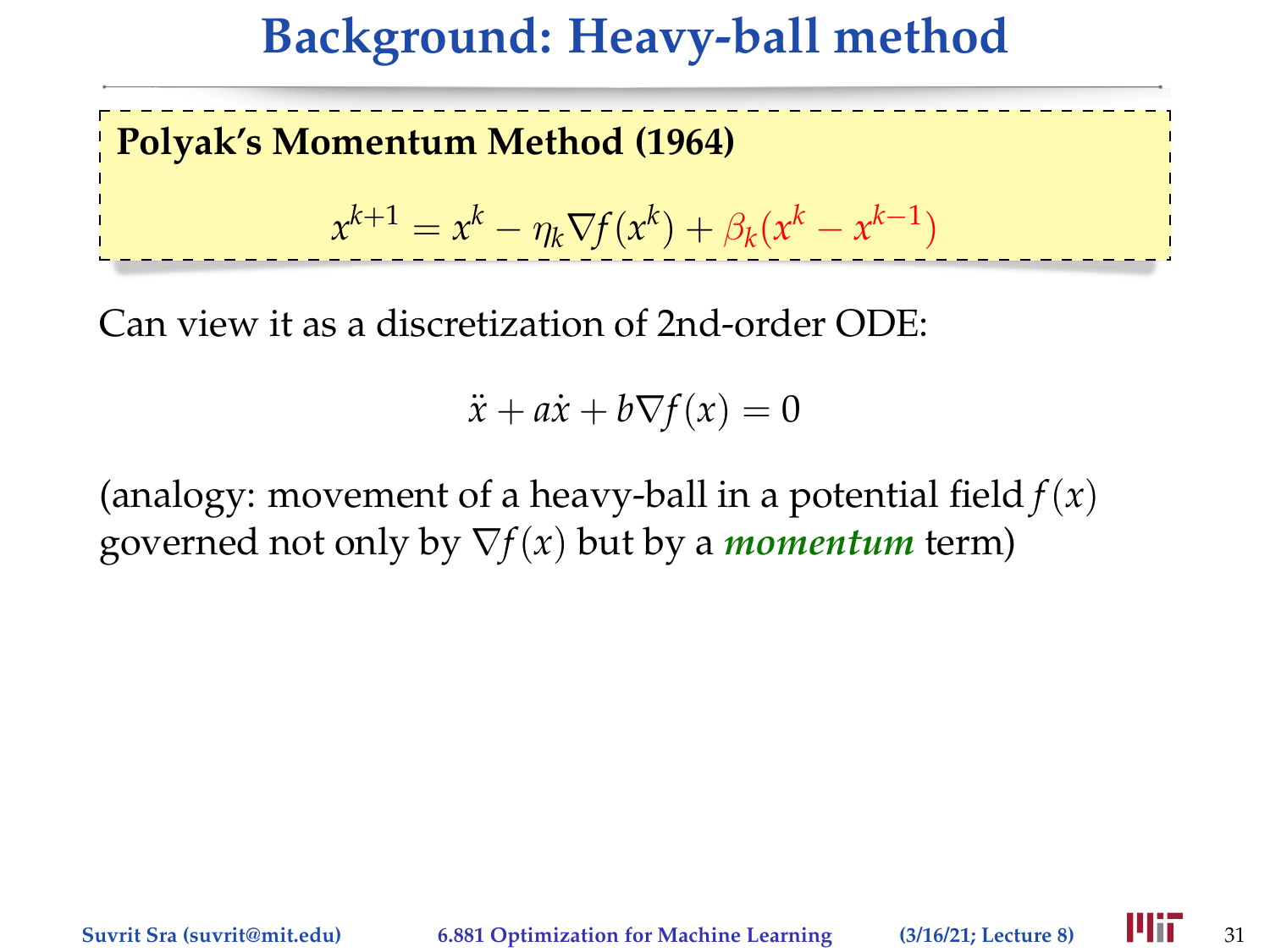# Background: Heavy-ball method

**Polyak's Momentum Method (1964)**

$$x^{k+1} = x^k - \eta_k \nabla f(x^k) + \beta_k (x^k - x^{k-1})$$

Can view it as a discretization of 2nd-order ODE:

$$\ddot{x} + a\dot{x} + b\nabla f(x) = 0$$

(analogy: movement of a heavy-ball in a potential field $f(x)$ governed not only by $\nabla f(x)$ but by a ***momentum*** term)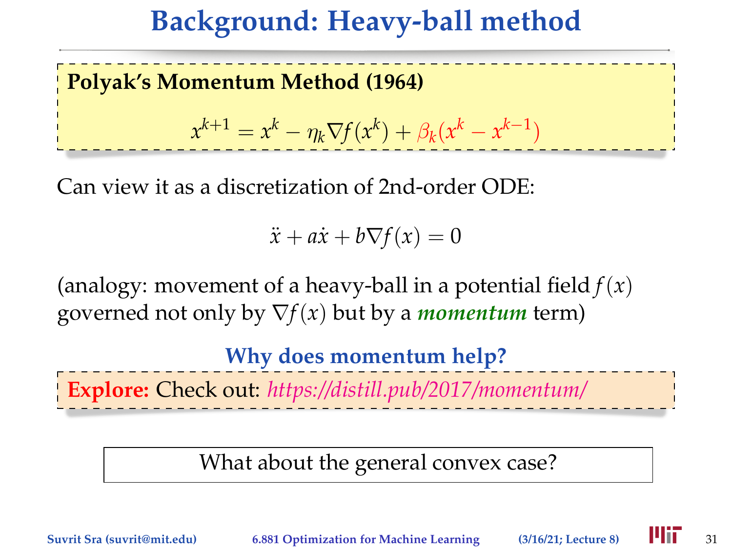# Background: Heavy-ball method

**Polyak's Momentum Method (1964)**

$$x^{k+1} = x^k - \eta_k \nabla f(x^k) + \beta_k (x^k - x^{k-1})$$

Can view it as a discretization of 2nd-order ODE:

$$\ddot{x} + a\dot{x} + b\nabla f(x) = 0$$

(analogy: movement of a heavy-ball in a potential field $f(x)$ governed not only by $\nabla f(x)$ but by a ***momentum*** term)

**Why does momentum help?**

**Explore:** Check out: *https://distill.pub/2017/momentum/*

What about the general convex case?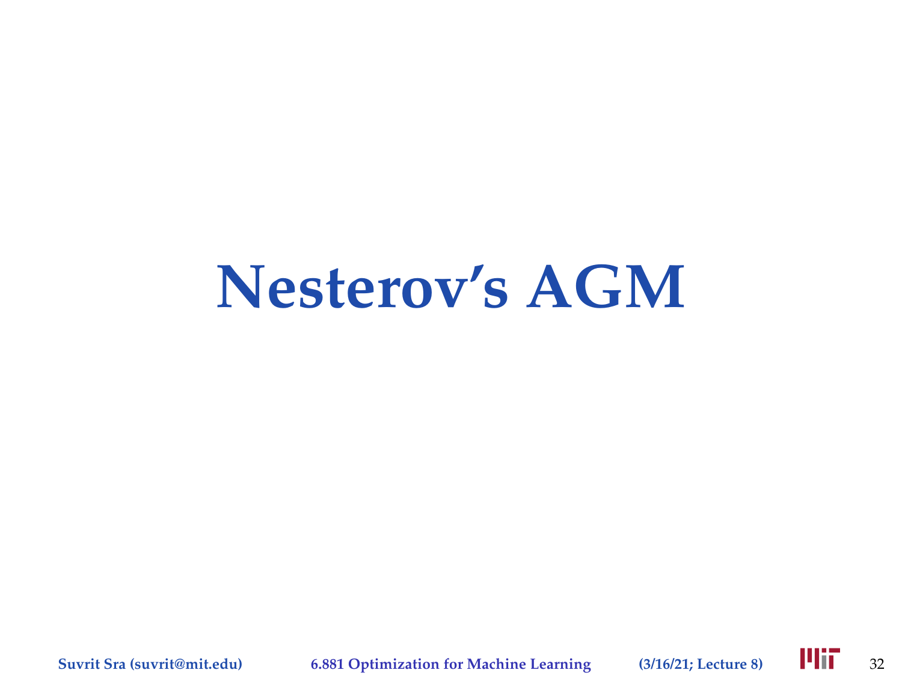# Nesterov's AGM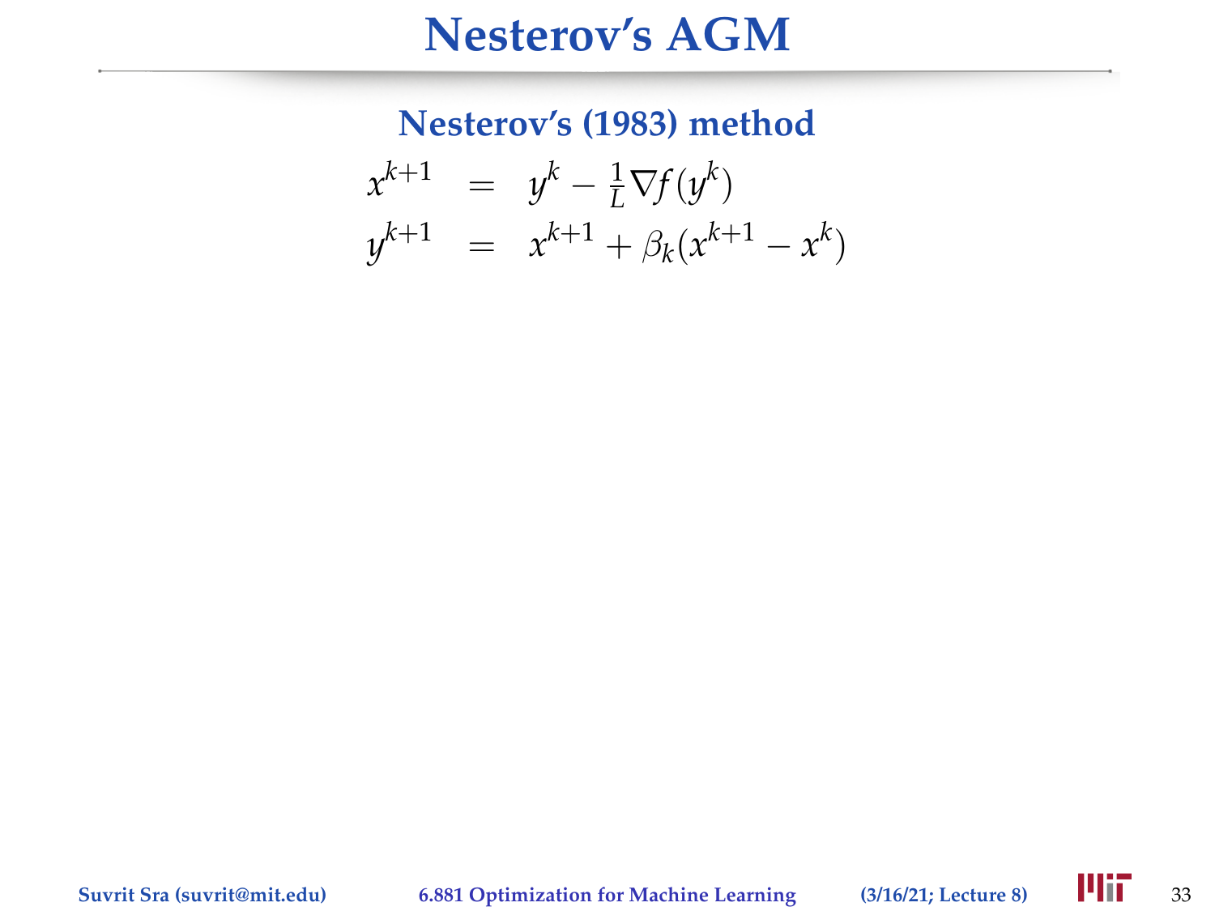# Nesterov's AGM

### Nesterov's (1983) method

$$
\begin{aligned}
x^{k+1} &= y^k - \tfrac{1}{L}\nabla f(y^k) \\
y^{k+1} &= x^{k+1} + \beta_k(x^{k+1} - x^k)
\end{aligned}
$$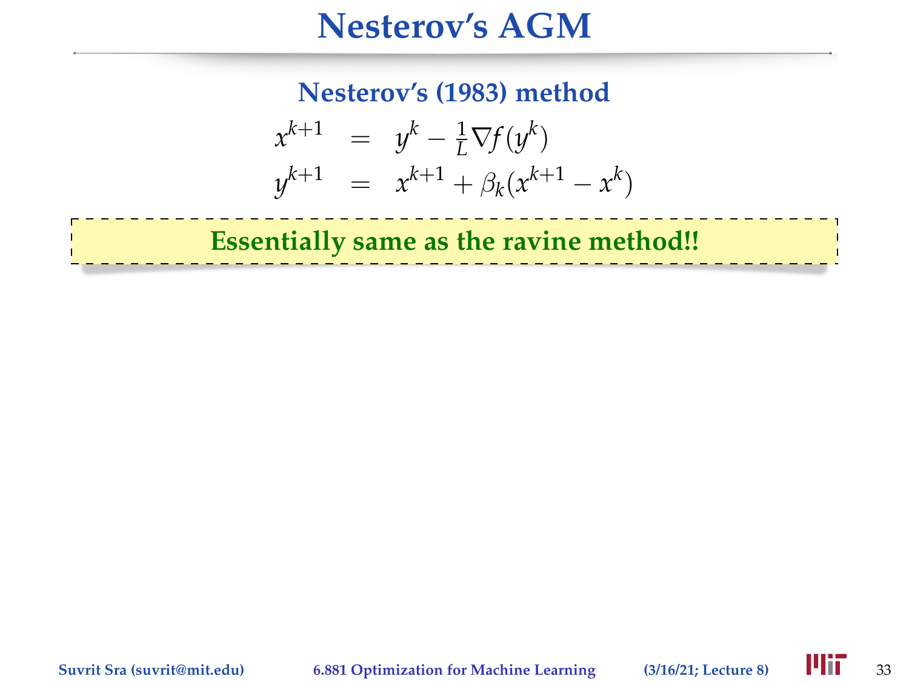# Nesterov's AGM

## Nesterov's (1983) method

$$
\begin{aligned}
x^{k+1} &= y^k - \tfrac{1}{L}\nabla f(y^k) \\
y^{k+1} &= x^{k+1} + \beta_k(x^{k+1} - x^k)
\end{aligned}
$$

**Essentially same as the ravine method!!**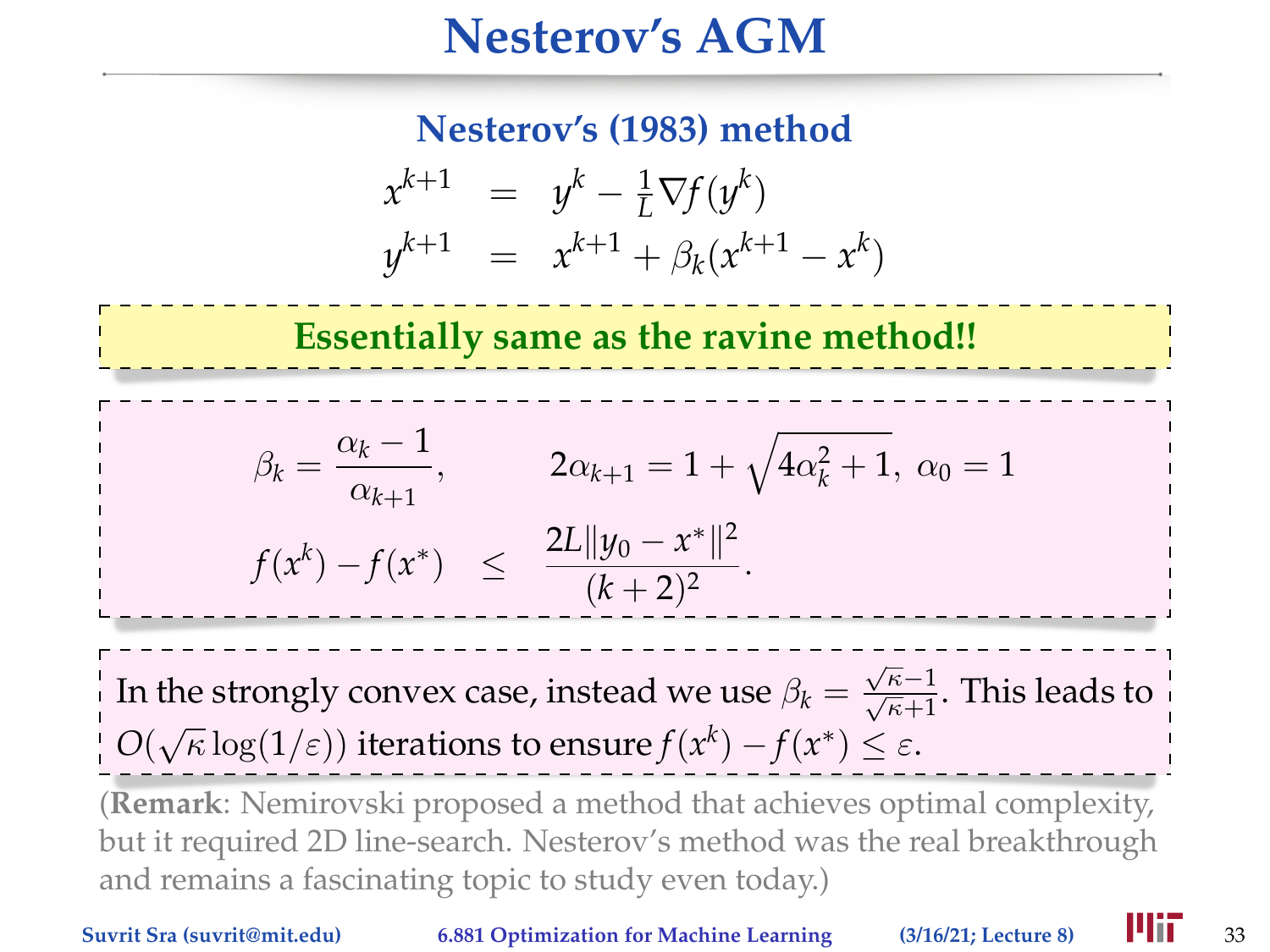# Nesterov's AGM

## Nesterov's (1983) method

$$
\begin{aligned}
x^{k+1} &= y^k - \tfrac{1}{L}\nabla f(y^k) \\
y^{k+1} &= x^{k+1} + \beta_k (x^{k+1} - x^k)
\end{aligned}
$$

**Essentially same as the ravine method!!**

$$
\beta_k = \frac{\alpha_k - 1}{\alpha_{k+1}}, \qquad 2\alpha_{k+1} = 1 + \sqrt{4\alpha_k^2 + 1},\ \alpha_0 = 1
$$

$$
f(x^k) - f(x^*) \quad \leq \quad \frac{2L\|y_0 - x^*\|^2}{(k+2)^2}.
$$

In the strongly convex case, instead we use $\beta_k = \frac{\sqrt{\kappa}-1}{\sqrt{\kappa}+1}$. This leads to $O(\sqrt{\kappa}\log(1/\varepsilon))$ iterations to ensure $f(x^k) - f(x^*) \leq \varepsilon$.

(**Remark**: Nemirovski proposed a method that achieves optimal complexity, but it required 2D line-search. Nesterov's method was the real breakthrough and remains a fascinating topic to study even today.)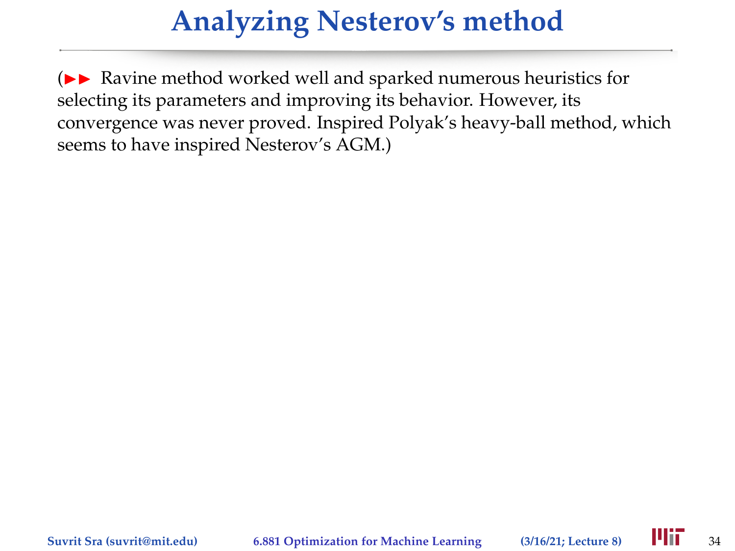# Analyzing Nesterov's method

(►► Ravine method worked well and sparked numerous heuristics for selecting its parameters and improving its behavior. However, its convergence was never proved. Inspired Polyak's heavy-ball method, which seems to have inspired Nesterov's AGM.)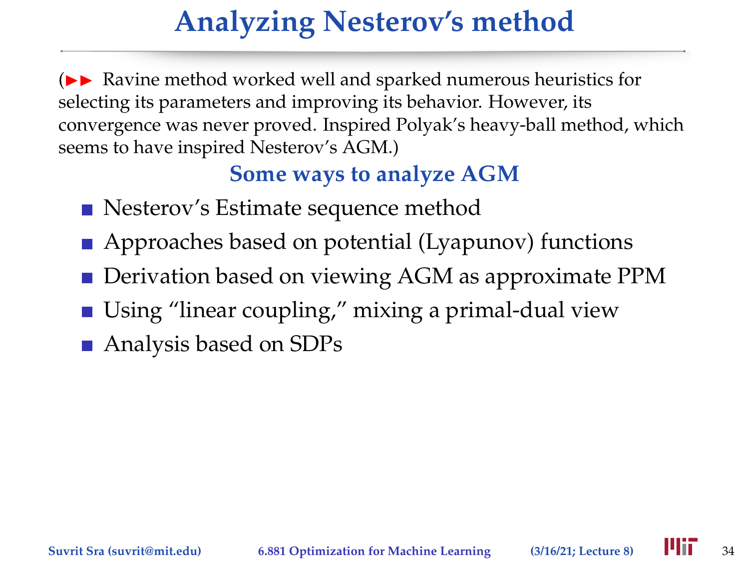# Analyzing Nesterov's method

(►► Ravine method worked well and sparked numerous heuristics for selecting its parameters and improving its behavior. However, its convergence was never proved. Inspired Polyak's heavy-ball method, which seems to have inspired Nesterov's AGM.)

## Some ways to analyze AGM

- Nesterov's Estimate sequence method
- Approaches based on potential (Lyapunov) functions
- Derivation based on viewing AGM as approximate PPM
- Using "linear coupling," mixing a primal-dual view
- Analysis based on SDPs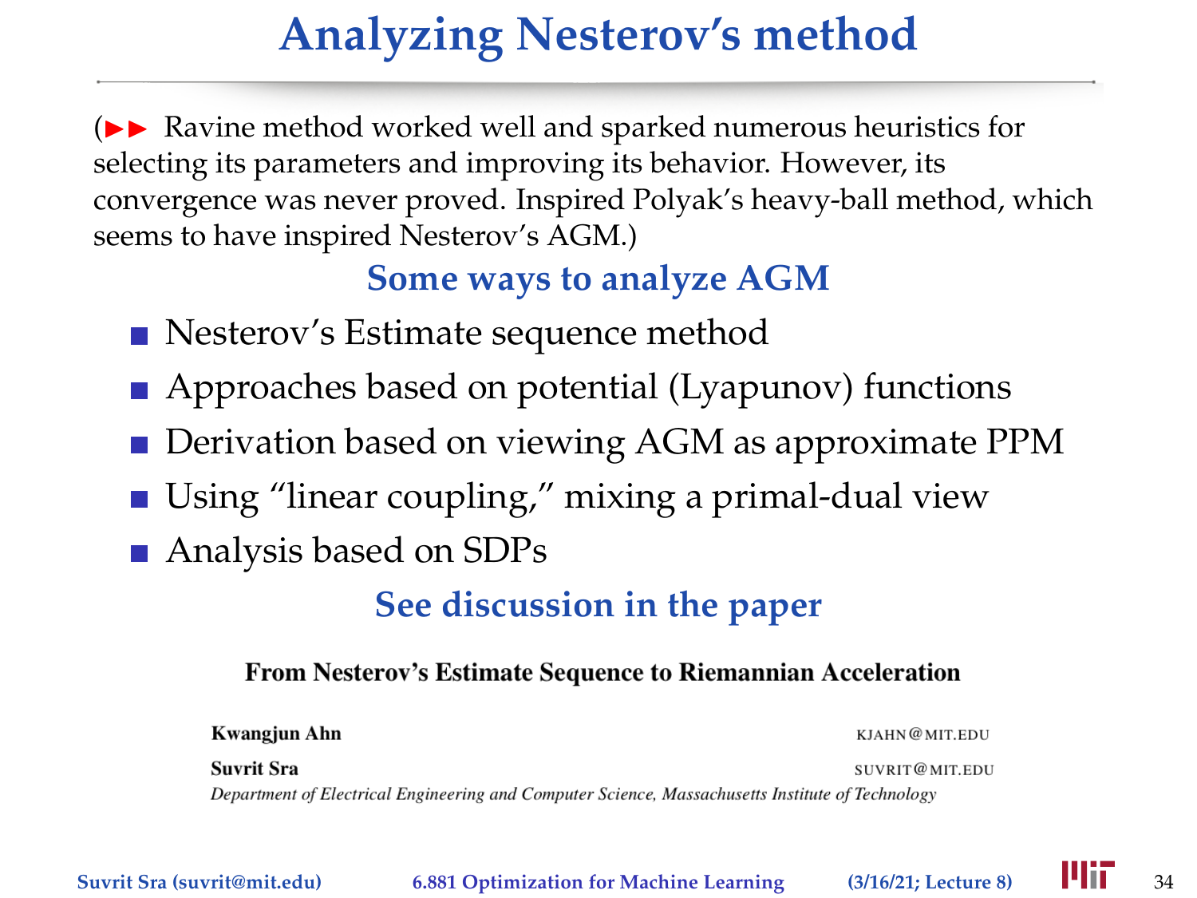# Analyzing Nesterov's method

(▶▶ Ravine method worked well and sparked numerous heuristics for selecting its parameters and improving its behavior. However, its convergence was never proved. Inspired Polyak's heavy-ball method, which seems to have inspired Nesterov's AGM.)

## Some ways to analyze AGM

- Nesterov's Estimate sequence method
- Approaches based on potential (Lyapunov) functions
- Derivation based on viewing AGM as approximate PPM
- Using "linear coupling," mixing a primal-dual view
- Analysis based on SDPs

## See discussion in the paper

**From Nesterov's Estimate Sequence to Riemannian Acceleration**

**Kwangjun Ahn** KJAHN@MIT.EDU

**Suvrit Sra** SUVRIT@MIT.EDU

*Department of Electrical Engineering and Computer Science, Massachusetts Institute of Technology*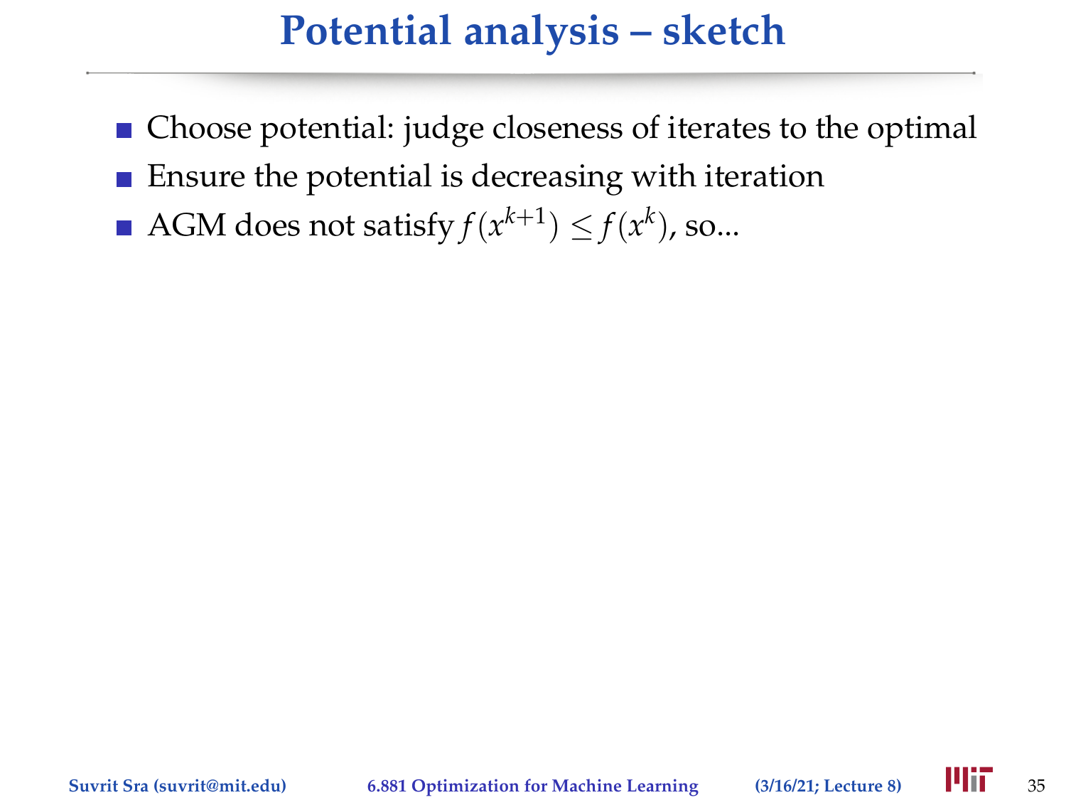# Potential analysis – sketch

- Choose potential: judge closeness of iterates to the optimal
- Ensure the potential is decreasing with iteration
- AGM does not satisfy $f(x^{k+1}) \leq f(x^k)$, so...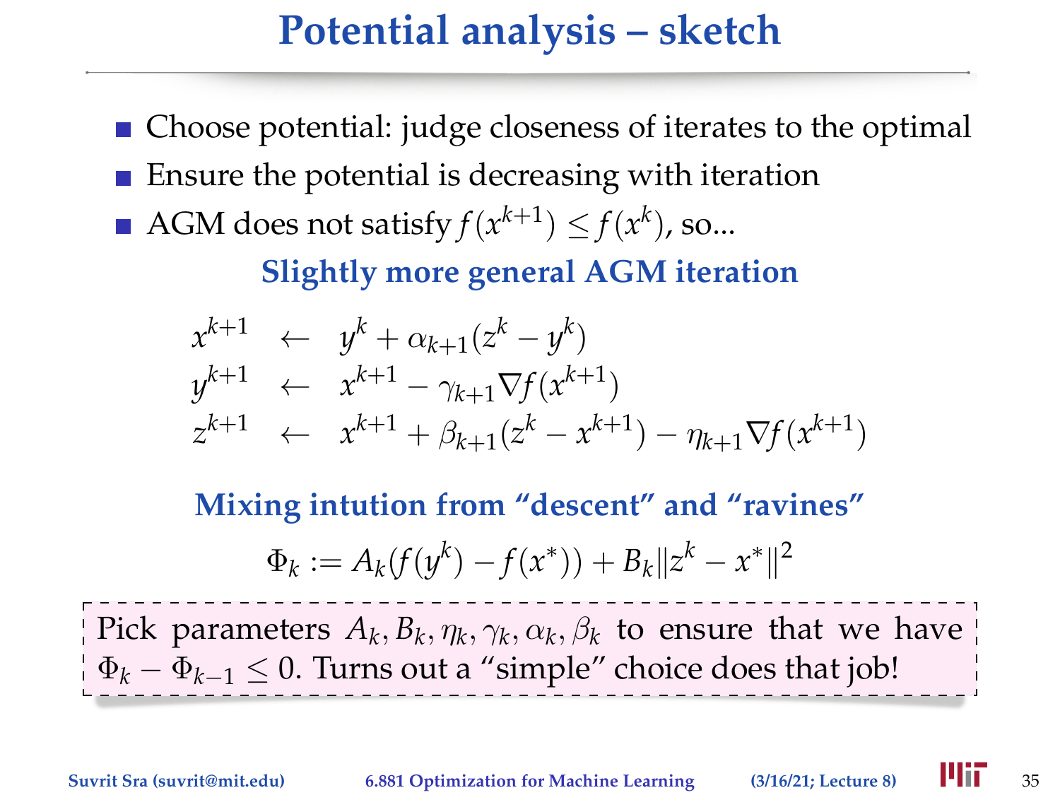# Potential analysis – sketch

- Choose potential: judge closeness of iterates to the optimal
- Ensure the potential is decreasing with iteration
- AGM does not satisfy $f(x^{k+1}) \leq f(x^k)$, so...

**Slightly more general AGM iteration**

$$
\begin{aligned}
x^{k+1} &\leftarrow y^k + \alpha_{k+1}(z^k - y^k) \\
y^{k+1} &\leftarrow x^{k+1} - \gamma_{k+1}\nabla f(x^{k+1}) \\
z^{k+1} &\leftarrow x^{k+1} + \beta_{k+1}(z^k - x^{k+1}) - \eta_{k+1}\nabla f(x^{k+1})
\end{aligned}
$$

**Mixing intution from "descent" and "ravines"**

$$
\Phi_k := A_k(f(y^k) - f(x^*)) + B_k\|z^k - x^*\|^2
$$

Pick parameters $A_k, B_k, \eta_k, \gamma_k, \alpha_k, \beta_k$ to ensure that we have $\Phi_k - \Phi_{k-1} \leq 0$. Turns out a "simple" choice does that job!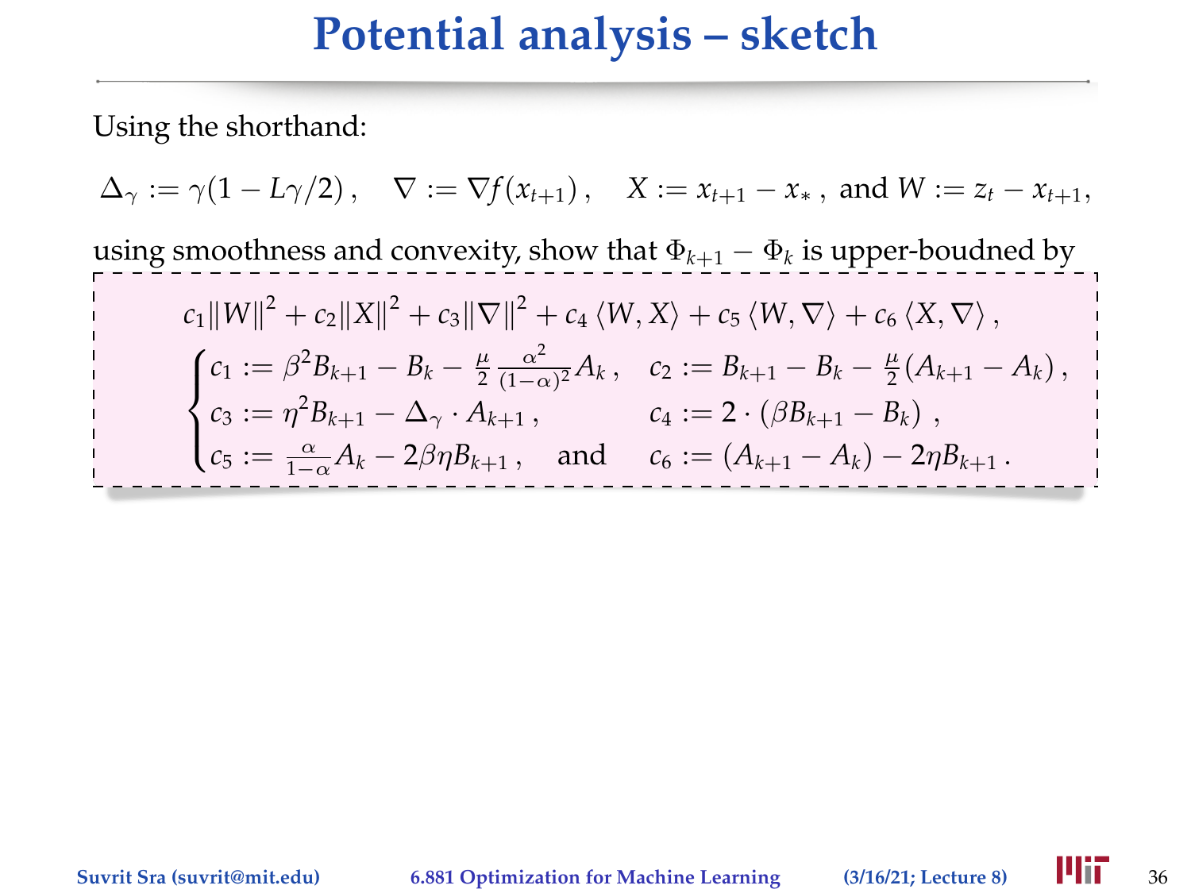# Potential analysis – sketch

Using the shorthand:

$$\Delta_\gamma := \gamma(1 - L\gamma/2)\,, \quad \nabla := \nabla f(x_{t+1})\,, \quad X := x_{t+1} - x_*\,, \text{ and } W := z_t - x_{t+1},$$

using smoothness and convexity, show that $\Phi_{k+1} - \Phi_k$ is upper-boudned by

$$c_1\|W\|^2 + c_2\|X\|^2 + c_3\|\nabla\|^2 + c_4\langle W, X\rangle + c_5\langle W, \nabla\rangle + c_6\langle X, \nabla\rangle\,,$$

$$\begin{cases} c_1 := \beta^2 B_{k+1} - B_k - \frac{\mu}{2}\frac{\alpha^2}{(1-\alpha)^2}A_k\,, & c_2 := B_{k+1} - B_k - \frac{\mu}{2}(A_{k+1} - A_k)\,, \\ c_3 := \eta^2 B_{k+1} - \Delta_\gamma \cdot A_{k+1}\,, & c_4 := 2\cdot(\beta B_{k+1} - B_k)\,, \\ c_5 := \frac{\alpha}{1-\alpha}A_k - 2\beta\eta B_{k+1}\,, \quad \text{and} & c_6 := (A_{k+1} - A_k) - 2\eta B_{k+1}\,. \end{cases}$$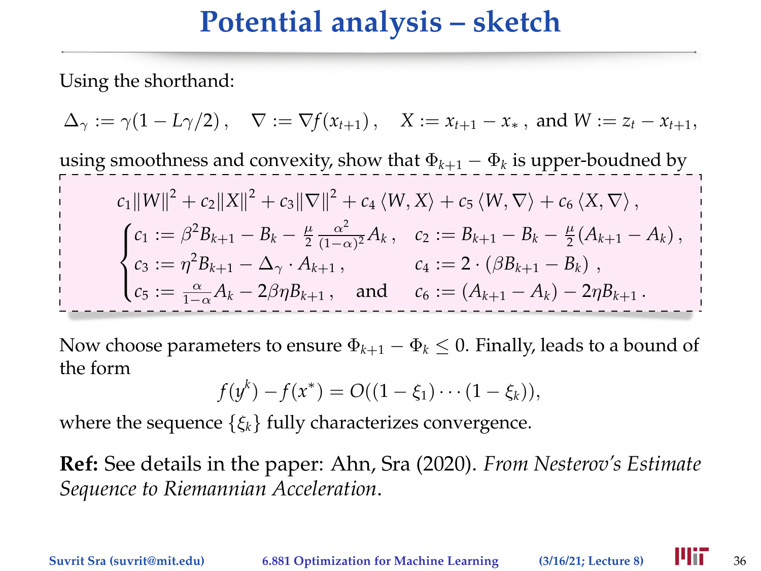# Potential analysis – sketch

Using the shorthand:

$$\Delta_\gamma := \gamma(1 - L\gamma/2)\,, \quad \nabla := \nabla f(x_{t+1})\,, \quad X := x_{t+1} - x_*\,, \text{ and } W := z_t - x_{t+1},$$

using smoothness and convexity, show that $\Phi_{k+1} - \Phi_k$ is upper-boudned by

$$c_1\|W\|^2 + c_2\|X\|^2 + c_3\|\nabla\|^2 + c_4\langle W, X\rangle + c_5\langle W, \nabla\rangle + c_6\langle X, \nabla\rangle\,,$$

$$\begin{cases} c_1 := \beta^2 B_{k+1} - B_k - \frac{\mu}{2}\frac{\alpha^2}{(1-\alpha)^2}A_k\,, & c_2 := B_{k+1} - B_k - \frac{\mu}{2}(A_{k+1} - A_k)\,, \\ c_3 := \eta^2 B_{k+1} - \Delta_\gamma \cdot A_{k+1}\,, & c_4 := 2 \cdot (\beta B_{k+1} - B_k)\,, \\ c_5 := \frac{\alpha}{1-\alpha}A_k - 2\beta\eta B_{k+1}\,, \quad \text{and} & c_6 := (A_{k+1} - A_k) - 2\eta B_{k+1}\,. \end{cases}$$

Now choose parameters to ensure $\Phi_{k+1} - \Phi_k \leq 0$. Finally, leads to a bound of the form

$$f(y^k) - f(x^*) = O((1 - \xi_1)\cdots(1 - \xi_k)),$$

where the sequence $\{\xi_k\}$ fully characterizes convergence.

**Ref:** See details in the paper: Ahn, Sra (2020). *From Nesterov's Estimate Sequence to Riemannian Acceleration*.